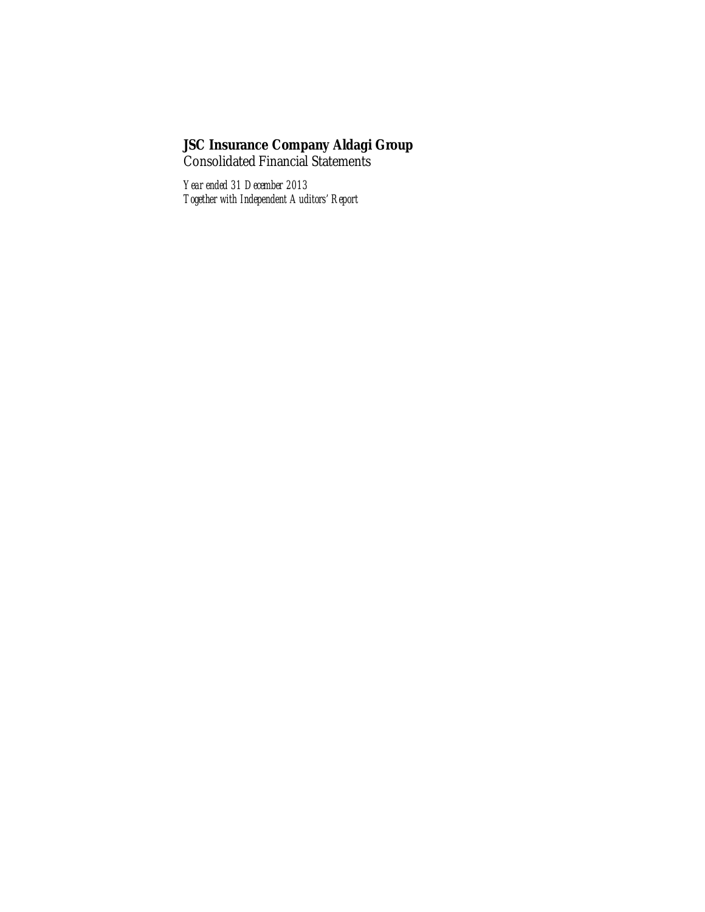# JSC Insurance Company Aldagi Group

Consolidated Financial Statements

*Year ended 31 December 2013*
*Together with Independent Auditors' Report*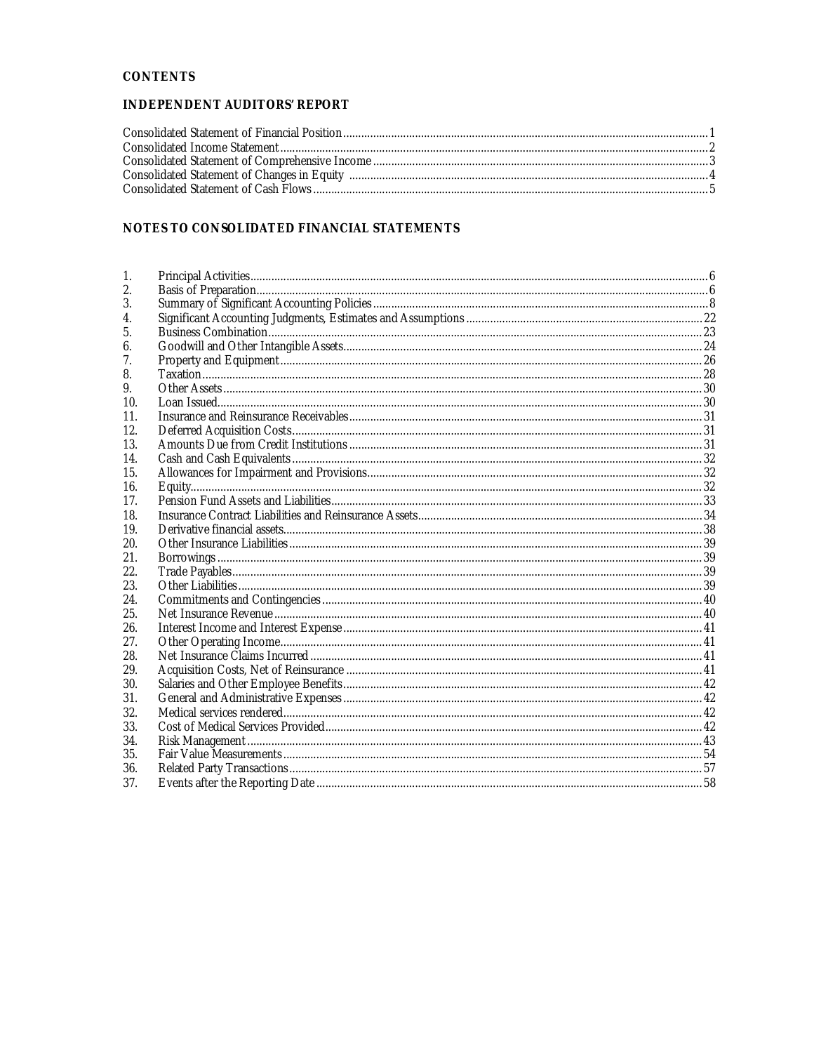## CONTENTS

### INDEPENDENT AUDITORS' REPORT

| | |
|---|---|
| Consolidated Statement of Financial Position | 1 |
| Consolidated Income Statement | 2 |
| Consolidated Statement of Comprehensive Income | 3 |
| Consolidated Statement of Changes in Equity | 4 |
| Consolidated Statement of Cash Flows | 5 |

### NOTES TO CONSOLIDATED FINANCIAL STATEMENTS

| | | |
|---|---|---|
| 1. | Principal Activities | 6 |
| 2. | Basis of Preparation | 6 |
| 3. | Summary of Significant Accounting Policies | 8 |
| 4. | Significant Accounting Judgments, Estimates and Assumptions | 22 |
| 5. | Business Combination | 23 |
| 6. | Goodwill and Other Intangible Assets | 24 |
| 7. | Property and Equipment | 26 |
| 8. | Taxation | 28 |
| 9. | Other Assets | 30 |
| 10. | Loan Issued | 30 |
| 11. | Insurance and Reinsurance Receivables | 31 |
| 12. | Deferred Acquisition Costs | 31 |
| 13. | Amounts Due from Credit Institutions | 31 |
| 14. | Cash and Cash Equivalents | 32 |
| 15. | Allowances for Impairment and Provisions | 32 |
| 16. | Equity | 32 |
| 17. | Pension Fund Assets and Liabilities | 33 |
| 18. | Insurance Contract Liabilities and Reinsurance Assets | 34 |
| 19. | Derivative financial assets | 38 |
| 20. | Other Insurance Liabilities | 39 |
| 21. | Borrowings | 39 |
| 22. | Trade Payables | 39 |
| 23. | Other Liabilities | 39 |
| 24. | Commitments and Contingencies | 40 |
| 25. | Net Insurance Revenue | 40 |
| 26. | Interest Income and Interest Expense | 41 |
| 27. | Other Operating Income | 41 |
| 28. | Net Insurance Claims Incurred | 41 |
| 29. | Acquisition Costs, Net of Reinsurance | 41 |
| 30. | Salaries and Other Employee Benefits | 42 |
| 31. | General and Administrative Expenses | 42 |
| 32. | Medical services rendered | 42 |
| 33. | Cost of Medical Services Provided | 42 |
| 34. | Risk Management | 43 |
| 35. | Fair Value Measurements | 54 |
| 36. | Related Party Transactions | 57 |
| 37. | Events after the Reporting Date | 58 |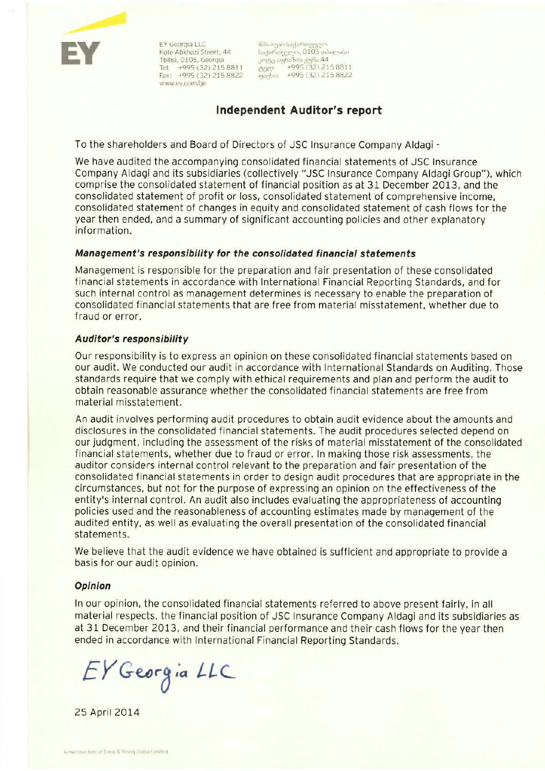EY Georgia LLC
Kote Abkhazi Street, 44
Tbilisi, 0105, Georgia
Tel: +995 (32) 215 8811
Fax: +995 (32) 215 8822
www.ey.com/ge

# Independent Auditor's report

To the shareholders and Board of Directors of JSC Insurance Company Aldagi -

We have audited the accompanying consolidated financial statements of JSC Insurance Company Aldagi and its subsidiaries (collectively "JSC Insurance Company Aldagi Group"), which comprise the consolidated statement of financial position as at 31 December 2013, and the consolidated statement of profit or loss, consolidated statement of comprehensive income, consolidated statement of changes in equity and consolidated statement of cash flows for the year then ended, and a summary of significant accounting policies and other explanatory information.

### *Management's responsibility for the consolidated financial statements*

Management is responsible for the preparation and fair presentation of these consolidated financial statements in accordance with International Financial Reporting Standards, and for such internal control as management determines is necessary to enable the preparation of consolidated financial statements that are free from material misstatement, whether due to fraud or error.

### *Auditor's responsibility*

Our responsibility is to express an opinion on these consolidated financial statements based on our audit. We conducted our audit in accordance with International Standards on Auditing. Those standards require that we comply with ethical requirements and plan and perform the audit to obtain reasonable assurance whether the consolidated financial statements are free from material misstatement.

An audit involves performing audit procedures to obtain audit evidence about the amounts and disclosures in the consolidated financial statements. The audit procedures selected depend on our judgment, including the assessment of the risks of material misstatement of the consolidated financial statements, whether due to fraud or error. In making those risk assessments, the auditor considers internal control relevant to the preparation and fair presentation of the consolidated financial statements in order to design audit procedures that are appropriate in the circumstances, but not for the purpose of expressing an opinion on the effectiveness of the entity's internal control. An audit also includes evaluating the appropriateness of accounting policies used and the reasonableness of accounting estimates made by management of the audited entity, as well as evaluating the overall presentation of the consolidated financial statements.

We believe that the audit evidence we have obtained is sufficient and appropriate to provide a basis for our audit opinion.

### *Opinion*

In our opinion, the consolidated financial statements referred to above present fairly, in all material respects, the financial position of JSC Insurance Company Aldagi and its subsidiaries as at 31 December 2013, and their financial performance and their cash flows for the year then ended in accordance with International Financial Reporting Standards.

*EY Georgia LLC*

25 April 2014

A member firm of Ernst & Young Global Limited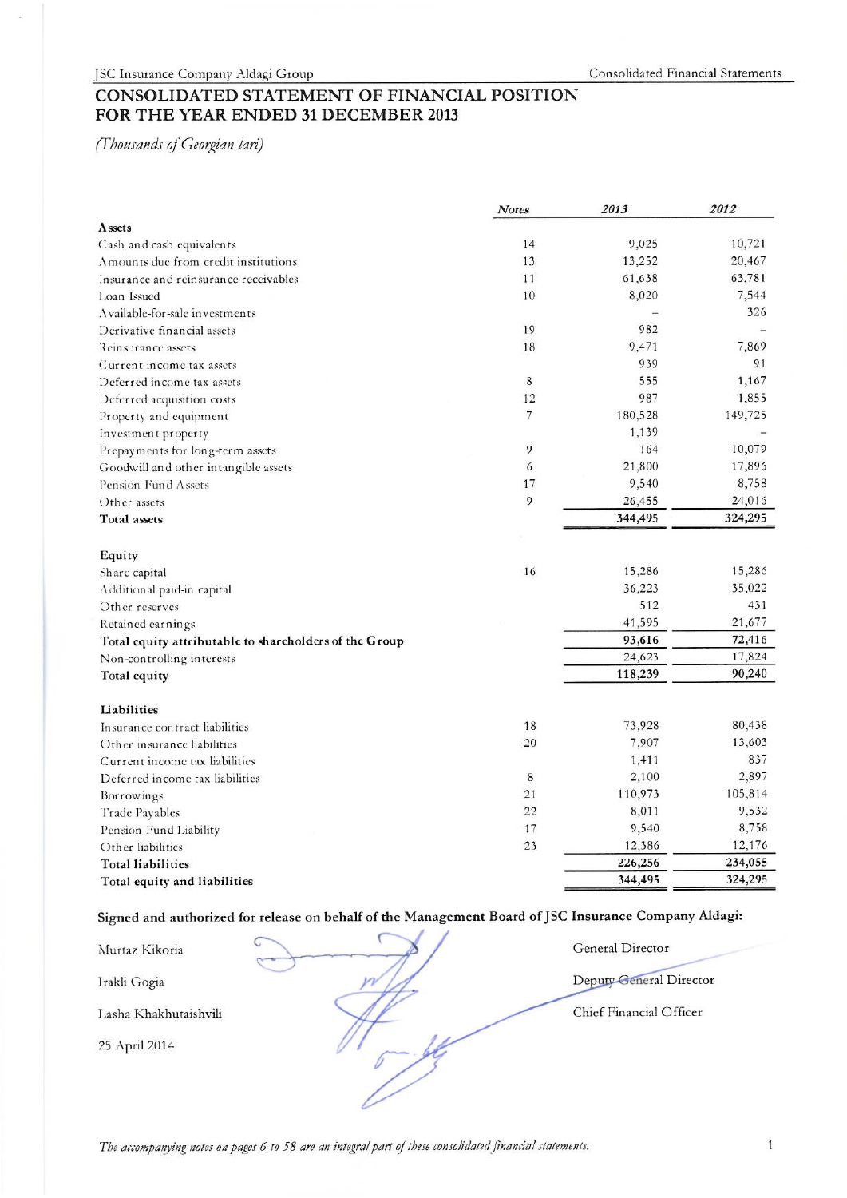## CONSOLIDATED STATEMENT OF FINANCIAL POSITION FOR THE YEAR ENDED 31 DECEMBER 2013

*(Thousands of Georgian lari)*

| | Notes | 2013 | 2012 |
|---|---|---|---|
| **Assets** | | | |
| Cash and cash equivalents | 14 | 9,025 | 10,721 |
| Amounts due from credit institutions | 13 | 13,252 | 20,467 |
| Insurance and reinsurance receivables | 11 | 61,638 | 63,781 |
| Loan Issued | 10 | 8,020 | 7,544 |
| Available-for-sale investments | | – | 326 |
| Derivative financial assets | 19 | 982 | – |
| Reinsurance assets | 18 | 9,471 | 7,869 |
| Current income tax assets | | 939 | 91 |
| Deferred income tax assets | 8 | 555 | 1,167 |
| Deferred acquisition costs | 12 | 987 | 1,855 |
| Property and equipment | 7 | 180,528 | 149,725 |
| Investment property | | 1,139 | – |
| Prepayments for long-term assets | 9 | 164 | 10,079 |
| Goodwill and other intangible assets | 6 | 21,800 | 17,896 |
| Pension Fund Assets | 17 | 9,540 | 8,758 |
| Other assets | 9 | 26,455 | 24,016 |
| **Total assets** | | **344,495** | **324,295** |
| | | | |
| **Equity** | | | |
| Share capital | 16 | 15,286 | 15,286 |
| Additional paid-in capital | | 36,223 | 35,022 |
| Other reserves | | 512 | 431 |
| Retained earnings | | 41,595 | 21,677 |
| **Total equity attributable to shareholders of the Group** | | **93,616** | **72,416** |
| Non-controlling interests | | 24,623 | 17,824 |
| **Total equity** | | **118,239** | **90,240** |
| | | | |
| **Liabilities** | | | |
| Insurance contract liabilities | 18 | 73,928 | 80,438 |
| Other insurance liabilities | 20 | 7,907 | 13,603 |
| Current income tax liabilities | | 1,411 | 837 |
| Deferred income tax liabilities | 8 | 2,100 | 2,897 |
| Borrowings | 21 | 110,973 | 105,814 |
| Trade Payables | 22 | 8,011 | 9,532 |
| Pension Fund Liability | 17 | 9,540 | 8,758 |
| Other liabilities | 23 | 12,386 | 12,176 |
| **Total liabilities** | | **226,256** | **234,055** |
| **Total equity and liabilities** | | **344,495** | **324,295** |

**Signed and authorized for release on behalf of the Management Board of JSC Insurance Company Aldagi:**

| | |
|---|---|
| Murtaz Kikoria | General Director |
| Irakli Gogia | Deputy General Director |
| Lasha Khakhutaishvili | Chief Financial Officer |

25 April 2014

*The accompanying notes on pages 6 to 58 are an integral part of these consolidated financial statements.*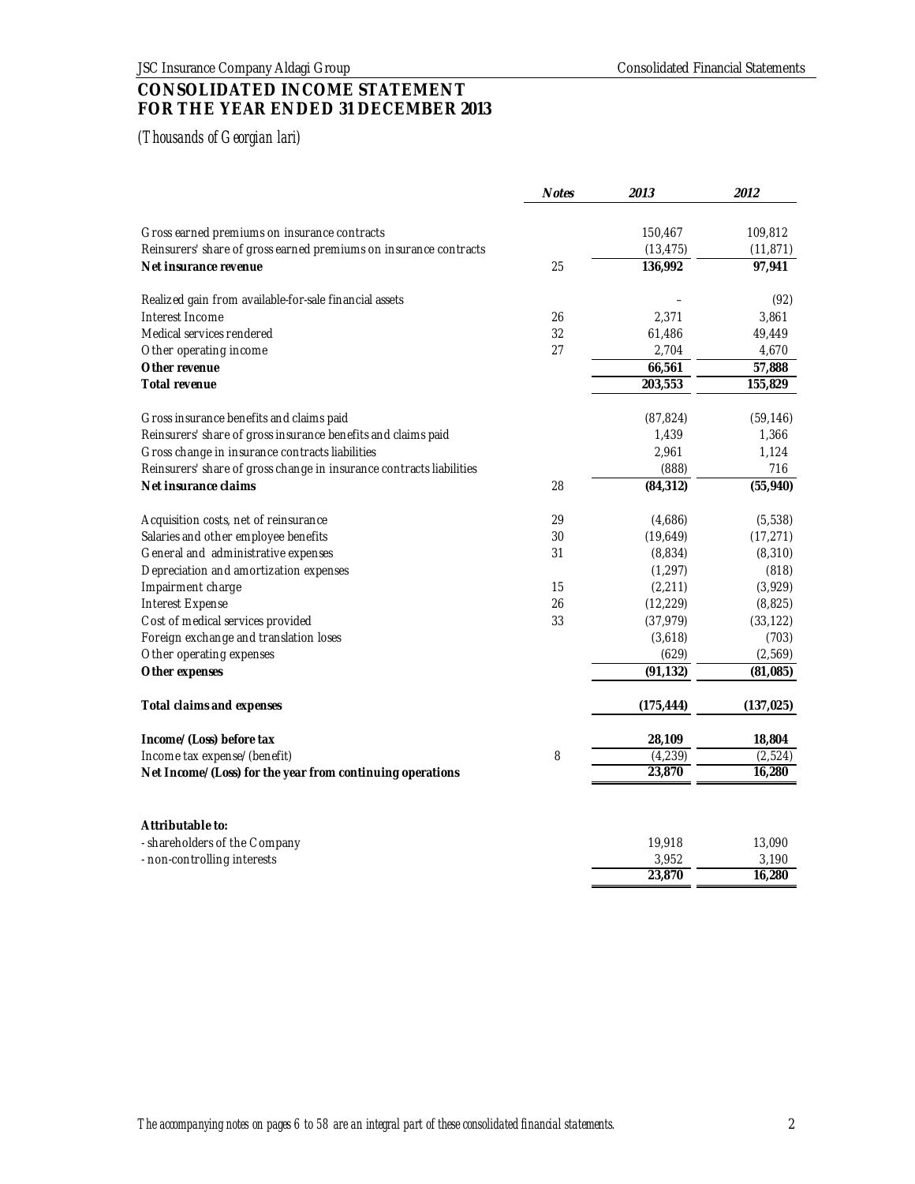# CONSOLIDATED INCOME STATEMENT
# FOR THE YEAR ENDED 31 DECEMBER 2013

*(Thousands of Georgian lari)*

| | Notes | 2013 | 2012 |
|---|---|---|---|
| Gross earned premiums on insurance contracts | | 150,467 | 109,812 |
| Reinsurers' share of gross earned premiums on insurance contracts | | (13,475) | (11,871) |
| **Net insurance revenue** | 25 | **136,992** | **97,941** |
| Realized gain from available-for-sale financial assets | | – | (92) |
| Interest Income | 26 | 2,371 | 3,861 |
| Medical services rendered | 32 | 61,486 | 49,449 |
| Other operating income | 27 | 2,704 | 4,670 |
| **Other revenue** | | **66,561** | **57,888** |
| **Total revenue** | | **203,553** | **155,829** |
| Gross insurance benefits and claims paid | | (87,824) | (59,146) |
| Reinsurers' share of gross insurance benefits and claims paid | | 1,439 | 1,366 |
| Gross change in insurance contracts liabilities | | 2,961 | 1,124 |
| Reinsurers' share of gross change in insurance contracts liabilities | | (888) | 716 |
| **Net insurance claims** | 28 | **(84,312)** | **(55,940)** |
| Acquisition costs, net of reinsurance | 29 | (4,686) | (5,538) |
| Salaries and other employee benefits | 30 | (19,649) | (17,271) |
| General and administrative expenses | 31 | (8,834) | (8,310) |
| Depreciation and amortization expenses | | (1,297) | (818) |
| Impairment charge | 15 | (2,211) | (3,929) |
| Interest Expense | 26 | (12,229) | (8,825) |
| Cost of medical services provided | 33 | (37,979) | (33,122) |
| Foreign exchange and translation loses | | (3,618) | (703) |
| Other operating expenses | | (629) | (2,569) |
| **Other expenses** | | **(91,132)** | **(81,085)** |
| **Total claims and expenses** | | **(175,444)** | **(137,025)** |
| **Income/(Loss) before tax** | | **28,109** | **18,804** |
| Income tax expense/(benefit) | 8 | (4,239) | (2,524) |
| **Net Income/(Loss) for the year from continuing operations** | | **23,870** | **16,280** |
| **Attributable to:** | | | |
| - shareholders of the Company | | 19,918 | 13,090 |
| - non-controlling interests | | 3,952 | 3,190 |
| | | **23,870** | **16,280** |

*The accompanying notes on pages 6 to 58 are an integral part of these consolidated financial statements.*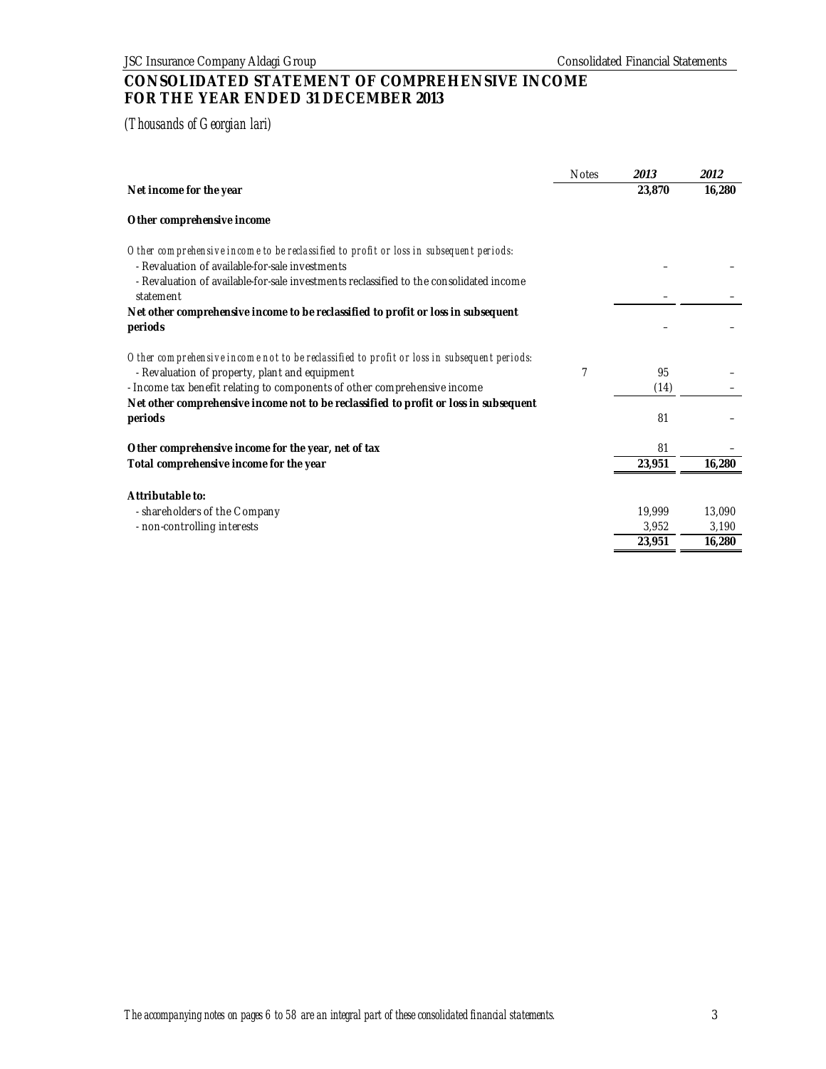# CONSOLIDATED STATEMENT OF COMPREHENSIVE INCOME FOR THE YEAR ENDED 31 DECEMBER 2013

*(Thousands of Georgian lari)*

| | Notes | *2013* | *2012* |
|---|---|---|---|
| **Net income for the year** | | **23,870** | **16,280** |
| | | | |
| **Other comprehensive income** | | | |
| | | | |
| *Other comprehensive income to be reclassified to profit or loss in subsequent periods:* | | | |
| - Revaluation of available-for-sale investments | | – | – |
| - Revaluation of available-for-sale investments reclassified to the consolidated income statement | | – | – |
| **Net other comprehensive income to be reclassified to profit or loss in subsequent periods** | | – | – |
| | | | |
| *Other comprehensive income not to be reclassified to profit or loss in subsequent periods:* | | | |
| - Revaluation of property, plant and equipment | 7 | 95 | – |
| - Income tax benefit relating to components of other comprehensive income | | (14) | – |
| **Net other comprehensive income not to be reclassified to profit or loss in subsequent periods** | | 81 | – |
| | | | |
| **Other comprehensive income for the year, net of tax** | | 81 | – |
| **Total comprehensive income for the year** | | **23,951** | **16,280** |
| | | | |
| **Attributable to:** | | | |
| - shareholders of the Company | | 19,999 | 13,090 |
| - non-controlling interests | | 3,952 | 3,190 |
| | | **23,951** | **16,280** |

*The accompanying notes on pages 6 to 58 are an integral part of these consolidated financial statements.*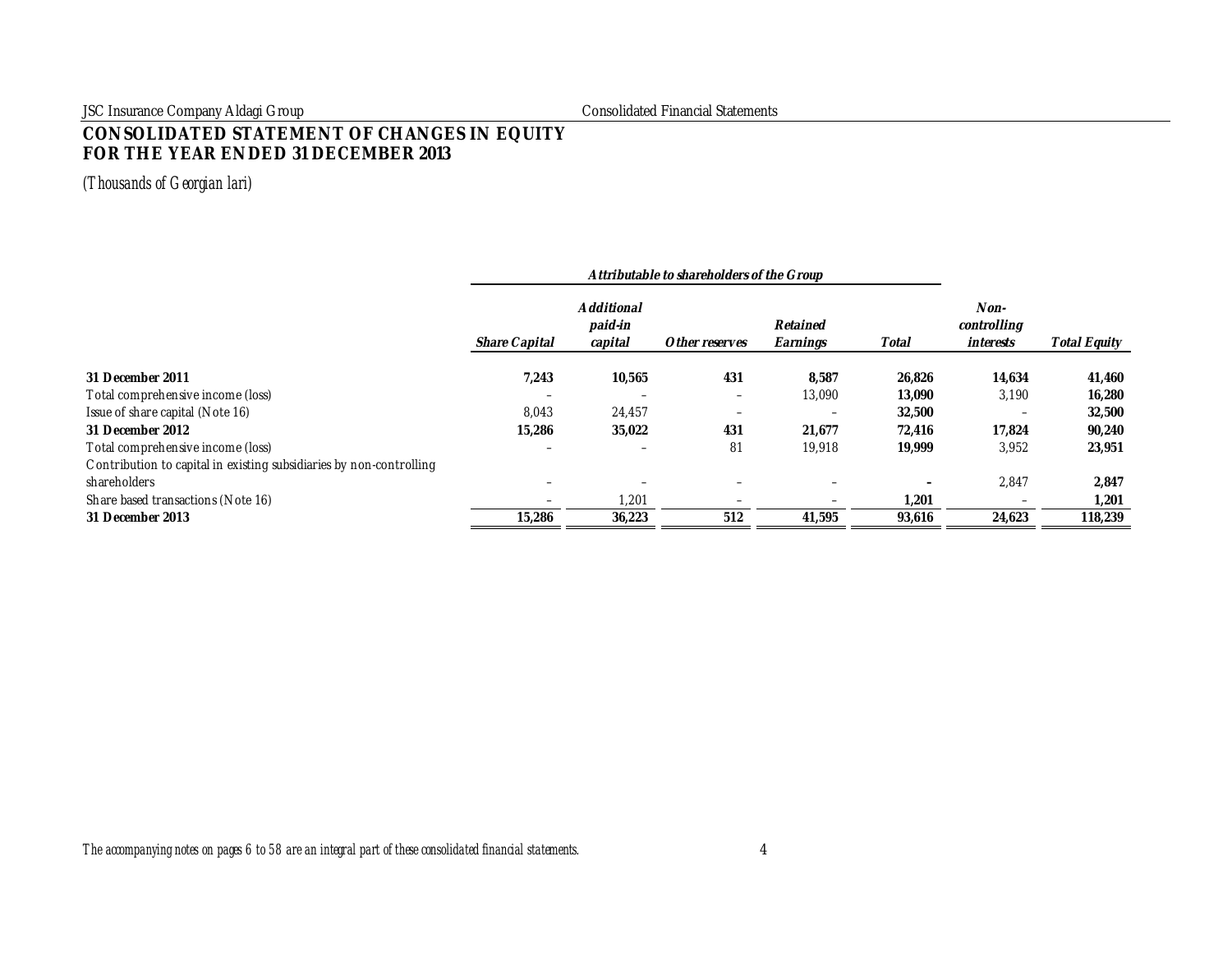# CONSOLIDATED STATEMENT OF CHANGES IN EQUITY FOR THE YEAR ENDED 31 DECEMBER 2013

*(Thousands of Georgian lari)*

| | *Attributable to shareholders of the Group* | | | | | | |
|---|---|---|---|---|---|---|---|
| | ***Share Capital*** | ***Additional paid-in capital*** | ***Other reserves*** | ***Retained Earnings*** | ***Total*** | ***Non-controlling interests*** | ***Total Equity*** |
| **31 December 2011** | **7,243** | **10,565** | **431** | **8,587** | **26,826** | **14,634** | **41,460** |
| Total comprehensive income (loss) | – | – | – | 13,090 | **13,090** | 3,190 | **16,280** |
| Issue of share capital (Note 16) | 8,043 | 24,457 | – | – | **32,500** | – | **32,500** |
| **31 December 2012** | **15,286** | **35,022** | **431** | **21,677** | **72,416** | **17,824** | **90,240** |
| Total comprehensive income (loss) | – | – | 81 | 19,918 | **19,999** | 3,952 | **23,951** |
| Contribution to capital in existing subsidiaries by non-controlling shareholders | – | – | – | – | **-** | 2,847 | **2,847** |
| Share based transactions (Note 16) | – | 1,201 | – | – | **1,201** | – | **1,201** |
| **31 December 2013** | **15,286** | **36,223** | **512** | **41,595** | **93,616** | **24,623** | **118,239** |

*The accompanying notes on pages 6 to 58 are an integral part of these consolidated financial statements.*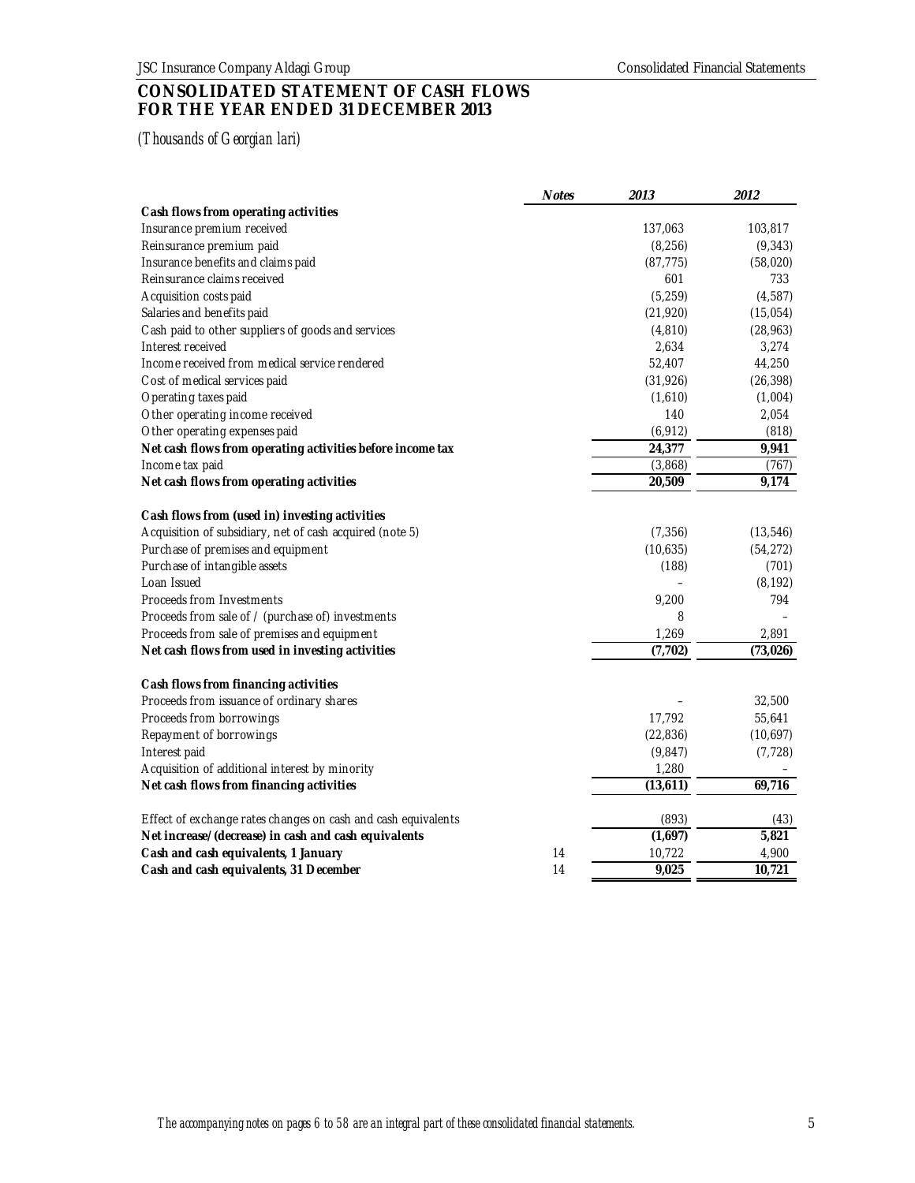# CONSOLIDATED STATEMENT OF CASH FLOWS FOR THE YEAR ENDED 31 DECEMBER 2013

*(Thousands of Georgian lari)*

| | Notes | 2013 | 2012 |
|---|---|---|---|
| **Cash flows from operating activities** | | | |
| Insurance premium received | | 137,063 | 103,817 |
| Reinsurance premium paid | | (8,256) | (9,343) |
| Insurance benefits and claims paid | | (87,775) | (58,020) |
| Reinsurance claims received | | 601 | 733 |
| Acquisition costs paid | | (5,259) | (4,587) |
| Salaries and benefits paid | | (21,920) | (15,054) |
| Cash paid to other suppliers of goods and services | | (4,810) | (28,963) |
| Interest received | | 2,634 | 3,274 |
| Income received from medical service rendered | | 52,407 | 44,250 |
| Cost of medical services paid | | (31,926) | (26,398) |
| Operating taxes paid | | (1,610) | (1,004) |
| Other operating income received | | 140 | 2,054 |
| Other operating expenses paid | | (6,912) | (818) |
| **Net cash flows from operating activities before income tax** | | **24,377** | **9,941** |
| Income tax paid | | (3,868) | (767) |
| **Net cash flows from operating activities** | | **20,509** | **9,174** |
| | | | |
| **Cash flows from (used in) investing activities** | | | |
| Acquisition of subsidiary, net of cash acquired (note 5) | | (7,356) | (13,546) |
| Purchase of premises and equipment | | (10,635) | (54,272) |
| Purchase of intangible assets | | (188) | (701) |
| Loan Issued | | – | (8,192) |
| Proceeds from Investments | | 9,200 | 794 |
| Proceeds from sale of / (purchase of) investments | | 8 | – |
| Proceeds from sale of premises and equipment | | 1,269 | 2,891 |
| **Net cash flows from used in investing activities** | | **(7,702)** | **(73,026)** |
| | | | |
| **Cash flows from financing activities** | | | |
| Proceeds from issuance of ordinary shares | | – | 32,500 |
| Proceeds from borrowings | | 17,792 | 55,641 |
| Repayment of borrowings | | (22,836) | (10,697) |
| Interest paid | | (9,847) | (7,728) |
| Acquisition of additional interest by minority | | 1,280 | – |
| **Net cash flows from financing activities** | | **(13,611)** | **69,716** |
| | | | |
| Effect of exchange rates changes on cash and cash equivalents | | (893) | (43) |
| **Net increase/(decrease) in cash and cash equivalents** | | **(1,697)** | **5,821** |
| **Cash and cash equivalents, 1 January** | 14 | 10,722 | 4,900 |
| **Cash and cash equivalents, 31 December** | 14 | **9,025** | **10,721** |

*The accompanying notes on pages 6 to 58 are an integral part of these consolidated financial statements.*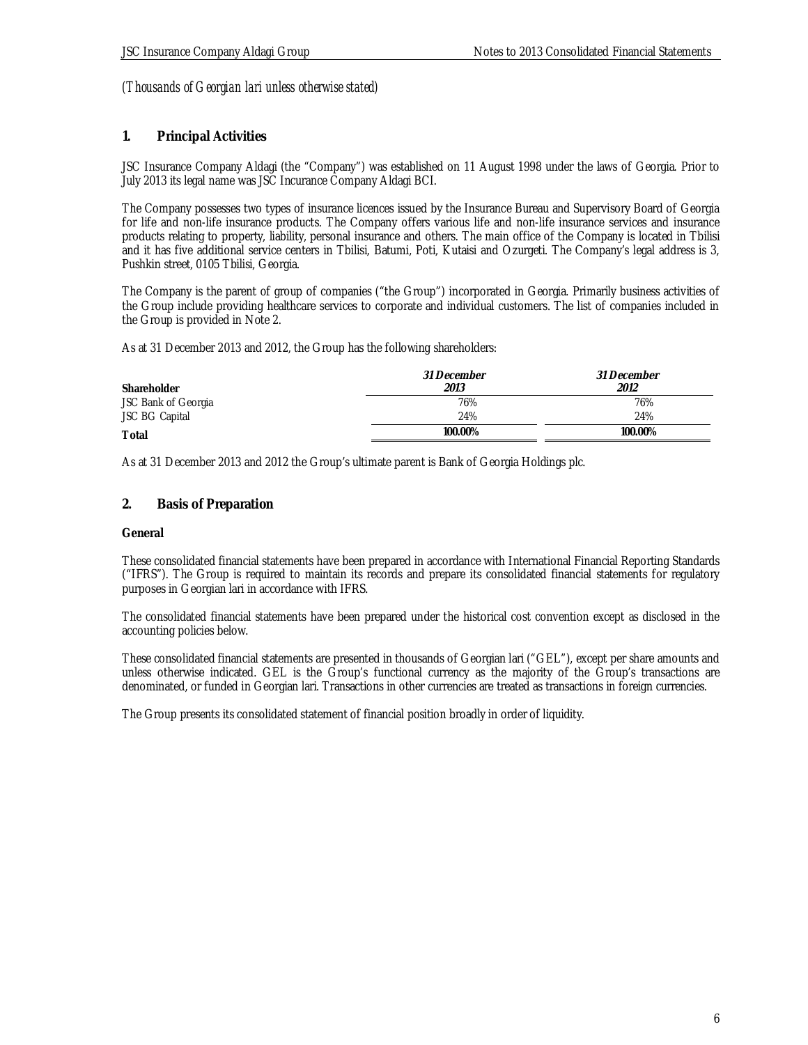*(Thousands of Georgian lari unless otherwise stated)*

## 1. Principal Activities

JSC Insurance Company Aldagi (the "Company") was established on 11 August 1998 under the laws of Georgia. Prior to July 2013 its legal name was JSC Incurance Company Aldagi BCI.

The Company possesses two types of insurance licences issued by the Insurance Bureau and Supervisory Board of Georgia for life and non-life insurance products. The Company offers various life and non-life insurance services and insurance products relating to property, liability, personal insurance and others. The main office of the Company is located in Tbilisi and it has five additional service centers in Tbilisi, Batumi, Poti, Kutaisi and Ozurgeti. The Company's legal address is 3, Pushkin street, 0105 Tbilisi, Georgia.

The Company is the parent of group of companies ("the Group") incorporated in Georgia. Primarily business activities of the Group include providing healthcare services to corporate and individual customers. The list of companies included in the Group is provided in Note 2.

As at 31 December 2013 and 2012, the Group has the following shareholders:

| Shareholder | *31 December 2013* | *31 December 2012* |
|---|---|---|
| JSC Bank of Georgia | 76% | 76% |
| JSC BG Capital | 24% | 24% |
| **Total** | **100.00%** | **100.00%** |

As at 31 December 2013 and 2012 the Group's ultimate parent is Bank of Georgia Holdings plc.

## 2. Basis of Preparation

**General**

These consolidated financial statements have been prepared in accordance with International Financial Reporting Standards ("IFRS"). The Group is required to maintain its records and prepare its consolidated financial statements for regulatory purposes in Georgian lari in accordance with IFRS.

The consolidated financial statements have been prepared under the historical cost convention except as disclosed in the accounting policies below.

These consolidated financial statements are presented in thousands of Georgian lari ("GEL"), except per share amounts and unless otherwise indicated. GEL is the Group's functional currency as the majority of the Group's transactions are denominated, or funded in Georgian lari. Transactions in other currencies are treated as transactions in foreign currencies.

The Group presents its consolidated statement of financial position broadly in order of liquidity.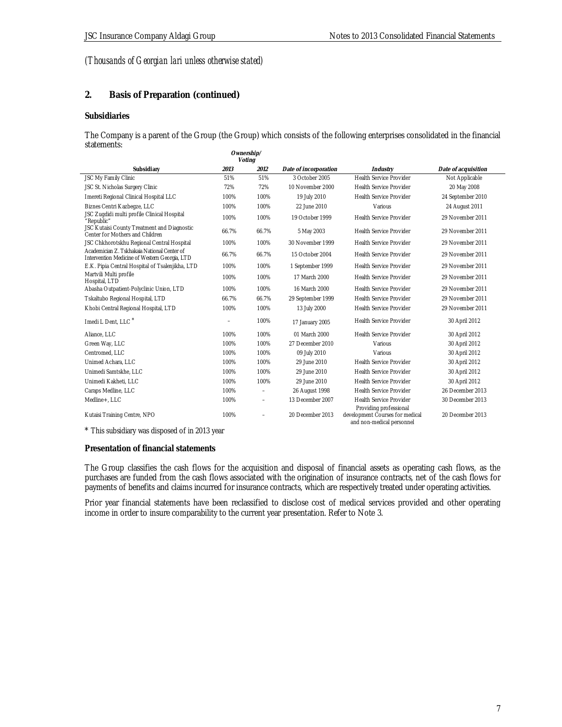*(Thousands of Georgian lari unless otherwise stated)*

## 2. Basis of Preparation (continued)

### Subsidiaries

The Company is a parent of the Group (the Group) which consists of the following enterprises consolidated in the financial statements:

| Subsidiary | *Ownership/ Voting* 2013 | 2012 | *Date of incorporation* | *Industry* | *Date of acquisition* |
|---|---|---|---|---|---|
| JSC My Family Clinic | 51% | 51% | 3 October 2005 | Health Service Provider | Not Applicable |
| JSC St. Nicholas Surgery Clinic | 72% | 72% | 10 November 2000 | Health Service Provider | 20 May 2008 |
| Imereti Regional Clinical Hospital LLC | 100% | 100% | 19 July 2010 | Health Service Provider | 24 September 2010 |
| Biznes Centri Kazbegze, LLC | 100% | 100% | 22 June 2010 | Various | 24 August 2011 |
| JSC Zugdidi multi profile Clinical Hospital "Republic" | 100% | 100% | 19 October 1999 | Health Service Provider | 29 November 2011 |
| JSC Kutaisi County Treatment and Diagnostic Center for Mothers and Children | 66.7% | 66.7% | 5 May 2003 | Health Service Provider | 29 November 2011 |
| JSC Chkhorotskhu Regional Central Hospital | 100% | 100% | 30 November 1999 | Health Service Provider | 29 November 2011 |
| Academician Z. Tskhakaia National Center of Intervention Medicine of Western Georgia, LTD | 66.7% | 66.7% | 15 October 2004 | Health Service Provider | 29 November 2011 |
| E.K. Pipia Central Hospital of Tsalenjikha, LTD | 100% | 100% | 1 September 1999 | Health Service Provider | 29 November 2011 |
| Martvili Multi profile Hospital, LTD | 100% | 100% | 17 March 2000 | Health Service Provider | 29 November 2011 |
| Abasha Outpatient-Polyclinic Union, LTD | 100% | 100% | 16 March 2000 | Health Service Provider | 29 November 2011 |
| Tskaltubo Regional Hospital, LTD | 66.7% | 66.7% | 29 September 1999 | Health Service Provider | 29 November 2011 |
| Khobi Central Regional Hospital, LTD | 100% | 100% | 13 July 2000 | Health Service Provider | 29 November 2011 |
| Imedi L Dent, LLC * | – | 100% | 17 January 2005 | Health Service Provider | 30 April 2012 |
| Aliance, LLC | 100% | 100% | 01 March 2000 | Health Service Provider | 30 April 2012 |
| Green Way, LLC | 100% | 100% | 27 December 2010 | Various | 30 April 2012 |
| Centromed, LLC | 100% | 100% | 09 July 2010 | Various | 30 April 2012 |
| Unimed Achara, LLC | 100% | 100% | 29 June 2010 | Health Service Provider | 30 April 2012 |
| Unimedi Samtskhe, LLC | 100% | 100% | 29 June 2010 | Health Service Provider | 30 April 2012 |
| Unimedi Kakheti, LLC | 100% | 100% | 29 June 2010 | Health Service Provider | 30 April 2012 |
| Caraps Medline, LLC | 100% | – | 26 August 1998 | Health Service Provider | 26 December 2013 |
| Medline+, LLC | 100% | – | 13 December 2007 | Health Service Provider | 30 December 2013 |
| Kutaisi Training Centre, NPO | 100% | – | 20 December 2013 | Providing professional development Courses for medical and non-medical personnel | 20 December 2013 |

* This subsidiary was disposed of in 2013 year

### Presentation of financial statements

The Group classifies the cash flows for the acquisition and disposal of financial assets as operating cash flows, as the purchases are funded from the cash flows associated with the origination of insurance contracts, net of the cash flows for payments of benefits and claims incurred for insurance contracts, which are respectively treated under operating activities.

Prior year financial statements have been reclassified to disclose cost of medical services provided and other operating income in order to insure comparability to the current year presentation. Refer to Note 3.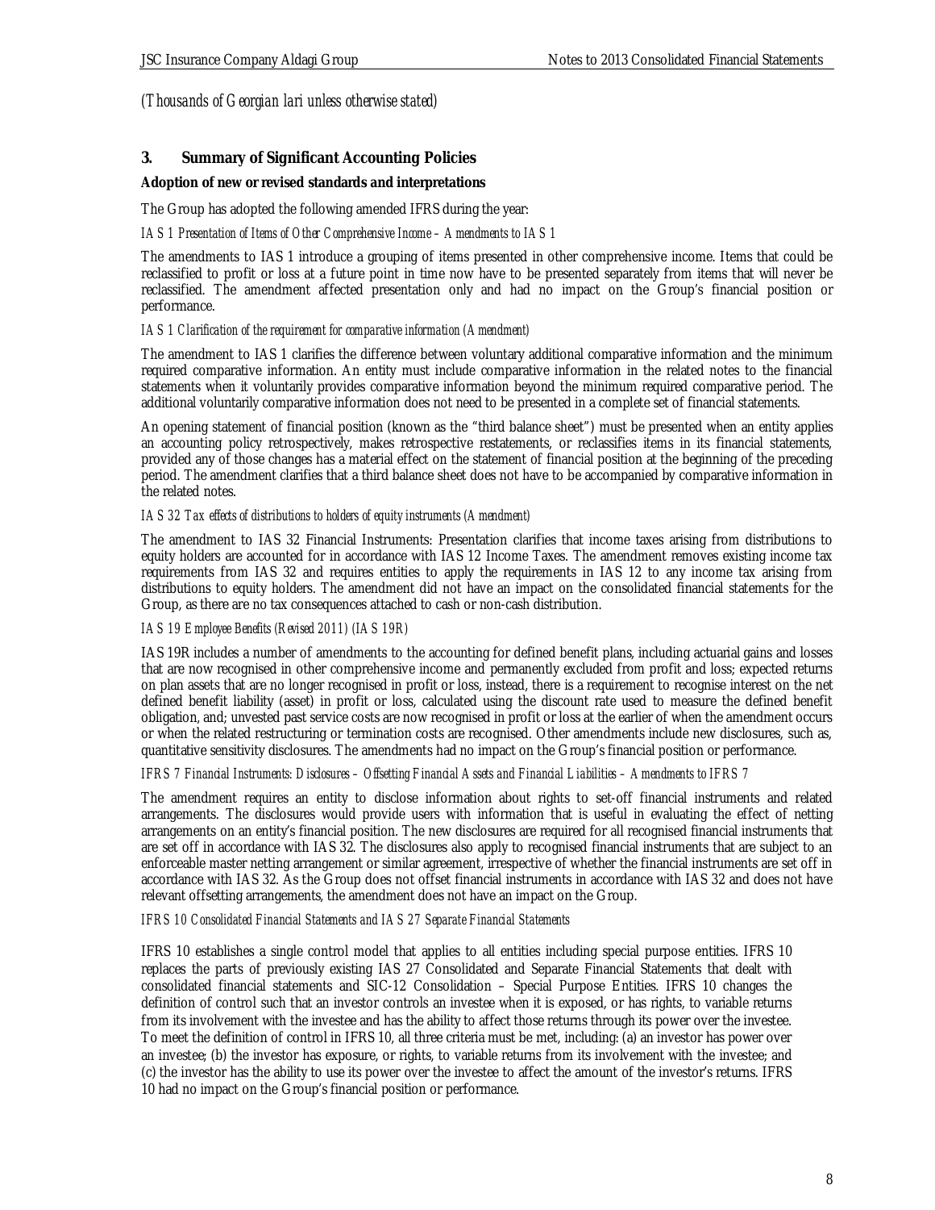*(Thousands of Georgian lari unless otherwise stated)*

## 3. Summary of Significant Accounting Policies

**Adoption of new or revised standards and interpretations**

The Group has adopted the following amended IFRS during the year:

*IAS 1 Presentation of Items of Other Comprehensive Income – Amendments to IAS 1*

The amendments to IAS 1 introduce a grouping of items presented in other comprehensive income. Items that could be reclassified to profit or loss at a future point in time now have to be presented separately from items that will never be reclassified. The amendment affected presentation only and had no impact on the Group's financial position or performance.

*IAS 1 Clarification of the requirement for comparative information (Amendment)*

The amendment to IAS 1 clarifies the difference between voluntary additional comparative information and the minimum required comparative information. An entity must include comparative information in the related notes to the financial statements when it voluntarily provides comparative information beyond the minimum required comparative period. The additional voluntarily comparative information does not need to be presented in a complete set of financial statements.

An opening statement of financial position (known as the "third balance sheet") must be presented when an entity applies an accounting policy retrospectively, makes retrospective restatements, or reclassifies items in its financial statements, provided any of those changes has a material effect on the statement of financial position at the beginning of the preceding period. The amendment clarifies that a third balance sheet does not have to be accompanied by comparative information in the related notes.

*IAS 32 Tax effects of distributions to holders of equity instruments (Amendment)*

The amendment to IAS 32 Financial Instruments: Presentation clarifies that income taxes arising from distributions to equity holders are accounted for in accordance with IAS 12 Income Taxes. The amendment removes existing income tax requirements from IAS 32 and requires entities to apply the requirements in IAS 12 to any income tax arising from distributions to equity holders. The amendment did not have an impact on the consolidated financial statements for the Group, as there are no tax consequences attached to cash or non-cash distribution.

*IAS 19 Employee Benefits (Revised 2011) (IAS 19R)*

IAS 19R includes a number of amendments to the accounting for defined benefit plans, including actuarial gains and losses that are now recognised in other comprehensive income and permanently excluded from profit and loss; expected returns on plan assets that are no longer recognised in profit or loss, instead, there is a requirement to recognise interest on the net defined benefit liability (asset) in profit or loss, calculated using the discount rate used to measure the defined benefit obligation, and; unvested past service costs are now recognised in profit or loss at the earlier of when the amendment occurs or when the related restructuring or termination costs are recognised. Other amendments include new disclosures, such as, quantitative sensitivity disclosures. The amendments had no impact on the Group's financial position or performance.

*IFRS 7 Financial Instruments: Disclosures – Offsetting Financial Assets and Financial Liabilities – Amendments to IFRS 7*

The amendment requires an entity to disclose information about rights to set-off financial instruments and related arrangements. The disclosures would provide users with information that is useful in evaluating the effect of netting arrangements on an entity's financial position. The new disclosures are required for all recognised financial instruments that are set off in accordance with IAS 32. The disclosures also apply to recognised financial instruments that are subject to an enforceable master netting arrangement or similar agreement, irrespective of whether the financial instruments are set off in accordance with IAS 32. As the Group does not offset financial instruments in accordance with IAS 32 and does not have relevant offsetting arrangements, the amendment does not have an impact on the Group.

*IFRS 10 Consolidated Financial Statements and IAS 27 Separate Financial Statements*

IFRS 10 establishes a single control model that applies to all entities including special purpose entities. IFRS 10 replaces the parts of previously existing IAS 27 Consolidated and Separate Financial Statements that dealt with consolidated financial statements and SIC-12 Consolidation – Special Purpose Entities. IFRS 10 changes the definition of control such that an investor controls an investee when it is exposed, or has rights, to variable returns from its involvement with the investee and has the ability to affect those returns through its power over the investee. To meet the definition of control in IFRS 10, all three criteria must be met, including: (a) an investor has power over an investee; (b) the investor has exposure, or rights, to variable returns from its involvement with the investee; and (c) the investor has the ability to use its power over the investee to affect the amount of the investor's returns. IFRS 10 had no impact on the Group's financial position or performance.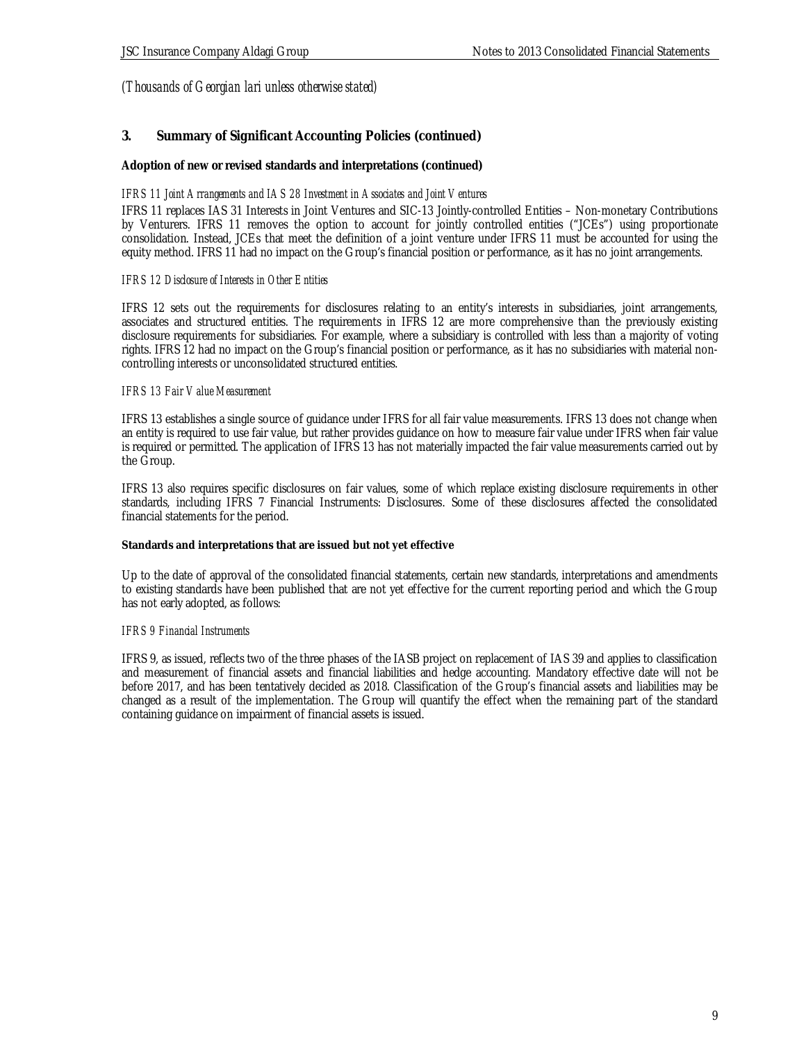*(Thousands of Georgian lari unless otherwise stated)*

## 3. Summary of Significant Accounting Policies (continued)

**Adoption of new or revised standards and interpretations (continued)**

*IFRS 11 Joint Arrangements and IAS 28 Investment in Associates and Joint Ventures*

IFRS 11 replaces IAS 31 Interests in Joint Ventures and SIC-13 Jointly-controlled Entities – Non-monetary Contributions by Venturers. IFRS 11 removes the option to account for jointly controlled entities ("JCEs") using proportionate consolidation. Instead, JCEs that meet the definition of a joint venture under IFRS 11 must be accounted for using the equity method. IFRS 11 had no impact on the Group's financial position or performance, as it has no joint arrangements.

*IFRS 12 Disclosure of Interests in Other Entities*

IFRS 12 sets out the requirements for disclosures relating to an entity's interests in subsidiaries, joint arrangements, associates and structured entities. The requirements in IFRS 12 are more comprehensive than the previously existing disclosure requirements for subsidiaries. For example, where a subsidiary is controlled with less than a majority of voting rights. IFRS 12 had no impact on the Group's financial position or performance, as it has no subsidiaries with material non-controlling interests or unconsolidated structured entities.

*IFRS 13 Fair Value Measurement*

IFRS 13 establishes a single source of guidance under IFRS for all fair value measurements. IFRS 13 does not change when an entity is required to use fair value, but rather provides guidance on how to measure fair value under IFRS when fair value is required or permitted. The application of IFRS 13 has not materially impacted the fair value measurements carried out by the Group.

IFRS 13 also requires specific disclosures on fair values, some of which replace existing disclosure requirements in other standards, including IFRS 7 Financial Instruments: Disclosures. Some of these disclosures affected the consolidated financial statements for the period.

**Standards and interpretations that are issued but not yet effective**

Up to the date of approval of the consolidated financial statements, certain new standards, interpretations and amendments to existing standards have been published that are not yet effective for the current reporting period and which the Group has not early adopted, as follows:

*IFRS 9 Financial Instruments*

IFRS 9, as issued, reflects two of the three phases of the IASB project on replacement of IAS 39 and applies to classification and measurement of financial assets and financial liabilities and hedge accounting. Mandatory effective date will not be before 2017, and has been tentatively decided as 2018. Classification of the Group's financial assets and liabilities may be changed as a result of the implementation. The Group will quantify the effect when the remaining part of the standard containing guidance on impairment of financial assets is issued.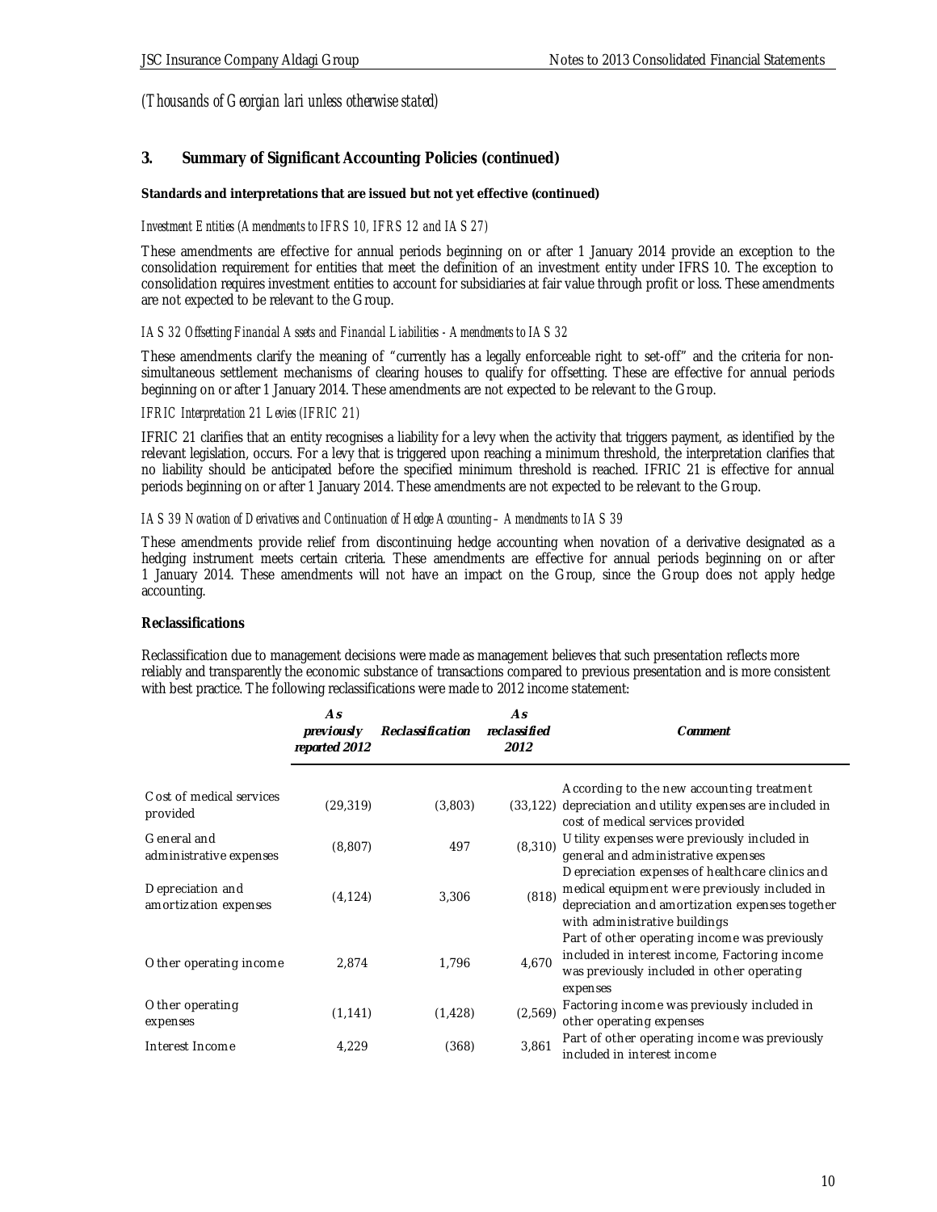*(Thousands of Georgian lari unless otherwise stated)*

## 3. Summary of Significant Accounting Policies (continued)

**Standards and interpretations that are issued but not yet effective (continued)**

*Investment Entities (Amendments to IFRS 10, IFRS 12 and IAS 27)*

These amendments are effective for annual periods beginning on or after 1 January 2014 provide an exception to the consolidation requirement for entities that meet the definition of an investment entity under IFRS 10. The exception to consolidation requires investment entities to account for subsidiaries at fair value through profit or loss. These amendments are not expected to be relevant to the Group.

*IAS 32 Offsetting Financial Assets and Financial Liabilities - Amendments to IAS 32*

These amendments clarify the meaning of "currently has a legally enforceable right to set-off" and the criteria for non-simultaneous settlement mechanisms of clearing houses to qualify for offsetting. These are effective for annual periods beginning on or after 1 January 2014. These amendments are not expected to be relevant to the Group.

*IFRIC Interpretation 21 Levies (IFRIC 21)*

IFRIC 21 clarifies that an entity recognises a liability for a levy when the activity that triggers payment, as identified by the relevant legislation, occurs. For a levy that is triggered upon reaching a minimum threshold, the interpretation clarifies that no liability should be anticipated before the specified minimum threshold is reached. IFRIC 21 is effective for annual periods beginning on or after 1 January 2014. These amendments are not expected to be relevant to the Group.

*IAS 39 Novation of Derivatives and Continuation of Hedge Accounting – Amendments to IAS 39*

These amendments provide relief from discontinuing hedge accounting when novation of a derivative designated as a hedging instrument meets certain criteria. These amendments are effective for annual periods beginning on or after 1 January 2014. These amendments will not have an impact on the Group, since the Group does not apply hedge accounting.

**Reclassifications**

Reclassification due to management decisions were made as management believes that such presentation reflects more reliably and transparently the economic substance of transactions compared to previous presentation and is more consistent with best practice. The following reclassifications were made to 2012 income statement:

| | *As previously reported 2012* | *Reclassification* | *As reclassified 2012* | *Comment* |
|---|---|---|---|---|
| Cost of medical services provided | (29,319) | (3,803) | (33,122) | According to the new accounting treatment depreciation and utility expenses are included in cost of medical services provided |
| General and administrative expenses | (8,807) | 497 | (8,310) | Utility expenses were previously included in general and administrative expenses |
| Depreciation and amortization expenses | (4,124) | 3,306 | (818) | Depreciation expenses of healthcare clinics and medical equipment were previously included in depreciation and amortization expenses together with administrative buildings |
| Other operating income | 2,874 | 1,796 | 4,670 | Part of other operating income was previously included in interest income, Factoring income was previously included in other operating expenses |
| Other operating expenses | (1,141) | (1,428) | (2,569) | Factoring income was previously included in other operating expenses |
| Interest Income | 4,229 | (368) | 3,861 | Part of other operating income was previously included in interest income |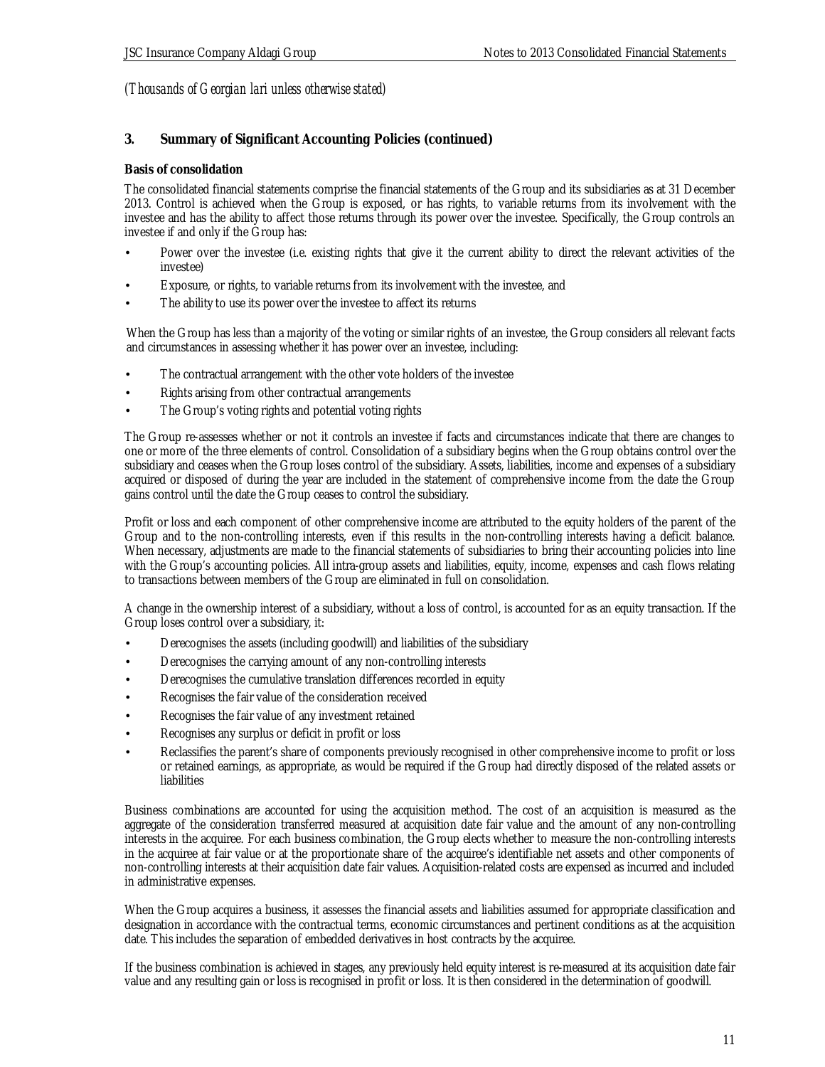*(Thousands of Georgian lari unless otherwise stated)*

## 3. Summary of Significant Accounting Policies (continued)

**Basis of consolidation**

The consolidated financial statements comprise the financial statements of the Group and its subsidiaries as at 31 December 2013. Control is achieved when the Group is exposed, or has rights, to variable returns from its involvement with the investee and has the ability to affect those returns through its power over the investee. Specifically, the Group controls an investee if and only if the Group has:

- Power over the investee (i.e. existing rights that give it the current ability to direct the relevant activities of the investee)
- Exposure, or rights, to variable returns from its involvement with the investee, and
- The ability to use its power over the investee to affect its returns

When the Group has less than a majority of the voting or similar rights of an investee, the Group considers all relevant facts and circumstances in assessing whether it has power over an investee, including:

- The contractual arrangement with the other vote holders of the investee
- Rights arising from other contractual arrangements
- The Group's voting rights and potential voting rights

The Group re-assesses whether or not it controls an investee if facts and circumstances indicate that there are changes to one or more of the three elements of control. Consolidation of a subsidiary begins when the Group obtains control over the subsidiary and ceases when the Group loses control of the subsidiary. Assets, liabilities, income and expenses of a subsidiary acquired or disposed of during the year are included in the statement of comprehensive income from the date the Group gains control until the date the Group ceases to control the subsidiary.

Profit or loss and each component of other comprehensive income are attributed to the equity holders of the parent of the Group and to the non-controlling interests, even if this results in the non-controlling interests having a deficit balance. When necessary, adjustments are made to the financial statements of subsidiaries to bring their accounting policies into line with the Group's accounting policies. All intra-group assets and liabilities, equity, income, expenses and cash flows relating to transactions between members of the Group are eliminated in full on consolidation.

A change in the ownership interest of a subsidiary, without a loss of control, is accounted for as an equity transaction. If the Group loses control over a subsidiary, it:

- Derecognises the assets (including goodwill) and liabilities of the subsidiary
- Derecognises the carrying amount of any non-controlling interests
- Derecognises the cumulative translation differences recorded in equity
- Recognises the fair value of the consideration received
- Recognises the fair value of any investment retained
- Recognises any surplus or deficit in profit or loss
- Reclassifies the parent's share of components previously recognised in other comprehensive income to profit or loss or retained earnings, as appropriate, as would be required if the Group had directly disposed of the related assets or liabilities

Business combinations are accounted for using the acquisition method. The cost of an acquisition is measured as the aggregate of the consideration transferred measured at acquisition date fair value and the amount of any non-controlling interests in the acquiree. For each business combination, the Group elects whether to measure the non-controlling interests in the acquiree at fair value or at the proportionate share of the acquiree's identifiable net assets and other components of non-controlling interests at their acquisition date fair values. Acquisition-related costs are expensed as incurred and included in administrative expenses.

When the Group acquires a business, it assesses the financial assets and liabilities assumed for appropriate classification and designation in accordance with the contractual terms, economic circumstances and pertinent conditions as at the acquisition date. This includes the separation of embedded derivatives in host contracts by the acquiree.

If the business combination is achieved in stages, any previously held equity interest is re-measured at its acquisition date fair value and any resulting gain or loss is recognised in profit or loss. It is then considered in the determination of goodwill.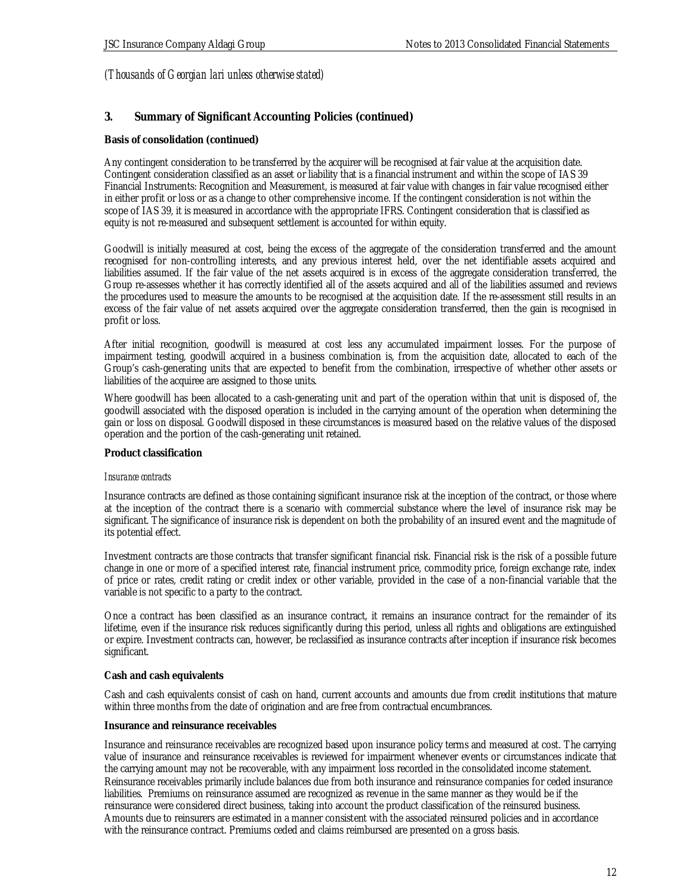*(Thousands of Georgian lari unless otherwise stated)*

## 3. Summary of Significant Accounting Policies (continued)

**Basis of consolidation (continued)**

Any contingent consideration to be transferred by the acquirer will be recognised at fair value at the acquisition date. Contingent consideration classified as an asset or liability that is a financial instrument and within the scope of IAS 39 Financial Instruments: Recognition and Measurement, is measured at fair value with changes in fair value recognised either in either profit or loss or as a change to other comprehensive income. If the contingent consideration is not within the scope of IAS 39, it is measured in accordance with the appropriate IFRS. Contingent consideration that is classified as equity is not re-measured and subsequent settlement is accounted for within equity.

Goodwill is initially measured at cost, being the excess of the aggregate of the consideration transferred and the amount recognised for non-controlling interests, and any previous interest held, over the net identifiable assets acquired and liabilities assumed. If the fair value of the net assets acquired is in excess of the aggregate consideration transferred, the Group re-assesses whether it has correctly identified all of the assets acquired and all of the liabilities assumed and reviews the procedures used to measure the amounts to be recognised at the acquisition date. If the re-assessment still results in an excess of the fair value of net assets acquired over the aggregate consideration transferred, then the gain is recognised in profit or loss.

After initial recognition, goodwill is measured at cost less any accumulated impairment losses. For the purpose of impairment testing, goodwill acquired in a business combination is, from the acquisition date, allocated to each of the Group's cash-generating units that are expected to benefit from the combination, irrespective of whether other assets or liabilities of the acquiree are assigned to those units.

Where goodwill has been allocated to a cash-generating unit and part of the operation within that unit is disposed of, the goodwill associated with the disposed operation is included in the carrying amount of the operation when determining the gain or loss on disposal. Goodwill disposed in these circumstances is measured based on the relative values of the disposed operation and the portion of the cash-generating unit retained.

**Product classification**

*Insurance contracts*

Insurance contracts are defined as those containing significant insurance risk at the inception of the contract, or those where at the inception of the contract there is a scenario with commercial substance where the level of insurance risk may be significant. The significance of insurance risk is dependent on both the probability of an insured event and the magnitude of its potential effect.

Investment contracts are those contracts that transfer significant financial risk. Financial risk is the risk of a possible future change in one or more of a specified interest rate, financial instrument price, commodity price, foreign exchange rate, index of price or rates, credit rating or credit index or other variable, provided in the case of a non-financial variable that the variable is not specific to a party to the contract.

Once a contract has been classified as an insurance contract, it remains an insurance contract for the remainder of its lifetime, even if the insurance risk reduces significantly during this period, unless all rights and obligations are extinguished or expire. Investment contracts can, however, be reclassified as insurance contracts after inception if insurance risk becomes significant.

**Cash and cash equivalents**

Cash and cash equivalents consist of cash on hand, current accounts and amounts due from credit institutions that mature within three months from the date of origination and are free from contractual encumbrances.

**Insurance and reinsurance receivables**

Insurance and reinsurance receivables are recognized based upon insurance policy terms and measured at cost. The carrying value of insurance and reinsurance receivables is reviewed for impairment whenever events or circumstances indicate that the carrying amount may not be recoverable, with any impairment loss recorded in the consolidated income statement. Reinsurance receivables primarily include balances due from both insurance and reinsurance companies for ceded insurance liabilities. Premiums on reinsurance assumed are recognized as revenue in the same manner as they would be if the reinsurance were considered direct business, taking into account the product classification of the reinsured business. Amounts due to reinsurers are estimated in a manner consistent with the associated reinsured policies and in accordance with the reinsurance contract. Premiums ceded and claims reimbursed are presented on a gross basis.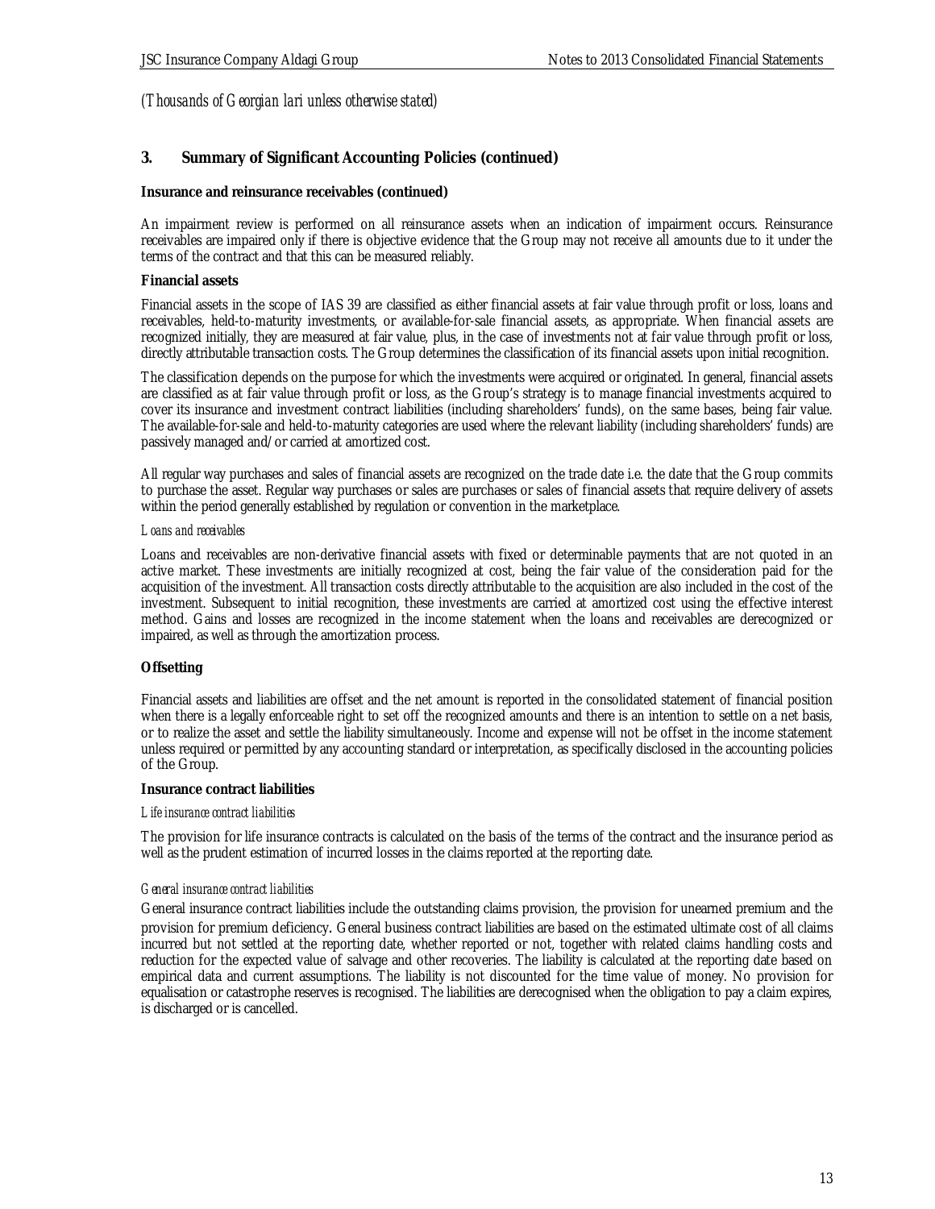*(Thousands of Georgian lari unless otherwise stated)*

## 3. Summary of Significant Accounting Policies (continued)

**Insurance and reinsurance receivables (continued)**

An impairment review is performed on all reinsurance assets when an indication of impairment occurs. Reinsurance receivables are impaired only if there is objective evidence that the Group may not receive all amounts due to it under the terms of the contract and that this can be measured reliably.

**Financial assets**

Financial assets in the scope of IAS 39 are classified as either financial assets at fair value through profit or loss, loans and receivables, held-to-maturity investments, or available-for-sale financial assets, as appropriate. When financial assets are recognized initially, they are measured at fair value, plus, in the case of investments not at fair value through profit or loss, directly attributable transaction costs. The Group determines the classification of its financial assets upon initial recognition.

The classification depends on the purpose for which the investments were acquired or originated. In general, financial assets are classified as at fair value through profit or loss, as the Group's strategy is to manage financial investments acquired to cover its insurance and investment contract liabilities (including shareholders' funds), on the same bases, being fair value. The available-for-sale and held-to-maturity categories are used where the relevant liability (including shareholders' funds) are passively managed and/or carried at amortized cost.

All regular way purchases and sales of financial assets are recognized on the trade date i.e. the date that the Group commits to purchase the asset. Regular way purchases or sales are purchases or sales of financial assets that require delivery of assets within the period generally established by regulation or convention in the marketplace.

*Loans and receivables*

Loans and receivables are non-derivative financial assets with fixed or determinable payments that are not quoted in an active market. These investments are initially recognized at cost, being the fair value of the consideration paid for the acquisition of the investment. All transaction costs directly attributable to the acquisition are also included in the cost of the investment. Subsequent to initial recognition, these investments are carried at amortized cost using the effective interest method. Gains and losses are recognized in the income statement when the loans and receivables are derecognized or impaired, as well as through the amortization process.

**Offsetting**

Financial assets and liabilities are offset and the net amount is reported in the consolidated statement of financial position when there is a legally enforceable right to set off the recognized amounts and there is an intention to settle on a net basis, or to realize the asset and settle the liability simultaneously. Income and expense will not be offset in the income statement unless required or permitted by any accounting standard or interpretation, as specifically disclosed in the accounting policies of the Group.

**Insurance contract liabilities**

*Life insurance contract liabilities*

The provision for life insurance contracts is calculated on the basis of the terms of the contract and the insurance period as well as the prudent estimation of incurred losses in the claims reported at the reporting date.

*General insurance contract liabilities*

General insurance contract liabilities include the outstanding claims provision, the provision for unearned premium and the provision for premium deficiency. General business contract liabilities are based on the estimated ultimate cost of all claims incurred but not settled at the reporting date, whether reported or not, together with related claims handling costs and reduction for the expected value of salvage and other recoveries. The liability is calculated at the reporting date based on empirical data and current assumptions. The liability is not discounted for the time value of money. No provision for equalisation or catastrophe reserves is recognised. The liabilities are derecognised when the obligation to pay a claim expires, is discharged or is cancelled.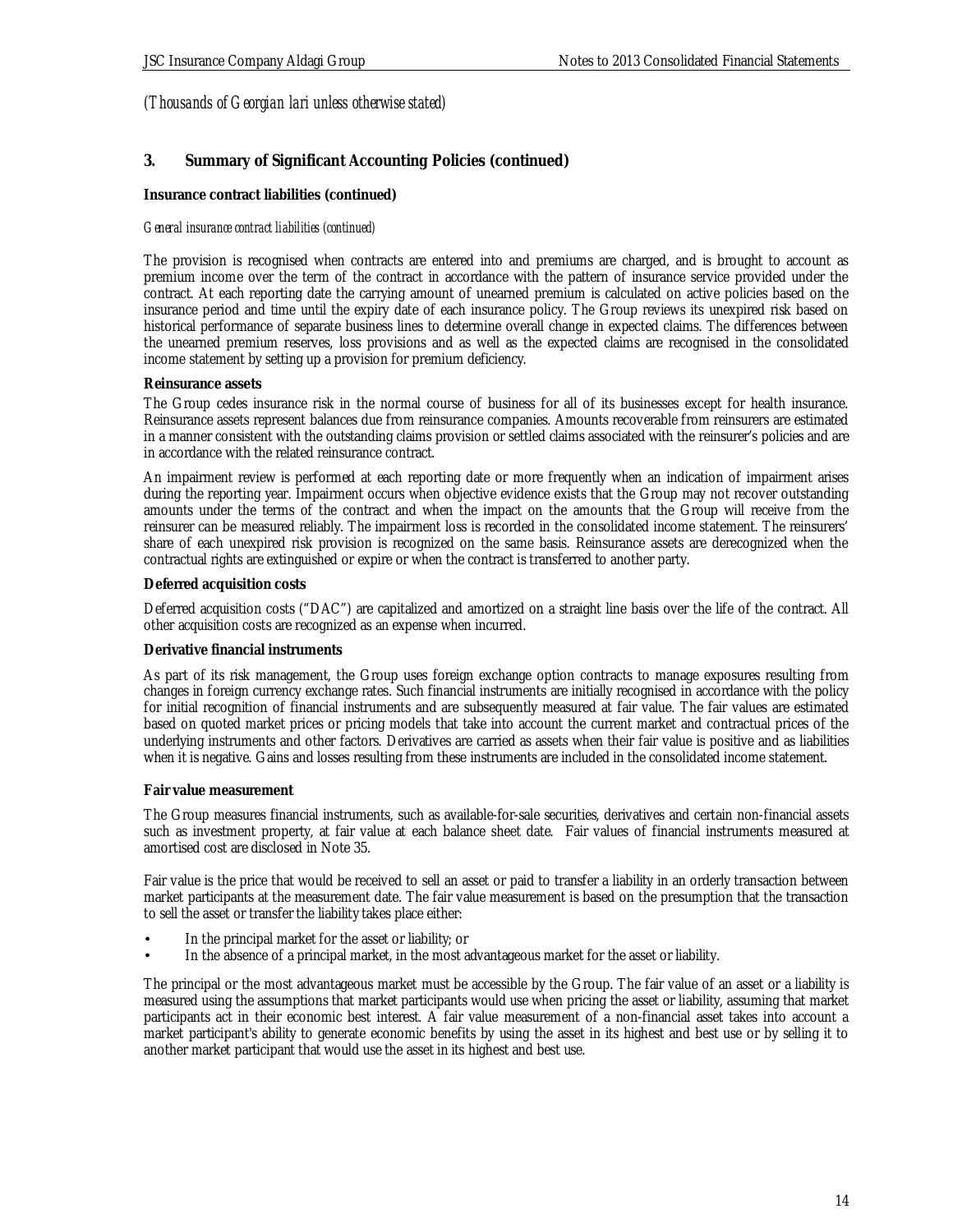*(Thousands of Georgian lari unless otherwise stated)*

## 3. Summary of Significant Accounting Policies (continued)

**Insurance contract liabilities (continued)**

*General insurance contract liabilities (continued)*

The provision is recognised when contracts are entered into and premiums are charged, and is brought to account as premium income over the term of the contract in accordance with the pattern of insurance service provided under the contract. At each reporting date the carrying amount of unearned premium is calculated on active policies based on the insurance period and time until the expiry date of each insurance policy. The Group reviews its unexpired risk based on historical performance of separate business lines to determine overall change in expected claims. The differences between the unearned premium reserves, loss provisions and as well as the expected claims are recognised in the consolidated income statement by setting up a provision for premium deficiency.

**Reinsurance assets**

The Group cedes insurance risk in the normal course of business for all of its businesses except for health insurance. Reinsurance assets represent balances due from reinsurance companies. Amounts recoverable from reinsurers are estimated in a manner consistent with the outstanding claims provision or settled claims associated with the reinsurer's policies and are in accordance with the related reinsurance contract.

An impairment review is performed at each reporting date or more frequently when an indication of impairment arises during the reporting year. Impairment occurs when objective evidence exists that the Group may not recover outstanding amounts under the terms of the contract and when the impact on the amounts that the Group will receive from the reinsurer can be measured reliably. The impairment loss is recorded in the consolidated income statement. The reinsurers' share of each unexpired risk provision is recognized on the same basis. Reinsurance assets are derecognized when the contractual rights are extinguished or expire or when the contract is transferred to another party.

**Deferred acquisition costs**

Deferred acquisition costs ("DAC") are capitalized and amortized on a straight line basis over the life of the contract. All other acquisition costs are recognized as an expense when incurred.

**Derivative financial instruments**

As part of its risk management, the Group uses foreign exchange option contracts to manage exposures resulting from changes in foreign currency exchange rates. Such financial instruments are initially recognised in accordance with the policy for initial recognition of financial instruments and are subsequently measured at fair value. The fair values are estimated based on quoted market prices or pricing models that take into account the current market and contractual prices of the underlying instruments and other factors. Derivatives are carried as assets when their fair value is positive and as liabilities when it is negative. Gains and losses resulting from these instruments are included in the consolidated income statement.

**Fair value measurement**

The Group measures financial instruments, such as available-for-sale securities, derivatives and certain non-financial assets such as investment property, at fair value at each balance sheet date. Fair values of financial instruments measured at amortised cost are disclosed in Note 35.

Fair value is the price that would be received to sell an asset or paid to transfer a liability in an orderly transaction between market participants at the measurement date. The fair value measurement is based on the presumption that the transaction to sell the asset or transfer the liability takes place either:

- In the principal market for the asset or liability; or
- In the absence of a principal market, in the most advantageous market for the asset or liability.

The principal or the most advantageous market must be accessible by the Group. The fair value of an asset or a liability is measured using the assumptions that market participants would use when pricing the asset or liability, assuming that market participants act in their economic best interest. A fair value measurement of a non-financial asset takes into account a market participant's ability to generate economic benefits by using the asset in its highest and best use or by selling it to another market participant that would use the asset in its highest and best use.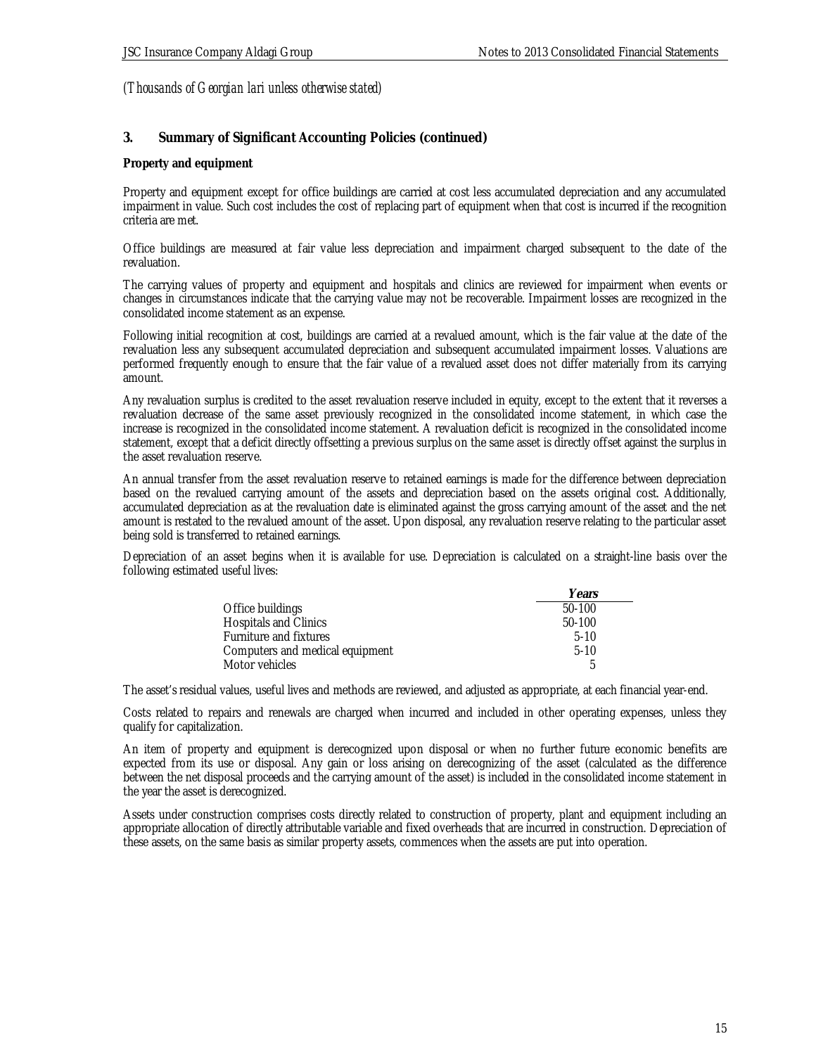*(Thousands of Georgian lari unless otherwise stated)*

## 3. Summary of Significant Accounting Policies (continued)

**Property and equipment**

Property and equipment except for office buildings are carried at cost less accumulated depreciation and any accumulated impairment in value. Such cost includes the cost of replacing part of equipment when that cost is incurred if the recognition criteria are met.

Office buildings are measured at fair value less depreciation and impairment charged subsequent to the date of the revaluation.

The carrying values of property and equipment and hospitals and clinics are reviewed for impairment when events or changes in circumstances indicate that the carrying value may not be recoverable. Impairment losses are recognized in the consolidated income statement as an expense.

Following initial recognition at cost, buildings are carried at a revalued amount, which is the fair value at the date of the revaluation less any subsequent accumulated depreciation and subsequent accumulated impairment losses. Valuations are performed frequently enough to ensure that the fair value of a revalued asset does not differ materially from its carrying amount.

Any revaluation surplus is credited to the asset revaluation reserve included in equity, except to the extent that it reverses a revaluation decrease of the same asset previously recognized in the consolidated income statement, in which case the increase is recognized in the consolidated income statement. A revaluation deficit is recognized in the consolidated income statement, except that a deficit directly offsetting a previous surplus on the same asset is directly offset against the surplus in the asset revaluation reserve.

An annual transfer from the asset revaluation reserve to retained earnings is made for the difference between depreciation based on the revalued carrying amount of the assets and depreciation based on the assets original cost. Additionally, accumulated depreciation as at the revaluation date is eliminated against the gross carrying amount of the asset and the net amount is restated to the revalued amount of the asset. Upon disposal, any revaluation reserve relating to the particular asset being sold is transferred to retained earnings.

Depreciation of an asset begins when it is available for use. Depreciation is calculated on a straight-line basis over the following estimated useful lives:

| | *Years* |
|---|---|
| Office buildings | 50-100 |
| Hospitals and Clinics | 50-100 |
| Furniture and fixtures | 5-10 |
| Computers and medical equipment | 5-10 |
| Motor vehicles | 5 |

The asset's residual values, useful lives and methods are reviewed, and adjusted as appropriate, at each financial year-end.

Costs related to repairs and renewals are charged when incurred and included in other operating expenses, unless they qualify for capitalization.

An item of property and equipment is derecognized upon disposal or when no further future economic benefits are expected from its use or disposal. Any gain or loss arising on derecognizing of the asset (calculated as the difference between the net disposal proceeds and the carrying amount of the asset) is included in the consolidated income statement in the year the asset is derecognized.

Assets under construction comprises costs directly related to construction of property, plant and equipment including an appropriate allocation of directly attributable variable and fixed overheads that are incurred in construction. Depreciation of these assets, on the same basis as similar property assets, commences when the assets are put into operation.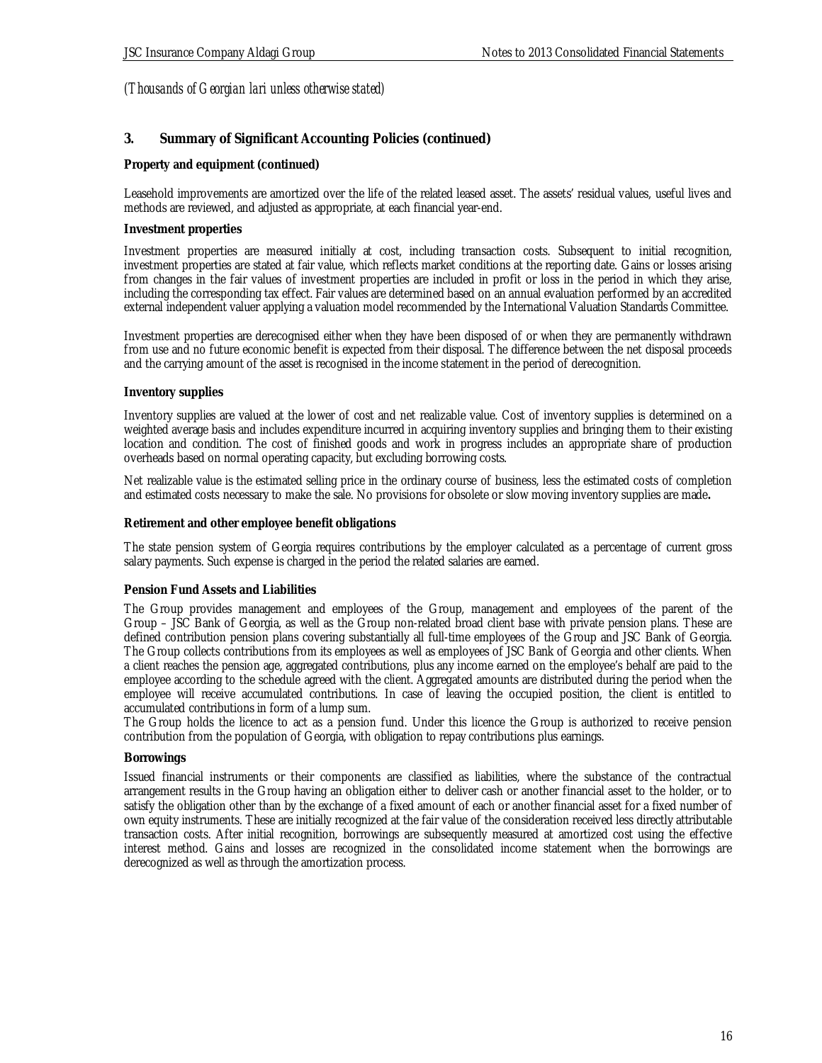*(Thousands of Georgian lari unless otherwise stated)*

## 3. Summary of Significant Accounting Policies (continued)

**Property and equipment (continued)**

Leasehold improvements are amortized over the life of the related leased asset. The assets' residual values, useful lives and methods are reviewed, and adjusted as appropriate, at each financial year-end.

**Investment properties**

Investment properties are measured initially at cost, including transaction costs. Subsequent to initial recognition, investment properties are stated at fair value, which reflects market conditions at the reporting date. Gains or losses arising from changes in the fair values of investment properties are included in profit or loss in the period in which they arise, including the corresponding tax effect. Fair values are determined based on an annual evaluation performed by an accredited external independent valuer applying a valuation model recommended by the International Valuation Standards Committee.

Investment properties are derecognised either when they have been disposed of or when they are permanently withdrawn from use and no future economic benefit is expected from their disposal. The difference between the net disposal proceeds and the carrying amount of the asset is recognised in the income statement in the period of derecognition.

**Inventory supplies**

Inventory supplies are valued at the lower of cost and net realizable value. Cost of inventory supplies is determined on a weighted average basis and includes expenditure incurred in acquiring inventory supplies and bringing them to their existing location and condition. The cost of finished goods and work in progress includes an appropriate share of production overheads based on normal operating capacity, but excluding borrowing costs.

Net realizable value is the estimated selling price in the ordinary course of business, less the estimated costs of completion and estimated costs necessary to make the sale. No provisions for obsolete or slow moving inventory supplies are made**.**

**Retirement and other employee benefit obligations**

The state pension system of Georgia requires contributions by the employer calculated as a percentage of current gross salary payments. Such expense is charged in the period the related salaries are earned.

**Pension Fund Assets and Liabilities**

The Group provides management and employees of the Group, management and employees of the parent of the Group – JSC Bank of Georgia, as well as the Group non-related broad client base with private pension plans. These are defined contribution pension plans covering substantially all full-time employees of the Group and JSC Bank of Georgia. The Group collects contributions from its employees as well as employees of JSC Bank of Georgia and other clients. When a client reaches the pension age, aggregated contributions, plus any income earned on the employee's behalf are paid to the employee according to the schedule agreed with the client. Aggregated amounts are distributed during the period when the employee will receive accumulated contributions. In case of leaving the occupied position, the client is entitled to accumulated contributions in form of a lump sum.

The Group holds the licence to act as a pension fund. Under this licence the Group is authorized to receive pension contribution from the population of Georgia, with obligation to repay contributions plus earnings.

**Borrowings**

Issued financial instruments or their components are classified as liabilities, where the substance of the contractual arrangement results in the Group having an obligation either to deliver cash or another financial asset to the holder, or to satisfy the obligation other than by the exchange of a fixed amount of each or another financial asset for a fixed number of own equity instruments. These are initially recognized at the fair value of the consideration received less directly attributable transaction costs. After initial recognition, borrowings are subsequently measured at amortized cost using the effective interest method. Gains and losses are recognized in the consolidated income statement when the borrowings are derecognized as well as through the amortization process.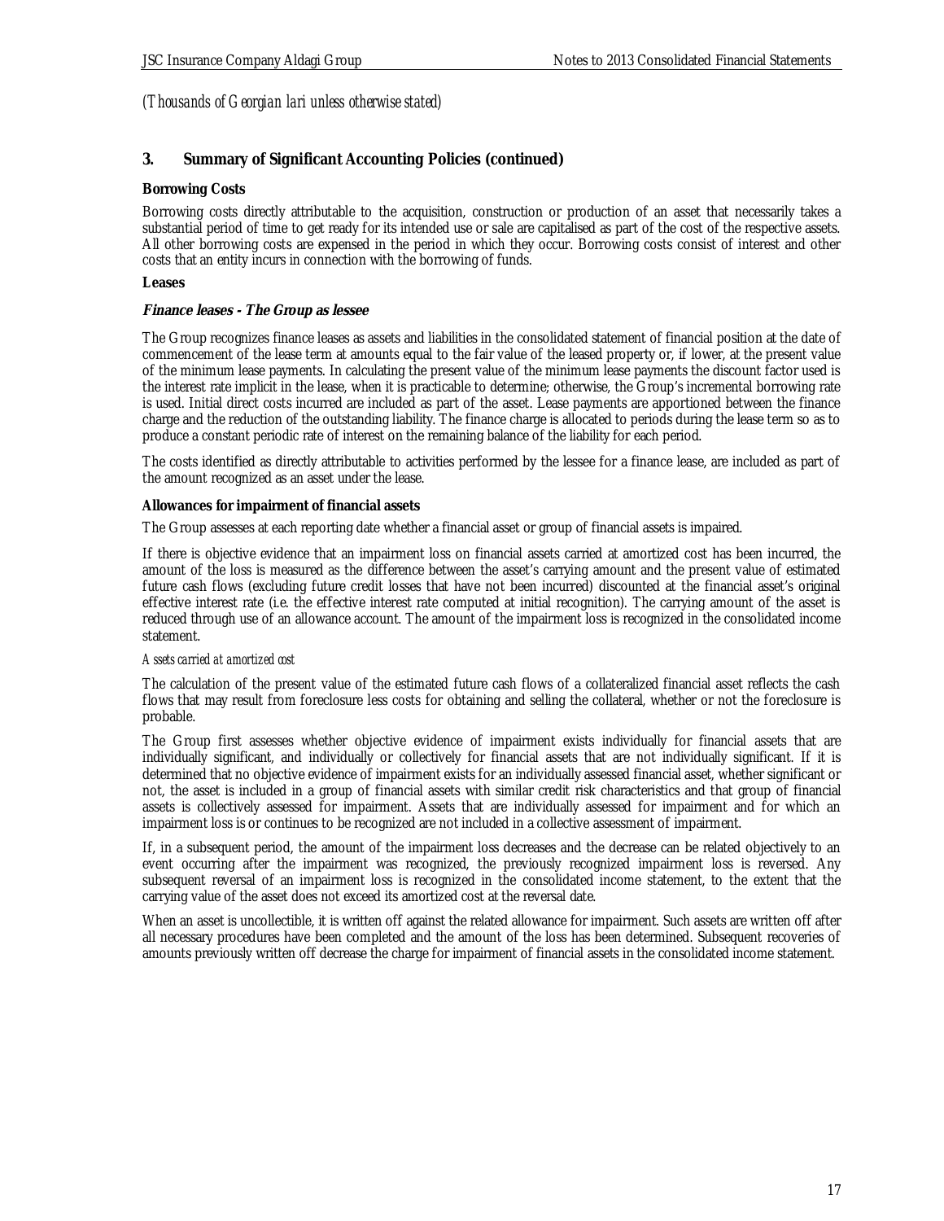*(Thousands of Georgian lari unless otherwise stated)*

## 3. Summary of Significant Accounting Policies (continued)

**Borrowing Costs**

Borrowing costs directly attributable to the acquisition, construction or production of an asset that necessarily takes a substantial period of time to get ready for its intended use or sale are capitalised as part of the cost of the respective assets. All other borrowing costs are expensed in the period in which they occur. Borrowing costs consist of interest and other costs that an entity incurs in connection with the borrowing of funds.

**Leases**

***Finance leases - The Group as lessee***

The Group recognizes finance leases as assets and liabilities in the consolidated statement of financial position at the date of commencement of the lease term at amounts equal to the fair value of the leased property or, if lower, at the present value of the minimum lease payments. In calculating the present value of the minimum lease payments the discount factor used is the interest rate implicit in the lease, when it is practicable to determine; otherwise, the Group's incremental borrowing rate is used. Initial direct costs incurred are included as part of the asset. Lease payments are apportioned between the finance charge and the reduction of the outstanding liability. The finance charge is allocated to periods during the lease term so as to produce a constant periodic rate of interest on the remaining balance of the liability for each period.

The costs identified as directly attributable to activities performed by the lessee for a finance lease, are included as part of the amount recognized as an asset under the lease.

**Allowances for impairment of financial assets**

The Group assesses at each reporting date whether a financial asset or group of financial assets is impaired.

If there is objective evidence that an impairment loss on financial assets carried at amortized cost has been incurred, the amount of the loss is measured as the difference between the asset's carrying amount and the present value of estimated future cash flows (excluding future credit losses that have not been incurred) discounted at the financial asset's original effective interest rate (i.e. the effective interest rate computed at initial recognition). The carrying amount of the asset is reduced through use of an allowance account. The amount of the impairment loss is recognized in the consolidated income statement.

*Assets carried at amortized cost*

The calculation of the present value of the estimated future cash flows of a collateralized financial asset reflects the cash flows that may result from foreclosure less costs for obtaining and selling the collateral, whether or not the foreclosure is probable.

The Group first assesses whether objective evidence of impairment exists individually for financial assets that are individually significant, and individually or collectively for financial assets that are not individually significant. If it is determined that no objective evidence of impairment exists for an individually assessed financial asset, whether significant or not, the asset is included in a group of financial assets with similar credit risk characteristics and that group of financial assets is collectively assessed for impairment. Assets that are individually assessed for impairment and for which an impairment loss is or continues to be recognized are not included in a collective assessment of impairment.

If, in a subsequent period, the amount of the impairment loss decreases and the decrease can be related objectively to an event occurring after the impairment was recognized, the previously recognized impairment loss is reversed. Any subsequent reversal of an impairment loss is recognized in the consolidated income statement, to the extent that the carrying value of the asset does not exceed its amortized cost at the reversal date.

When an asset is uncollectible, it is written off against the related allowance for impairment. Such assets are written off after all necessary procedures have been completed and the amount of the loss has been determined. Subsequent recoveries of amounts previously written off decrease the charge for impairment of financial assets in the consolidated income statement.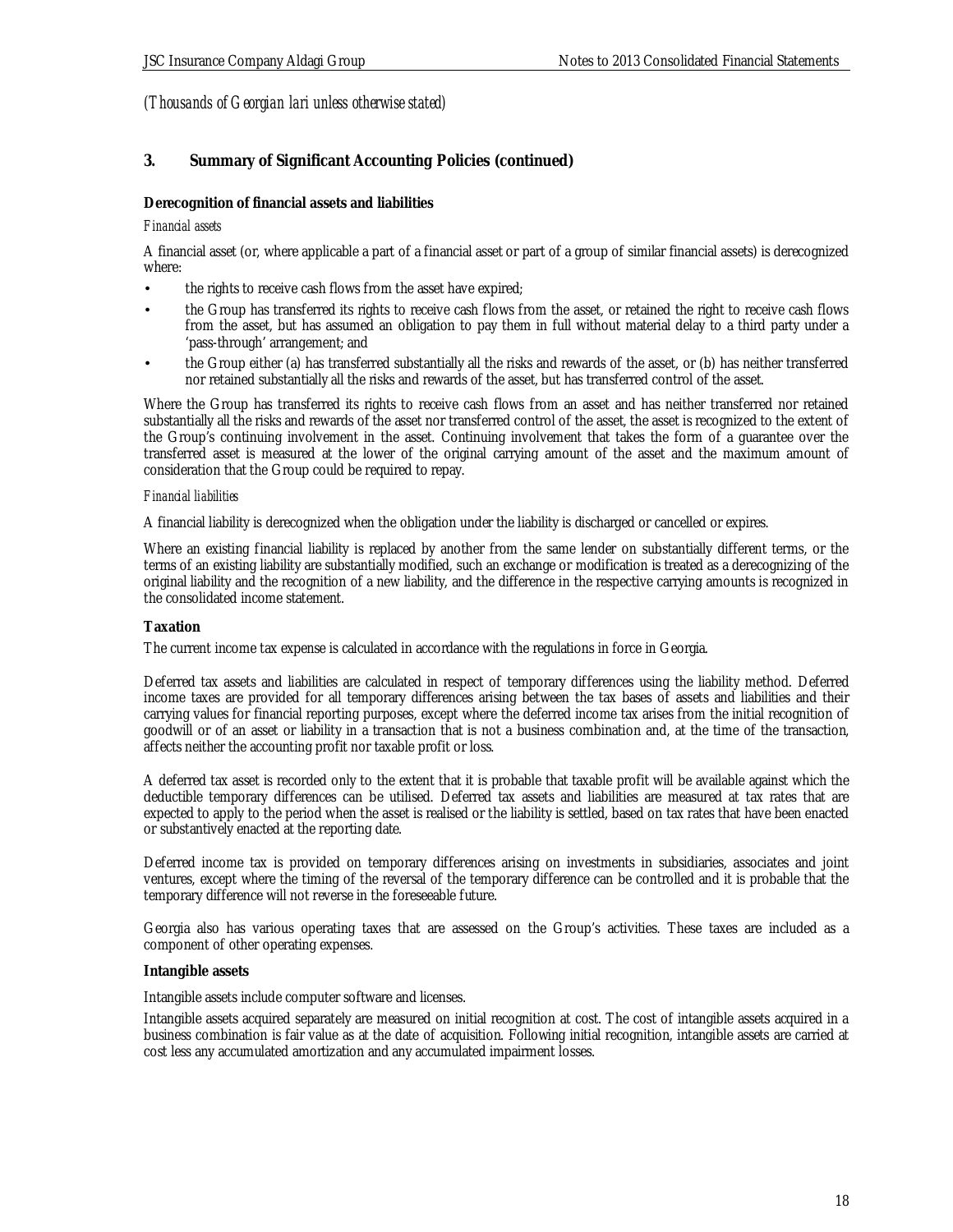*(Thousands of Georgian lari unless otherwise stated)*

## 3. Summary of Significant Accounting Policies (continued)

**Derecognition of financial assets and liabilities**

*Financial assets*

A financial asset (or, where applicable a part of a financial asset or part of a group of similar financial assets) is derecognized where:

- the rights to receive cash flows from the asset have expired;
- the Group has transferred its rights to receive cash flows from the asset, or retained the right to receive cash flows from the asset, but has assumed an obligation to pay them in full without material delay to a third party under a 'pass-through' arrangement; and
- the Group either (a) has transferred substantially all the risks and rewards of the asset, or (b) has neither transferred nor retained substantially all the risks and rewards of the asset, but has transferred control of the asset.

Where the Group has transferred its rights to receive cash flows from an asset and has neither transferred nor retained substantially all the risks and rewards of the asset nor transferred control of the asset, the asset is recognized to the extent of the Group's continuing involvement in the asset. Continuing involvement that takes the form of a guarantee over the transferred asset is measured at the lower of the original carrying amount of the asset and the maximum amount of consideration that the Group could be required to repay.

*Financial liabilities*

A financial liability is derecognized when the obligation under the liability is discharged or cancelled or expires.

Where an existing financial liability is replaced by another from the same lender on substantially different terms, or the terms of an existing liability are substantially modified, such an exchange or modification is treated as a derecognizing of the original liability and the recognition of a new liability, and the difference in the respective carrying amounts is recognized in the consolidated income statement.

**Taxation**

The current income tax expense is calculated in accordance with the regulations in force in Georgia.

Deferred tax assets and liabilities are calculated in respect of temporary differences using the liability method. Deferred income taxes are provided for all temporary differences arising between the tax bases of assets and liabilities and their carrying values for financial reporting purposes, except where the deferred income tax arises from the initial recognition of goodwill or of an asset or liability in a transaction that is not a business combination and, at the time of the transaction, affects neither the accounting profit nor taxable profit or loss.

A deferred tax asset is recorded only to the extent that it is probable that taxable profit will be available against which the deductible temporary differences can be utilised. Deferred tax assets and liabilities are measured at tax rates that are expected to apply to the period when the asset is realised or the liability is settled, based on tax rates that have been enacted or substantively enacted at the reporting date.

Deferred income tax is provided on temporary differences arising on investments in subsidiaries, associates and joint ventures, except where the timing of the reversal of the temporary difference can be controlled and it is probable that the temporary difference will not reverse in the foreseeable future.

Georgia also has various operating taxes that are assessed on the Group's activities. These taxes are included as a component of other operating expenses.

**Intangible assets**

Intangible assets include computer software and licenses.

Intangible assets acquired separately are measured on initial recognition at cost. The cost of intangible assets acquired in a business combination is fair value as at the date of acquisition. Following initial recognition, intangible assets are carried at cost less any accumulated amortization and any accumulated impairment losses.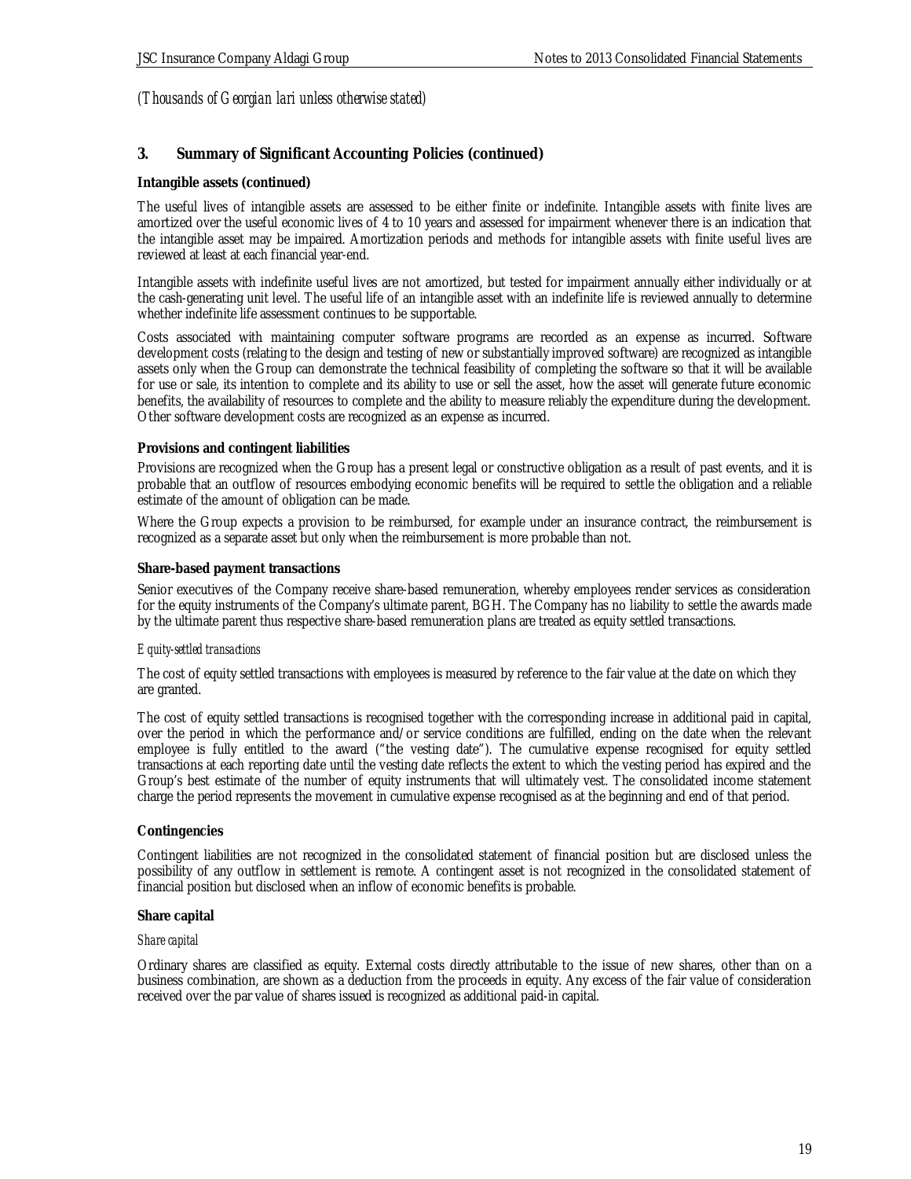*(Thousands of Georgian lari unless otherwise stated)*

## 3. Summary of Significant Accounting Policies (continued)

**Intangible assets (continued)**

The useful lives of intangible assets are assessed to be either finite or indefinite. Intangible assets with finite lives are amortized over the useful economic lives of 4 to 10 years and assessed for impairment whenever there is an indication that the intangible asset may be impaired. Amortization periods and methods for intangible assets with finite useful lives are reviewed at least at each financial year-end.

Intangible assets with indefinite useful lives are not amortized, but tested for impairment annually either individually or at the cash-generating unit level. The useful life of an intangible asset with an indefinite life is reviewed annually to determine whether indefinite life assessment continues to be supportable.

Costs associated with maintaining computer software programs are recorded as an expense as incurred. Software development costs (relating to the design and testing of new or substantially improved software) are recognized as intangible assets only when the Group can demonstrate the technical feasibility of completing the software so that it will be available for use or sale, its intention to complete and its ability to use or sell the asset, how the asset will generate future economic benefits, the availability of resources to complete and the ability to measure reliably the expenditure during the development. Other software development costs are recognized as an expense as incurred.

**Provisions and contingent liabilities**

Provisions are recognized when the Group has a present legal or constructive obligation as a result of past events, and it is probable that an outflow of resources embodying economic benefits will be required to settle the obligation and a reliable estimate of the amount of obligation can be made.

Where the Group expects a provision to be reimbursed, for example under an insurance contract, the reimbursement is recognized as a separate asset but only when the reimbursement is more probable than not.

**Share-based payment transactions**

Senior executives of the Company receive share-based remuneration, whereby employees render services as consideration for the equity instruments of the Company's ultimate parent, BGH. The Company has no liability to settle the awards made by the ultimate parent thus respective share-based remuneration plans are treated as equity settled transactions.

*Equity-settled transactions*

The cost of equity settled transactions with employees is measured by reference to the fair value at the date on which they are granted.

The cost of equity settled transactions is recognised together with the corresponding increase in additional paid in capital, over the period in which the performance and/or service conditions are fulfilled, ending on the date when the relevant employee is fully entitled to the award ("the vesting date"). The cumulative expense recognised for equity settled transactions at each reporting date until the vesting date reflects the extent to which the vesting period has expired and the Group's best estimate of the number of equity instruments that will ultimately vest. The consolidated income statement charge the period represents the movement in cumulative expense recognised as at the beginning and end of that period.

**Contingencies**

Contingent liabilities are not recognized in the consolidated statement of financial position but are disclosed unless the possibility of any outflow in settlement is remote. A contingent asset is not recognized in the consolidated statement of financial position but disclosed when an inflow of economic benefits is probable.

**Share capital**

*Share capital*

Ordinary shares are classified as equity. External costs directly attributable to the issue of new shares, other than on a business combination, are shown as a deduction from the proceeds in equity. Any excess of the fair value of consideration received over the par value of shares issued is recognized as additional paid-in capital.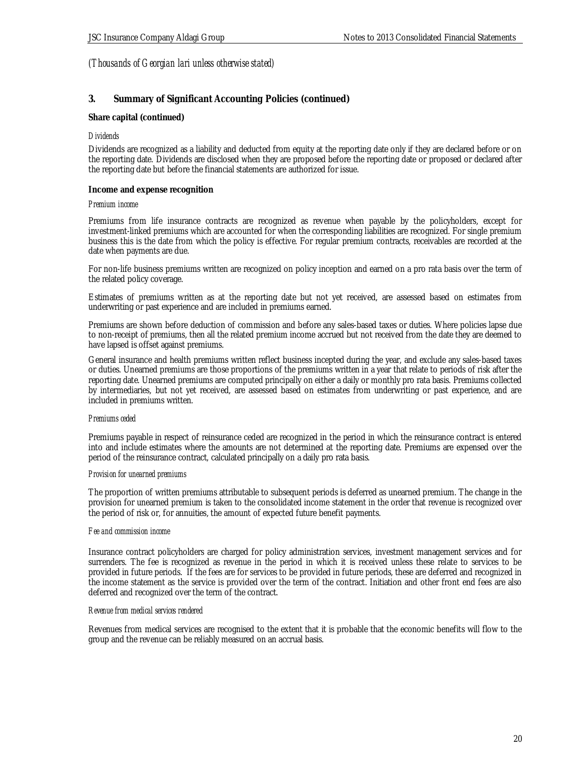*(Thousands of Georgian lari unless otherwise stated)*

## 3. Summary of Significant Accounting Policies (continued)

**Share capital (continued)**

*Dividends*

Dividends are recognized as a liability and deducted from equity at the reporting date only if they are declared before or on the reporting date. Dividends are disclosed when they are proposed before the reporting date or proposed or declared after the reporting date but before the financial statements are authorized for issue.

**Income and expense recognition**

*Premium income*

Premiums from life insurance contracts are recognized as revenue when payable by the policyholders, except for investment-linked premiums which are accounted for when the corresponding liabilities are recognized. For single premium business this is the date from which the policy is effective. For regular premium contracts, receivables are recorded at the date when payments are due.

For non-life business premiums written are recognized on policy inception and earned on a pro rata basis over the term of the related policy coverage.

Estimates of premiums written as at the reporting date but not yet received, are assessed based on estimates from underwriting or past experience and are included in premiums earned.

Premiums are shown before deduction of commission and before any sales-based taxes or duties. Where policies lapse due to non-receipt of premiums, then all the related premium income accrued but not received from the date they are deemed to have lapsed is offset against premiums.

General insurance and health premiums written reflect business incepted during the year, and exclude any sales-based taxes or duties. Unearned premiums are those proportions of the premiums written in a year that relate to periods of risk after the reporting date. Unearned premiums are computed principally on either a daily or monthly pro rata basis. Premiums collected by intermediaries, but not yet received, are assessed based on estimates from underwriting or past experience, and are included in premiums written.

*Premiums ceded*

Premiums payable in respect of reinsurance ceded are recognized in the period in which the reinsurance contract is entered into and include estimates where the amounts are not determined at the reporting date. Premiums are expensed over the period of the reinsurance contract, calculated principally on a daily pro rata basis.

*Provision for unearned premiums*

The proportion of written premiums attributable to subsequent periods is deferred as unearned premium. The change in the provision for unearned premium is taken to the consolidated income statement in the order that revenue is recognized over the period of risk or, for annuities, the amount of expected future benefit payments.

*Fee and commission income*

Insurance contract policyholders are charged for policy administration services, investment management services and for surrenders. The fee is recognized as revenue in the period in which it is received unless these relate to services to be provided in future periods. If the fees are for services to be provided in future periods, these are deferred and recognized in the income statement as the service is provided over the term of the contract. Initiation and other front end fees are also deferred and recognized over the term of the contract.

*Revenue from medical services rendered*

Revenues from medical services are recognised to the extent that it is probable that the economic benefits will flow to the group and the revenue can be reliably measured on an accrual basis.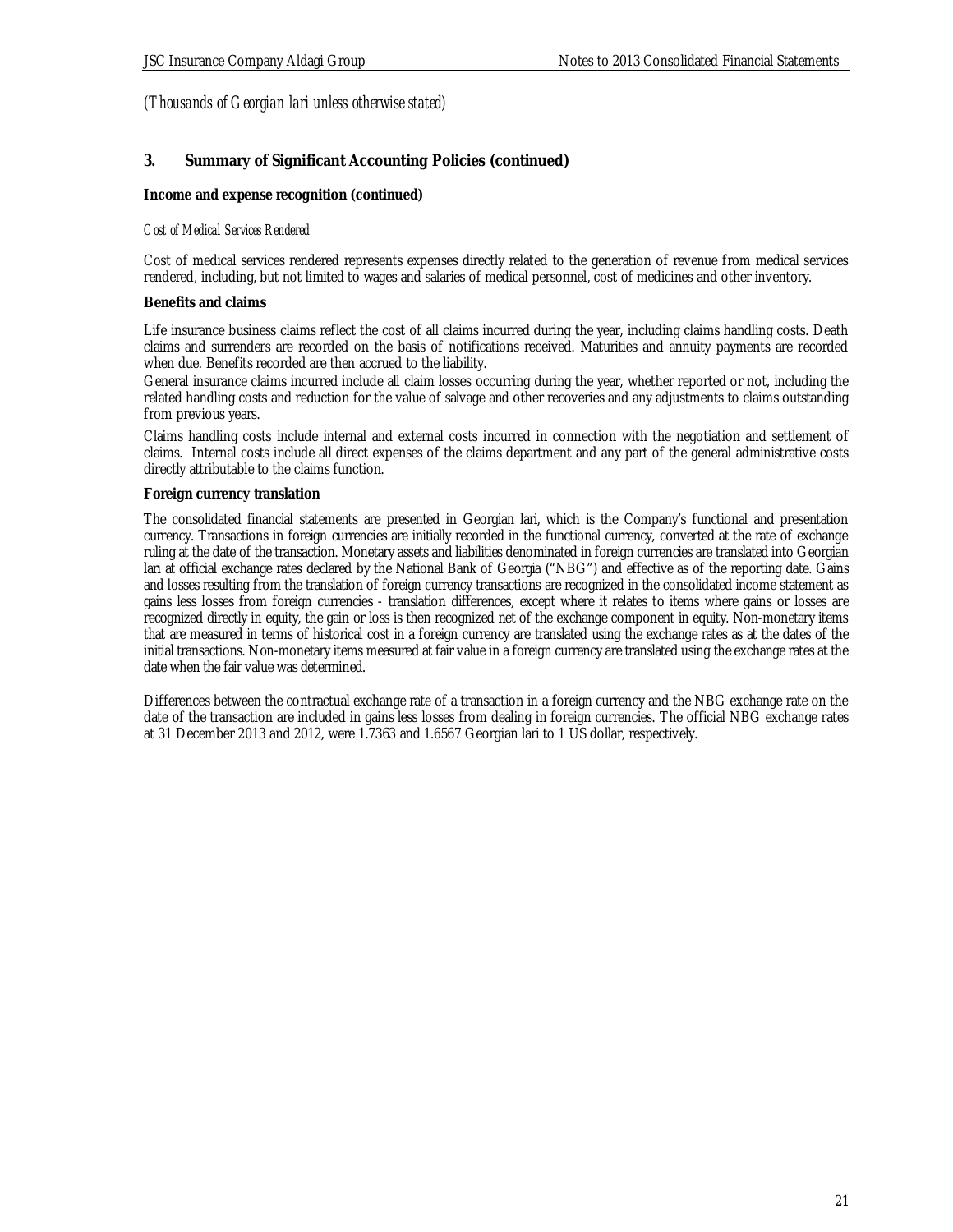*(Thousands of Georgian lari unless otherwise stated)*

## 3. Summary of Significant Accounting Policies (continued)

**Income and expense recognition (continued)**

*Cost of Medical Services Rendered*

Cost of medical services rendered represents expenses directly related to the generation of revenue from medical services rendered, including, but not limited to wages and salaries of medical personnel, cost of medicines and other inventory.

**Benefits and claims**

Life insurance business claims reflect the cost of all claims incurred during the year, including claims handling costs. Death claims and surrenders are recorded on the basis of notifications received. Maturities and annuity payments are recorded when due. Benefits recorded are then accrued to the liability.

General insurance claims incurred include all claim losses occurring during the year, whether reported or not, including the related handling costs and reduction for the value of salvage and other recoveries and any adjustments to claims outstanding from previous years.

Claims handling costs include internal and external costs incurred in connection with the negotiation and settlement of claims. Internal costs include all direct expenses of the claims department and any part of the general administrative costs directly attributable to the claims function.

**Foreign currency translation**

The consolidated financial statements are presented in Georgian lari, which is the Company's functional and presentation currency. Transactions in foreign currencies are initially recorded in the functional currency, converted at the rate of exchange ruling at the date of the transaction. Monetary assets and liabilities denominated in foreign currencies are translated into Georgian lari at official exchange rates declared by the National Bank of Georgia ("NBG") and effective as of the reporting date. Gains and losses resulting from the translation of foreign currency transactions are recognized in the consolidated income statement as gains less losses from foreign currencies - translation differences, except where it relates to items where gains or losses are recognized directly in equity, the gain or loss is then recognized net of the exchange component in equity. Non-monetary items that are measured in terms of historical cost in a foreign currency are translated using the exchange rates as at the dates of the initial transactions. Non-monetary items measured at fair value in a foreign currency are translated using the exchange rates at the date when the fair value was determined.

Differences between the contractual exchange rate of a transaction in a foreign currency and the NBG exchange rate on the date of the transaction are included in gains less losses from dealing in foreign currencies. The official NBG exchange rates at 31 December 2013 and 2012, were 1.7363 and 1.6567 Georgian lari to 1 US dollar, respectively.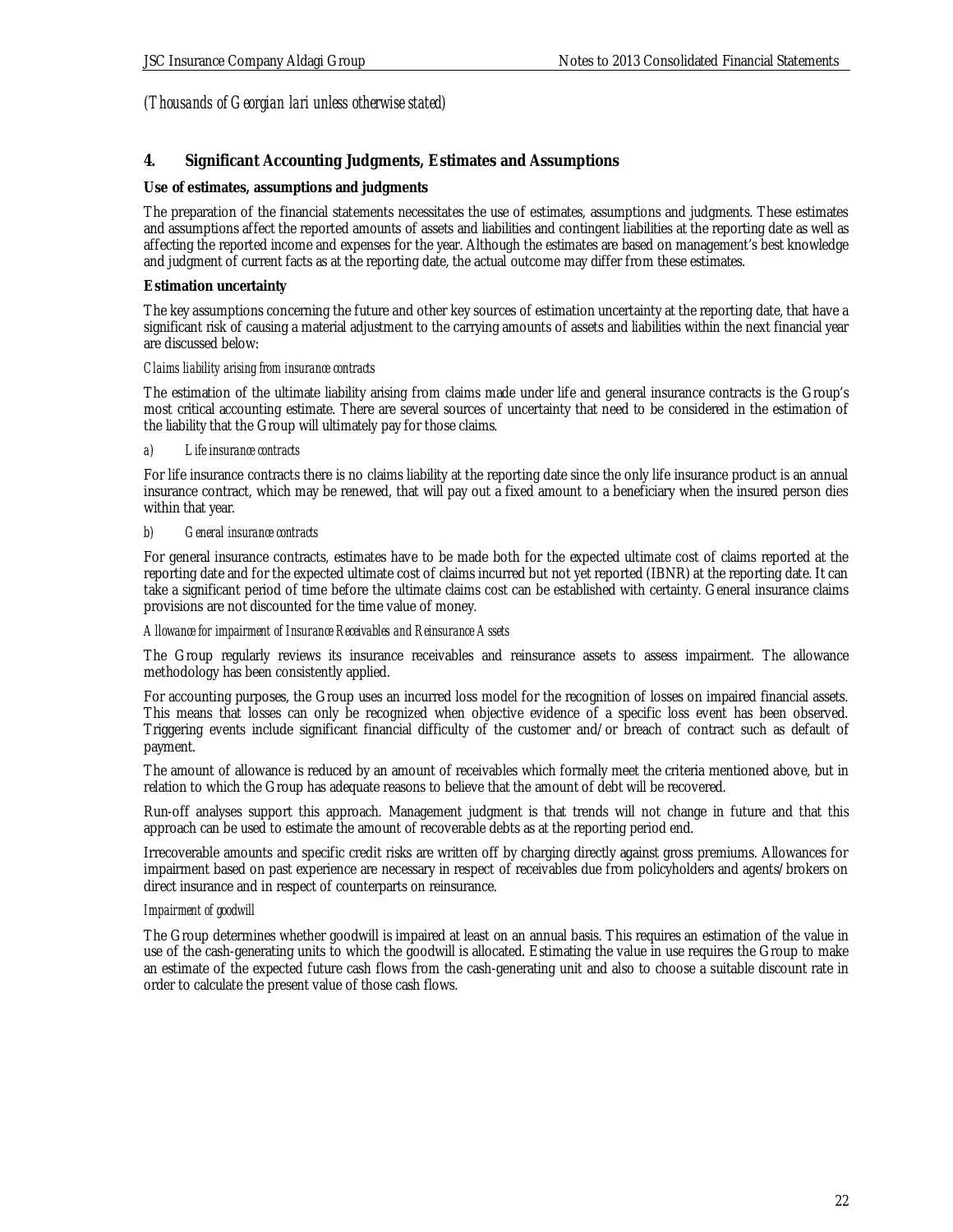*(Thousands of Georgian lari unless otherwise stated)*

## 4. Significant Accounting Judgments, Estimates and Assumptions

**Use of estimates, assumptions and judgments**

The preparation of the financial statements necessitates the use of estimates, assumptions and judgments. These estimates and assumptions affect the reported amounts of assets and liabilities and contingent liabilities at the reporting date as well as affecting the reported income and expenses for the year. Although the estimates are based on management's best knowledge and judgment of current facts as at the reporting date, the actual outcome may differ from these estimates.

**Estimation uncertainty**

The key assumptions concerning the future and other key sources of estimation uncertainty at the reporting date, that have a significant risk of causing a material adjustment to the carrying amounts of assets and liabilities within the next financial year are discussed below:

*Claims liability arising from insurance contracts*

The estimation of the ultimate liability arising from claims made under life and general insurance contracts is the Group's most critical accounting estimate. There are several sources of uncertainty that need to be considered in the estimation of the liability that the Group will ultimately pay for those claims.

*a) Life insurance contracts*

For life insurance contracts there is no claims liability at the reporting date since the only life insurance product is an annual insurance contract, which may be renewed, that will pay out a fixed amount to a beneficiary when the insured person dies within that year.

*b) General insurance contracts*

For general insurance contracts, estimates have to be made both for the expected ultimate cost of claims reported at the reporting date and for the expected ultimate cost of claims incurred but not yet reported (IBNR) at the reporting date. It can take a significant period of time before the ultimate claims cost can be established with certainty. General insurance claims provisions are not discounted for the time value of money.

*Allowance for impairment of Insurance Receivables and Reinsurance Assets*

The Group regularly reviews its insurance receivables and reinsurance assets to assess impairment. The allowance methodology has been consistently applied.

For accounting purposes, the Group uses an incurred loss model for the recognition of losses on impaired financial assets. This means that losses can only be recognized when objective evidence of a specific loss event has been observed. Triggering events include significant financial difficulty of the customer and/or breach of contract such as default of payment.

The amount of allowance is reduced by an amount of receivables which formally meet the criteria mentioned above, but in relation to which the Group has adequate reasons to believe that the amount of debt will be recovered.

Run-off analyses support this approach. Management judgment is that trends will not change in future and that this approach can be used to estimate the amount of recoverable debts as at the reporting period end.

Irrecoverable amounts and specific credit risks are written off by charging directly against gross premiums. Allowances for impairment based on past experience are necessary in respect of receivables due from policyholders and agents/brokers on direct insurance and in respect of counterparts on reinsurance.

*Impairment of goodwill*

The Group determines whether goodwill is impaired at least on an annual basis. This requires an estimation of the value in use of the cash-generating units to which the goodwill is allocated. Estimating the value in use requires the Group to make an estimate of the expected future cash flows from the cash-generating unit and also to choose a suitable discount rate in order to calculate the present value of those cash flows.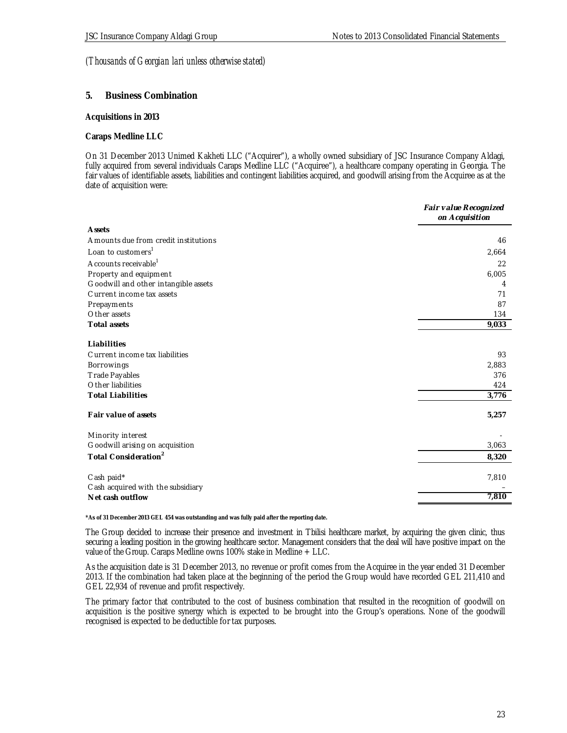*(Thousands of Georgian lari unless otherwise stated)*

## 5. Business Combination

**Acquisitions in 2013**

**Caraps Medline LLC**

On 31 December 2013 Unimed Kakheti LLC ("Acquirer"), a wholly owned subsidiary of JSC Insurance Company Aldagi, fully acquired from several individuals Caraps Medline LLC ("Acquiree"), a healthcare company operating in Georgia. The fair values of identifiable assets, liabilities and contingent liabilities acquired, and goodwill arising from the Acquiree as at the date of acquisition were:

| | *Fair value Recognized on Acquisition* |
|---|---|
| **Assets** | |
| Amounts due from credit institutions | 46 |
| Loan to customers[1] | 2,664 |
| Accounts receivable[1] | 22 |
| Property and equipment | 6,005 |
| Goodwill and other intangible assets | 4 |
| Current income tax assets | 71 |
| Prepayments | 87 |
| Other assets | 134 |
| **Total assets** | **9,033** |
| **Liabilities** | |
| Current income tax liabilities | 93 |
| Borrowings | 2,883 |
| Trade Payables | 376 |
| Other liabilities | 424 |
| **Total Liabilities** | **3,776** |
| **Fair value of assets** | **5,257** |
| Minority interest | - |
| Goodwill arising on acquisition | 3,063 |
| **Total Consideration[2]** | **8,320** |
| Cash paid* | 7,810 |
| Cash acquired with the subsidiary | – |
| **Net cash outflow** | **7,810** |

**\*As of 31 December 2013 GEL 454 was outstanding and was fully paid after the reporting date.**

The Group decided to increase their presence and investment in Tbilisi healthcare market, by acquiring the given clinic, thus securing a leading position in the growing healthcare sector. Management considers that the deal will have positive impact on the value of the Group. Caraps Medline owns 100% stake in Medline + LLC.

As the acquisition date is 31 December 2013, no revenue or profit comes from the Acquiree in the year ended 31 December 2013. If the combination had taken place at the beginning of the period the Group would have recorded GEL 211,410 and GEL 22,934 of revenue and profit respectively.

The primary factor that contributed to the cost of business combination that resulted in the recognition of goodwill on acquisition is the positive synergy which is expected to be brought into the Group's operations. None of the goodwill recognised is expected to be deductible for tax purposes.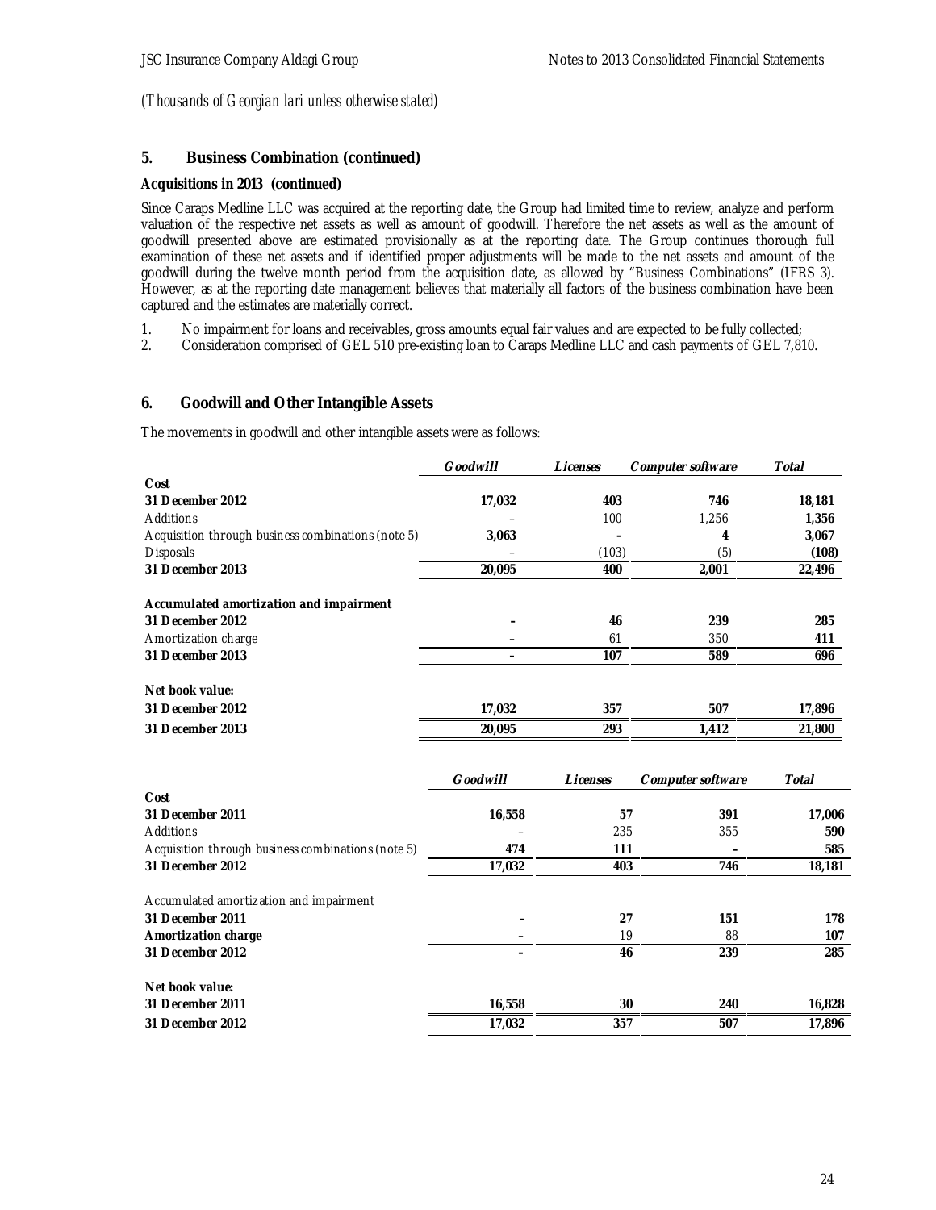*(Thousands of Georgian lari unless otherwise stated)*

## 5. Business Combination (continued)

### Acquisitions in 2013 (continued)

Since Caraps Medline LLC was acquired at the reporting date, the Group had limited time to review, analyze and perform valuation of the respective net assets as well as amount of goodwill. Therefore the net assets as well as the amount of goodwill presented above are estimated provisionally as at the reporting date. The Group continues thorough full examination of these net assets and if identified proper adjustments will be made to the net assets and amount of the goodwill during the twelve month period from the acquisition date, as allowed by "Business Combinations" (IFRS 3). However, as at the reporting date management believes that materially all factors of the business combination have been captured and the estimates are materially correct.

1. No impairment for loans and receivables, gross amounts equal fair values and are expected to be fully collected;
2. Consideration comprised of GEL 510 pre-existing loan to Caraps Medline LLC and cash payments of GEL 7,810.

## 6. Goodwill and Other Intangible Assets

The movements in goodwill and other intangible assets were as follows:

| | *Goodwill* | *Licenses* | *Computer software* | *Total* |
|---|---|---|---|---|
| **Cost** | | | | |
| **31 December 2012** | **17,032** | **403** | **746** | **18,181** |
| Additions | – | 100 | 1,256 | **1,356** |
| Acquisition through business combinations (note 5) | **3,063** | **–** | **4** | **3,067** |
| Disposals | – | (103) | (5) | **(108)** |
| **31 December 2013** | **20,095** | **400** | **2,001** | **22,496** |
| | | | | |
| **Accumulated amortization and impairment** | | | | |
| **31 December 2012** | **–** | **46** | **239** | **285** |
| Amortization charge | – | 61 | 350 | **411** |
| **31 December 2013** | **–** | **107** | **589** | **696** |
| | | | | |
| **Net book value:** | | | | |
| **31 December 2012** | **17,032** | **357** | **507** | **17,896** |
| **31 December 2013** | **20,095** | **293** | **1,412** | **21,800** |

| | *Goodwill* | *Licenses* | *Computer software* | *Total* |
|---|---|---|---|---|
| **Cost** | | | | |
| **31 December 2011** | **16,558** | **57** | **391** | **17,006** |
| Additions | – | 235 | 355 | **590** |
| Acquisition through business combinations (note 5) | **474** | **111** | **–** | **585** |
| **31 December 2012** | **17,032** | **403** | **746** | **18,181** |
| | | | | |
| Accumulated amortization and impairment | | | | |
| **31 December 2011** | **–** | **27** | **151** | **178** |
| **Amortization charge** | – | 19 | 88 | **107** |
| **31 December 2012** | **–** | **46** | **239** | **285** |
| | | | | |
| **Net book value:** | | | | |
| **31 December 2011** | **16,558** | **30** | **240** | **16,828** |
| **31 December 2012** | **17,032** | **357** | **507** | **17,896** |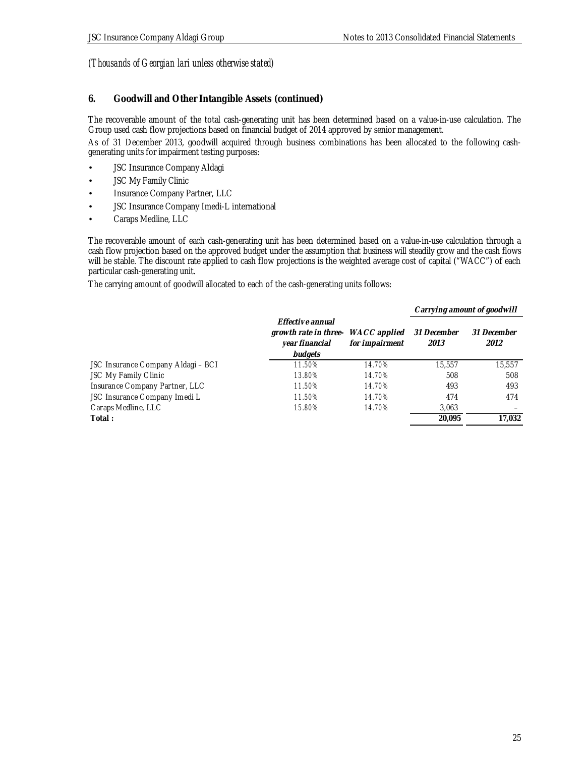*(Thousands of Georgian lari unless otherwise stated)*

## 6. Goodwill and Other Intangible Assets (continued)

The recoverable amount of the total cash-generating unit has been determined based on a value-in-use calculation. The Group used cash flow projections based on financial budget of 2014 approved by senior management.

As of 31 December 2013, goodwill acquired through business combinations has been allocated to the following cash-generating units for impairment testing purposes:

- JSC Insurance Company Aldagi
- JSC My Family Clinic
- Insurance Company Partner, LLC
- JSC Insurance Company Imedi-L international
- Caraps Medline, LLC

The recoverable amount of each cash-generating unit has been determined based on a value-in-use calculation through a cash flow projection based on the approved budget under the assumption that business will steadily grow and the cash flows will be stable. The discount rate applied to cash flow projections is the weighted average cost of capital ("WACC") of each particular cash-generating unit.

The carrying amount of goodwill allocated to each of the cash-generating units follows:

| | | | *Carrying amount of goodwill* | |
|---|---|---|---|---|
| | ***Effective annual growth rate in three-year financial budgets*** | ***WACC applied for impairment*** | ***31 December 2013*** | ***31 December 2012*** |
| JSC Insurance Company Aldagi – BCI | 11.50% | 14.70% | 15,557 | 15,557 |
| JSC My Family Clinic | 13.80% | 14.70% | 508 | 508 |
| Insurance Company Partner, LLC | 11.50% | 14.70% | 493 | 493 |
| JSC Insurance Company Imedi L | 11.50% | 14.70% | 474 | 474 |
| Caraps Medline, LLC | 15.80% | 14.70% | 3,063 | – |
| **Total :** | | | **20,095** | **17,032** |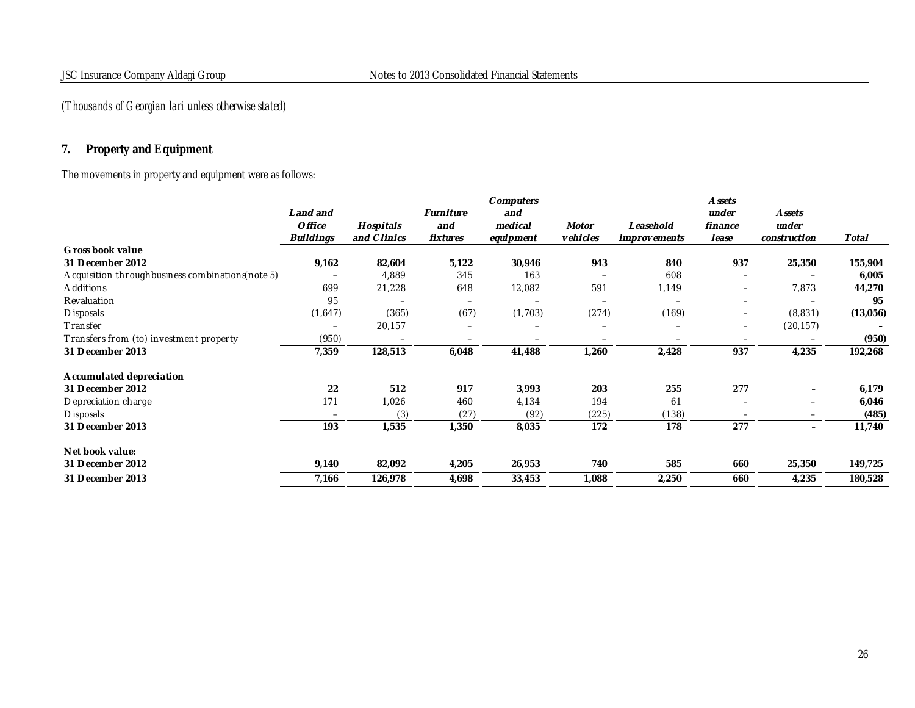*(Thousands of Georgian lari unless otherwise stated)*

## 7. Property and Equipment

The movements in property and equipment were as follows:

| | *Land and Office Buildings* | *Hospitals and Clinics* | *Furniture and fixtures* | *Computers and medical equipment* | *Motor vehicles* | *Leasehold improvements* | *Assets under finance lease* | *Assets under construction* | *Total* |
|---|---|---|---|---|---|---|---|---|---|
| **Gross book value** | | | | | | | | | |
| **31 December 2012** | **9,162** | **82,604** | **5,122** | **30,946** | **943** | **840** | **937** | **25,350** | **155,904** |
| Acquisition through business combinations (note 5) | – | 4,889 | 345 | 163 | – | 608 | – | – | **6,005** |
| Additions | 699 | 21,228 | 648 | 12,082 | 591 | 1,149 | – | 7,873 | **44,270** |
| Revaluation | 95 | – | – | – | – | – | – | – | **95** |
| Disposals | (1,647) | (365) | (67) | (1,703) | (274) | (169) | – | (8,831) | **(13,056)** |
| Transfer | – | 20,157 | – | – | – | – | – | (20,157) | **–** |
| Transfers from (to) investment property | (950) | – | – | – | – | – | – | – | **(950)** |
| **31 December 2013** | **7,359** | **128,513** | **6,048** | **41,488** | **1,260** | **2,428** | **937** | **4,235** | **192,268** |
| **Accumulated depreciation** | | | | | | | | | |
| **31 December 2012** | **22** | **512** | **917** | **3,993** | **203** | **255** | **277** | **–** | **6,179** |
| Depreciation charge | 171 | 1,026 | 460 | 4,134 | 194 | 61 | – | – | **6,046** |
| Disposals | – | (3) | (27) | (92) | (225) | (138) | – | – | **(485)** |
| **31 December 2013** | **193** | **1,535** | **1,350** | **8,035** | **172** | **178** | **277** | **–** | **11,740** |
| **Net book value:** | | | | | | | | | |
| **31 December 2012** | **9,140** | **82,092** | **4,205** | **26,953** | **740** | **585** | **660** | **25,350** | **149,725** |
| **31 December 2013** | **7,166** | **126,978** | **4,698** | **33,453** | **1,088** | **2,250** | **660** | **4,235** | **180,528** |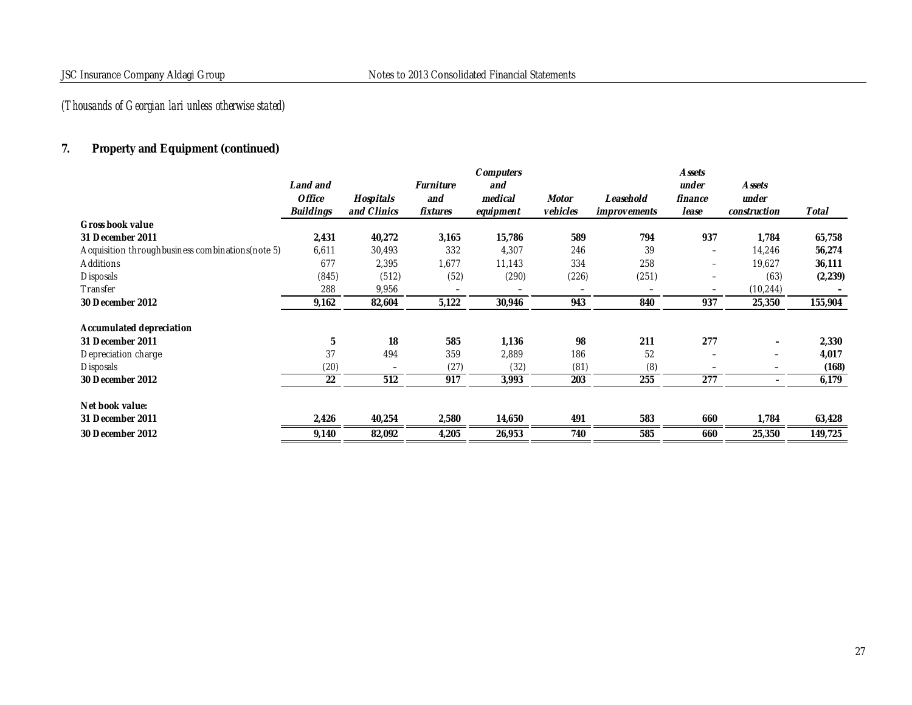*(Thousands of Georgian lari unless otherwise stated)*

## 7. Property and Equipment (continued)

| | *Land and Office Buildings* | *Hospitals and Clinics* | *Furniture and fixtures* | *Computers and medical equipment* | *Motor vehicles* | *Leasehold improvements* | *Assets under finance lease* | *Assets under construction* | *Total* |
|---|---|---|---|---|---|---|---|---|---|
| **Gross book value** | | | | | | | | | |
| **31 December 2011** | **2,431** | **40,272** | **3,165** | **15,786** | **589** | **794** | **937** | **1,784** | **65,758** |
| Acquisition through business combinations (note 5) | 6,611 | 30,493 | 332 | 4,307 | 246 | 39 | – | 14,246 | **56,274** |
| Additions | 677 | 2,395 | 1,677 | 11,143 | 334 | 258 | – | 19,627 | **36,111** |
| Disposals | (845) | (512) | (52) | (290) | (226) | (251) | – | (63) | **(2,239)** |
| Transfer | 288 | 9,956 | – | – | – | – | – | (10,244) | **-** |
| **30 December 2012** | **9,162** | **82,604** | **5,122** | **30,946** | **943** | **840** | **937** | **25,350** | **155,904** |
| **Accumulated depreciation** | | | | | | | | | |
| **31 December 2011** | **5** | **18** | **585** | **1,136** | **98** | **211** | **277** | **-** | **2,330** |
| Depreciation charge | 37 | 494 | 359 | 2,889 | 186 | 52 | – | – | **4,017** |
| Disposals | (20) | – | (27) | (32) | (81) | (8) | – | – | **(168)** |
| **30 December 2012** | **22** | **512** | **917** | **3,993** | **203** | **255** | **277** | **-** | **6,179** |
| **Net book value:** | | | | | | | | | |
| **31 December 2011** | **2,426** | **40,254** | **2,580** | **14,650** | **491** | **583** | **660** | **1,784** | **63,428** |
| **30 December 2012** | **9,140** | **82,092** | **4,205** | **26,953** | **740** | **585** | **660** | **25,350** | **149,725** |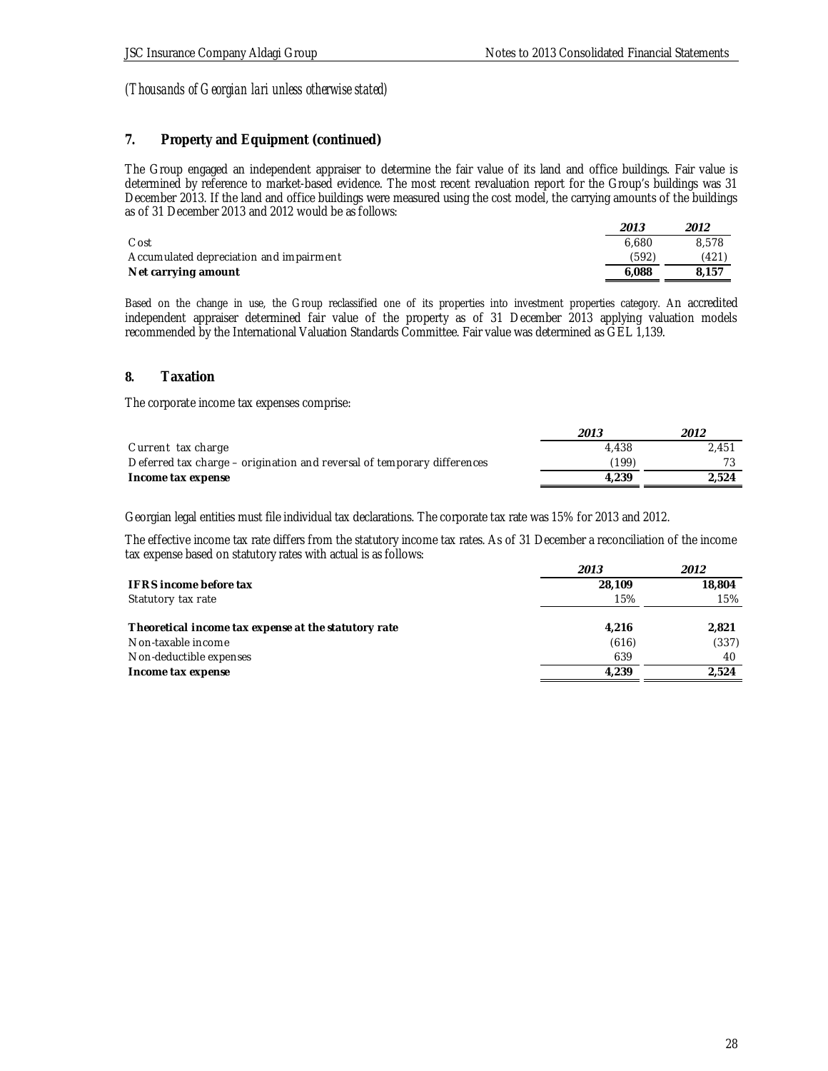*(Thousands of Georgian lari unless otherwise stated)*

## 7. Property and Equipment (continued)

The Group engaged an independent appraiser to determine the fair value of its land and office buildings. Fair value is determined by reference to market-based evidence. The most recent revaluation report for the Group's buildings was 31 December 2013. If the land and office buildings were measured using the cost model, the carrying amounts of the buildings as of 31 December 2013 and 2012 would be as follows:

| | *2013* | *2012* |
|---|---|---|
| Cost | 6,680 | 8,578 |
| Accumulated depreciation and impairment | (592) | (421) |
| **Net carrying amount** | **6,088** | **8,157** |

Based on the change in use, the Group reclassified one of its properties into investment properties category. An accredited independent appraiser determined fair value of the property as of 31 December 2013 applying valuation models recommended by the International Valuation Standards Committee. Fair value was determined as GEL 1,139.

## 8. Taxation

The corporate income tax expenses comprise:

| | *2013* | *2012* |
|---|---|---|
| Current tax charge | 4,438 | 2,451 |
| Deferred tax charge – origination and reversal of temporary differences | (199) | 73 |
| **Income tax expense** | **4,239** | **2,524** |

Georgian legal entities must file individual tax declarations. The corporate tax rate was 15% for 2013 and 2012.

The effective income tax rate differs from the statutory income tax rates. As of 31 December a reconciliation of the income tax expense based on statutory rates with actual is as follows:

| | *2013* | *2012* |
|---|---|---|
| **IFRS income before tax** | **28,109** | **18,804** |
| Statutory tax rate | 15% | 15% |
| **Theoretical income tax expense at the statutory rate** | **4,216** | **2,821** |
| Non-taxable income | (616) | (337) |
| Non-deductible expenses | 639 | 40 |
| **Income tax expense** | **4,239** | **2,524** |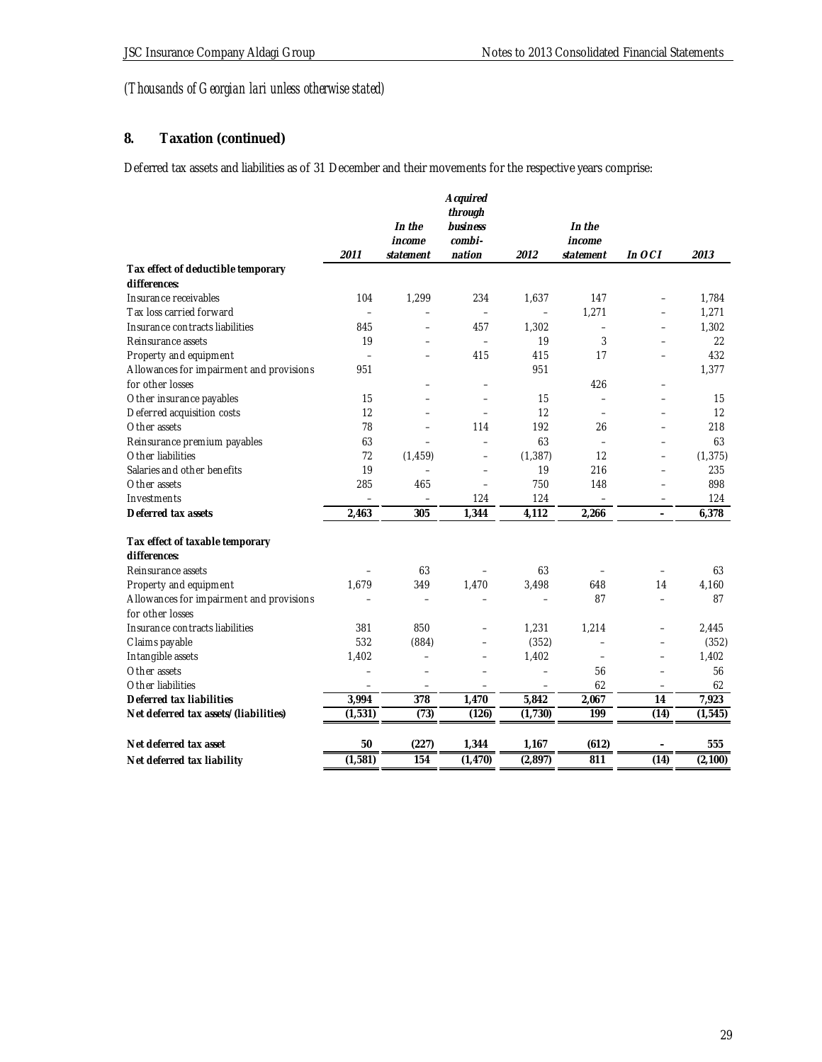*(Thousands of Georgian lari unless otherwise stated)*

## 8. Taxation (continued)

Deferred tax assets and liabilities as of 31 December and their movements for the respective years comprise:

| | *2011* | *In the income statement* | *Acquired through business combi-nation* | *2012* | *In the income statement* | *In OCI* | *2013* |
|---|---|---|---|---|---|---|---|
| **Tax effect of deductible temporary differences:** | | | | | | | |
| Insurance receivables | 104 | 1,299 | 234 | 1,637 | 147 | – | 1,784 |
| Tax loss carried forward | – | – | – | – | 1,271 | – | 1,271 |
| Insurance contracts liabilities | 845 | – | 457 | 1,302 | – | – | 1,302 |
| Reinsurance assets | 19 | – | – | 19 | 3 | – | 22 |
| Property and equipment | – | – | 415 | 415 | 17 | – | 432 |
| Allowances for impairment and provisions for other losses | 951 | – | – | 951 | 426 | – | 1,377 |
| Other insurance payables | 15 | – | – | 15 | – | – | 15 |
| Deferred acquisition costs | 12 | – | – | 12 | – | – | 12 |
| Other assets | 78 | – | 114 | 192 | 26 | – | 218 |
| Reinsurance premium payables | 63 | – | – | 63 | – | – | 63 |
| Other liabilities | 72 | (1,459) | – | (1,387) | 12 | – | (1,375) |
| Salaries and other benefits | 19 | – | – | 19 | 216 | – | 235 |
| Other assets | 285 | 465 | – | 750 | 148 | – | 898 |
| Investments | – | – | 124 | 124 | – | – | 124 |
| **Deferred tax assets** | **2,463** | **305** | **1,344** | **4,112** | **2,266** | **–** | **6,378** |
| | | | | | | | |
| **Tax effect of taxable temporary differences:** | | | | | | | |
| Reinsurance assets | – | 63 | – | 63 | – | – | 63 |
| Property and equipment | 1,679 | 349 | 1,470 | 3,498 | 648 | 14 | 4,160 |
| Allowances for impairment and provisions for other losses | – | – | – | – | 87 | – | 87 |
| Insurance contracts liabilities | 381 | 850 | – | 1,231 | 1,214 | – | 2,445 |
| Claims payable | 532 | (884) | – | (352) | – | – | (352) |
| Intangible assets | 1,402 | – | – | 1,402 | – | – | 1,402 |
| Other assets | – | – | – | – | 56 | – | 56 |
| Other liabilities | – | – | – | – | 62 | – | 62 |
| **Deferred tax liabilities** | **3,994** | **378** | **1,470** | **5,842** | **2,067** | **14** | **7,923** |
| **Net deferred tax assets/(liabilities)** | **(1,531)** | **(73)** | **(126)** | **(1,730)** | **199** | **(14)** | **(1,545)** |
| | | | | | | | |
| **Net deferred tax asset** | **50** | **(227)** | **1,344** | **1,167** | **(612)** | **–** | **555** |
| **Net deferred tax liability** | **(1,581)** | **154** | **(1,470)** | **(2,897)** | **811** | **(14)** | **(2,100)** |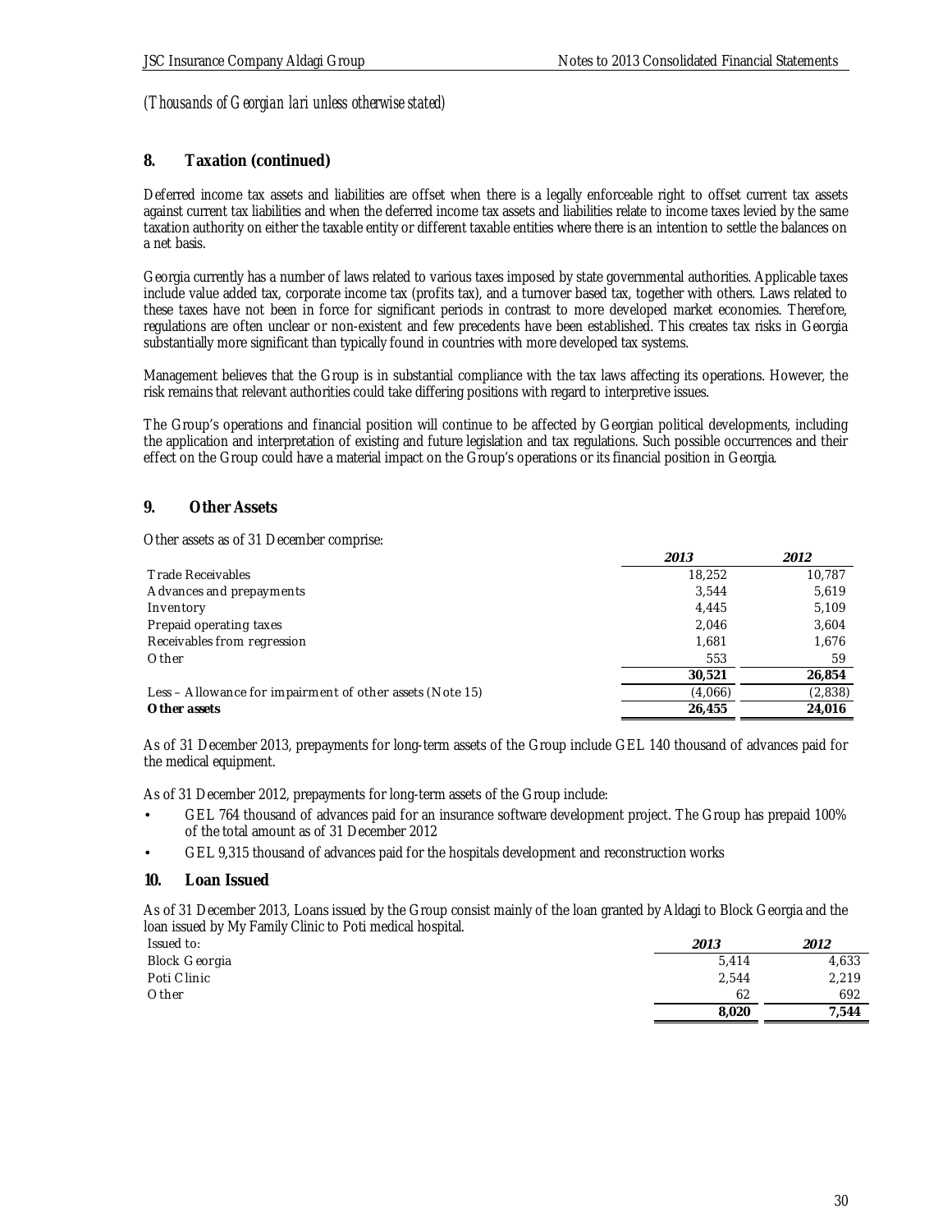*(Thousands of Georgian lari unless otherwise stated)*

## 8. Taxation (continued)

Deferred income tax assets and liabilities are offset when there is a legally enforceable right to offset current tax assets against current tax liabilities and when the deferred income tax assets and liabilities relate to income taxes levied by the same taxation authority on either the taxable entity or different taxable entities where there is an intention to settle the balances on a net basis.

Georgia currently has a number of laws related to various taxes imposed by state governmental authorities. Applicable taxes include value added tax, corporate income tax (profits tax), and a turnover based tax, together with others. Laws related to these taxes have not been in force for significant periods in contrast to more developed market economies. Therefore, regulations are often unclear or non-existent and few precedents have been established. This creates tax risks in Georgia substantially more significant than typically found in countries with more developed tax systems.

Management believes that the Group is in substantial compliance with the tax laws affecting its operations. However, the risk remains that relevant authorities could take differing positions with regard to interpretive issues.

The Group's operations and financial position will continue to be affected by Georgian political developments, including the application and interpretation of existing and future legislation and tax regulations. Such possible occurrences and their effect on the Group could have a material impact on the Group's operations or its financial position in Georgia.

## 9. Other Assets

Other assets as of 31 December comprise:

| | *2013* | *2012* |
|---|---|---|
| Trade Receivables | 18,252 | 10,787 |
| Advances and prepayments | 3,544 | 5,619 |
| Inventory | 4,445 | 5,109 |
| Prepaid operating taxes | 2,046 | 3,604 |
| Receivables from regression | 1,681 | 1,676 |
| Other | 553 | 59 |
| | **30,521** | **26,854** |
| Less – Allowance for impairment of other assets (Note 15) | (4,066) | (2,838) |
| **Other assets** | **26,455** | **24,016** |

As of 31 December 2013, prepayments for long-term assets of the Group include GEL 140 thousand of advances paid for the medical equipment.

As of 31 December 2012, prepayments for long-term assets of the Group include:

- GEL 764 thousand of advances paid for an insurance software development project. The Group has prepaid 100% of the total amount as of 31 December 2012
- GEL 9,315 thousand of advances paid for the hospitals development and reconstruction works

## 10. Loan Issued

As of 31 December 2013, Loans issued by the Group consist mainly of the loan granted by Aldagi to Block Georgia and the loan issued by My Family Clinic to Poti medical hospital.

| Issued to: | *2013* | *2012* |
|---|---|---|
| Block Georgia | 5,414 | 4,633 |
| Poti Clinic | 2,544 | 2,219 |
| Other | 62 | 692 |
| | **8,020** | **7,544** |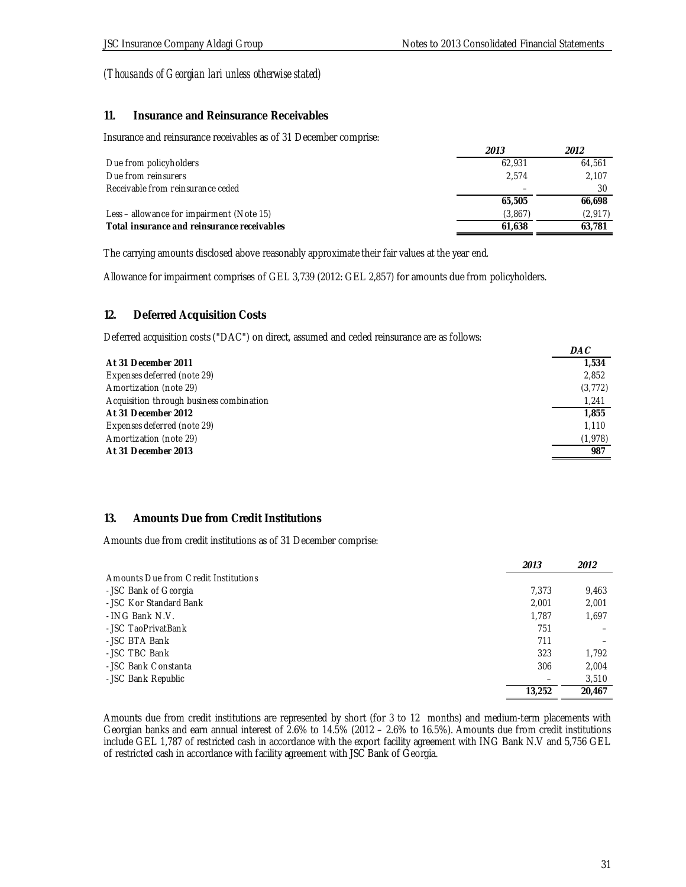*(Thousands of Georgian lari unless otherwise stated)*

## 11. Insurance and Reinsurance Receivables

Insurance and reinsurance receivables as of 31 December comprise:

| | *2013* | *2012* |
|---|---|---|
| Due from policyholders | 62,931 | 64,561 |
| Due from reinsurers | 2,574 | 2,107 |
| Receivable from reinsurance ceded | – | 30 |
| | **65,505** | **66,698** |
| Less – allowance for impairment (Note 15) | (3,867) | (2,917) |
| **Total insurance and reinsurance receivables** | **61,638** | **63,781** |

The carrying amounts disclosed above reasonably approximate their fair values at the year end.

Allowance for impairment comprises of GEL 3,739 (2012: GEL 2,857) for amounts due from policyholders.

## 12. Deferred Acquisition Costs

Deferred acquisition costs ("DAC") on direct, assumed and ceded reinsurance are as follows:

| | *DAC* |
|---|---|
| **At 31 December 2011** | **1,534** |
| Expenses deferred (note 29) | 2,852 |
| Amortization (note 29) | (3,772) |
| Acquisition through business combination | 1,241 |
| **At 31 December 2012** | **1,855** |
| Expenses deferred (note 29) | 1,110 |
| Amortization (note 29) | (1,978) |
| **At 31 December 2013** | **987** |

## 13. Amounts Due from Credit Institutions

Amounts due from credit institutions as of 31 December comprise:

| | *2013* | *2012* |
|---|---|---|
| Amounts Due from Credit Institutions | | |
| - JSC Bank of Georgia | 7,373 | 9,463 |
| - JSC Kor Standard Bank | 2,001 | 2,001 |
| - ING Bank N.V. | 1,787 | 1,697 |
| - JSC TaoPrivatBank | 751 | – |
| - JSC BTA Bank | 711 | – |
| - JSC TBC Bank | 323 | 1,792 |
| - JSC Bank Constanta | 306 | 2,004 |
| - JSC Bank Republic | – | 3,510 |
| | **13,252** | **20,467** |

Amounts due from credit institutions are represented by short (for 3 to 12 months) and medium-term placements with Georgian banks and earn annual interest of 2.6% to 14.5% (2012 – 2.6% to 16.5%). Amounts due from credit institutions include GEL 1,787 of restricted cash in accordance with the export facility agreement with ING Bank N.V and 5,756 GEL of restricted cash in accordance with facility agreement with JSC Bank of Georgia.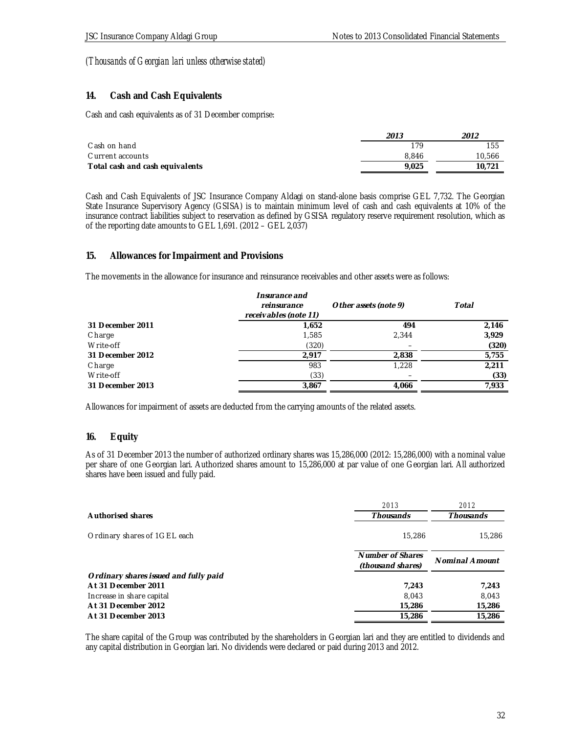*(Thousands of Georgian lari unless otherwise stated)*

## 14. Cash and Cash Equivalents

Cash and cash equivalents as of 31 December comprise:

| | 2013 | 2012 |
|---|---|---|
| Cash on hand | 179 | 155 |
| Current accounts | 8,846 | 10,566 |
| **Total cash and cash equivalents** | **9,025** | **10,721** |

Cash and Cash Equivalents of JSC Insurance Company Aldagi on stand-alone basis comprise GEL 7,732. The Georgian State Insurance Supervisory Agency (GSISA) is to maintain minimum level of cash and cash equivalents at 10% of the insurance contract liabilities subject to reservation as defined by GSISA regulatory reserve requirement resolution, which as of the reporting date amounts to GEL 1,691. (2012 – GEL 2,037)

## 15. Allowances for Impairment and Provisions

The movements in the allowance for insurance and reinsurance receivables and other assets were as follows:

| | *Insurance and reinsurance receivables (note 11)* | *Other assets (note 9)* | *Total* |
|---|---|---|---|
| **31 December 2011** | **1,652** | **494** | **2,146** |
| Charge | 1,585 | 2,344 | **3,929** |
| Write-off | (320) | – | **(320)** |
| **31 December 2012** | **2,917** | **2,838** | **5,755** |
| Charge | 983 | 1,228 | **2,211** |
| Write-off | (33) | – | **(33)** |
| **31 December 2013** | **3,867** | **4,066** | **7,933** |

Allowances for impairment of assets are deducted from the carrying amounts of the related assets.

## 16. Equity

As of 31 December 2013 the number of authorized ordinary shares was 15,286,000 (2012: 15,286,000) with a nominal value per share of one Georgian lari. Authorized shares amount to 15,286,000 at par value of one Georgian lari. All authorized shares have been issued and fully paid.

| | 2013 | 2012 |
|---|---|---|
| **Authorised shares** | ***Thousands*** | ***Thousands*** |
| Ordinary shares of 1GEL each | 15,286 | 15,286 |

| | *Number of Shares (thousand shares)* | *Nominal Amount* |
|---|---|---|
| ***Ordinary shares issued and fully paid*** | | |
| **At 31 December 2011** | **7,243** | **7,243** |
| Increase in share capital | 8,043 | 8,043 |
| **At 31 December 2012** | **15,286** | **15,286** |
| **At 31 December 2013** | **15,286** | **15,286** |

The share capital of the Group was contributed by the shareholders in Georgian lari and they are entitled to dividends and any capital distribution in Georgian lari. No dividends were declared or paid during 2013 and 2012.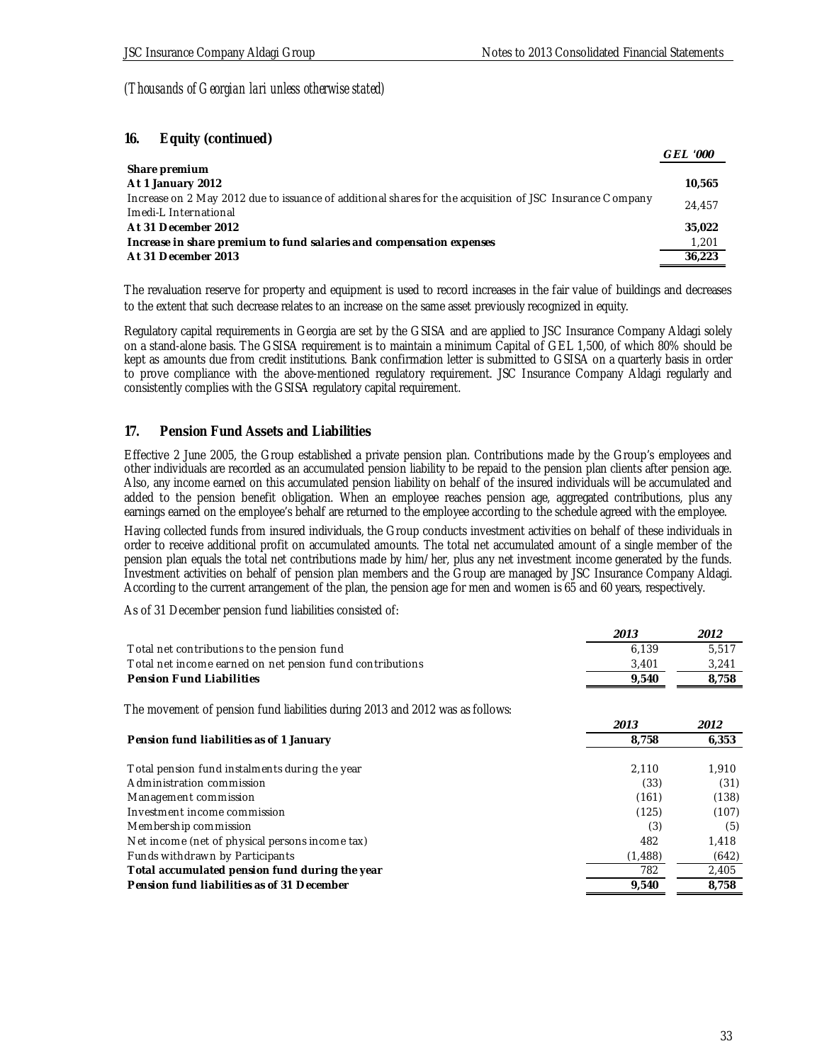*(Thousands of Georgian lari unless otherwise stated)*

## 16. Equity (continued)

| | GEL '000 |
|---|---|
| **Share premium** | |
| **At 1 January 2012** | **10,565** |
| Increase on 2 May 2012 due to issuance of additional shares for the acquisition of JSC Insurance Company Imedi-L International | 24,457 |
| **At 31 December 2012** | **35,022** |
| **Increase in share premium to fund salaries and compensation expenses** | 1,201 |
| **At 31 December 2013** | **36,223** |

The revaluation reserve for property and equipment is used to record increases in the fair value of buildings and decreases to the extent that such decrease relates to an increase on the same asset previously recognized in equity.

Regulatory capital requirements in Georgia are set by the GSISA and are applied to JSC Insurance Company Aldagi solely on a stand-alone basis. The GSISA requirement is to maintain a minimum Capital of GEL 1,500, of which 80% should be kept as amounts due from credit institutions. Bank confirmation letter is submitted to GSISA on a quarterly basis in order to prove compliance with the above-mentioned regulatory requirement. JSC Insurance Company Aldagi regularly and consistently complies with the GSISA regulatory capital requirement.

## 17. Pension Fund Assets and Liabilities

Effective 2 June 2005, the Group established a private pension plan. Contributions made by the Group's employees and other individuals are recorded as an accumulated pension liability to be repaid to the pension plan clients after pension age. Also, any income earned on this accumulated pension liability on behalf of the insured individuals will be accumulated and added to the pension benefit obligation. When an employee reaches pension age, aggregated contributions, plus any earnings earned on the employee's behalf are returned to the employee according to the schedule agreed with the employee.

Having collected funds from insured individuals, the Group conducts investment activities on behalf of these individuals in order to receive additional profit on accumulated amounts. The total net accumulated amount of a single member of the pension plan equals the total net contributions made by him/her, plus any net investment income generated by the funds. Investment activities on behalf of pension plan members and the Group are managed by JSC Insurance Company Aldagi. According to the current arrangement of the plan, the pension age for men and women is 65 and 60 years, respectively.

As of 31 December pension fund liabilities consisted of:

| | 2013 | 2012 |
|---|---|---|
| Total net contributions to the pension fund | 6,139 | 5,517 |
| Total net income earned on net pension fund contributions | 3,401 | 3,241 |
| **Pension Fund Liabilities** | **9,540** | **8,758** |

The movement of pension fund liabilities during 2013 and 2012 was as follows:

| | 2013 | 2012 |
|---|---|---|
| **Pension fund liabilities as of 1 January** | **8,758** | **6,353** |
| Total pension fund instalments during the year | 2,110 | 1,910 |
| Administration commission | (33) | (31) |
| Management commission | (161) | (138) |
| Investment income commission | (125) | (107) |
| Membership commission | (3) | (5) |
| Net income (net of physical persons income tax) | 482 | 1,418 |
| Funds withdrawn by Participants | (1,488) | (642) |
| **Total accumulated pension fund during the year** | 782 | 2,405 |
| **Pension fund liabilities as of 31 December** | **9,540** | **8,758** |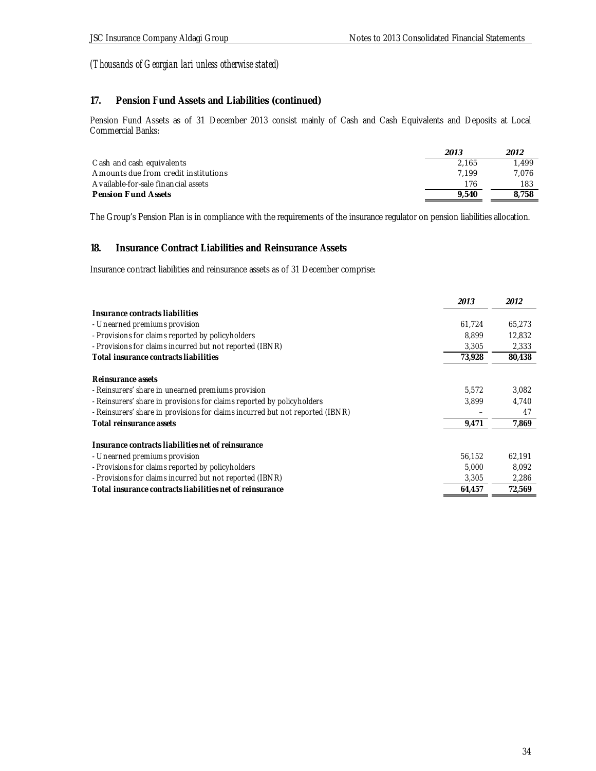*(Thousands of Georgian lari unless otherwise stated)*

## 17. Pension Fund Assets and Liabilities (continued)

Pension Fund Assets as of 31 December 2013 consist mainly of Cash and Cash Equivalents and Deposits at Local Commercial Banks:

| | *2013* | *2012* |
|---|---|---|
| Cash and cash equivalents | 2,165 | 1,499 |
| Amounts due from credit institutions | 7,199 | 7,076 |
| Available-for-sale financial assets | 176 | 183 |
| **Pension Fund Assets** | **9,540** | **8,758** |

The Group's Pension Plan is in compliance with the requirements of the insurance regulator on pension liabilities allocation.

## 18. Insurance Contract Liabilities and Reinsurance Assets

Insurance contract liabilities and reinsurance assets as of 31 December comprise:

| | *2013* | *2012* |
|---|---|---|
| **Insurance contracts liabilities** | | |
| - Unearned premiums provision | 61,724 | 65,273 |
| - Provisions for claims reported by policyholders | 8,899 | 12,832 |
| - Provisions for claims incurred but not reported (IBNR) | 3,305 | 2,333 |
| **Total insurance contracts liabilities** | **73,928** | **80,438** |
| | | |
| **Reinsurance assets** | | |
| - Reinsurers' share in unearned premiums provision | 5,572 | 3,082 |
| - Reinsurers' share in provisions for claims reported by policyholders | 3,899 | 4,740 |
| - Reinsurers' share in provisions for claims incurred but not reported (IBNR) | – | 47 |
| **Total reinsurance assets** | **9,471** | **7,869** |
| | | |
| **Insurance contracts liabilities net of reinsurance** | | |
| - Unearned premiums provision | 56,152 | 62,191 |
| - Provisions for claims reported by policyholders | 5,000 | 8,092 |
| - Provisions for claims incurred but not reported (IBNR) | 3,305 | 2,286 |
| **Total insurance contracts liabilities net of reinsurance** | **64,457** | **72,569** |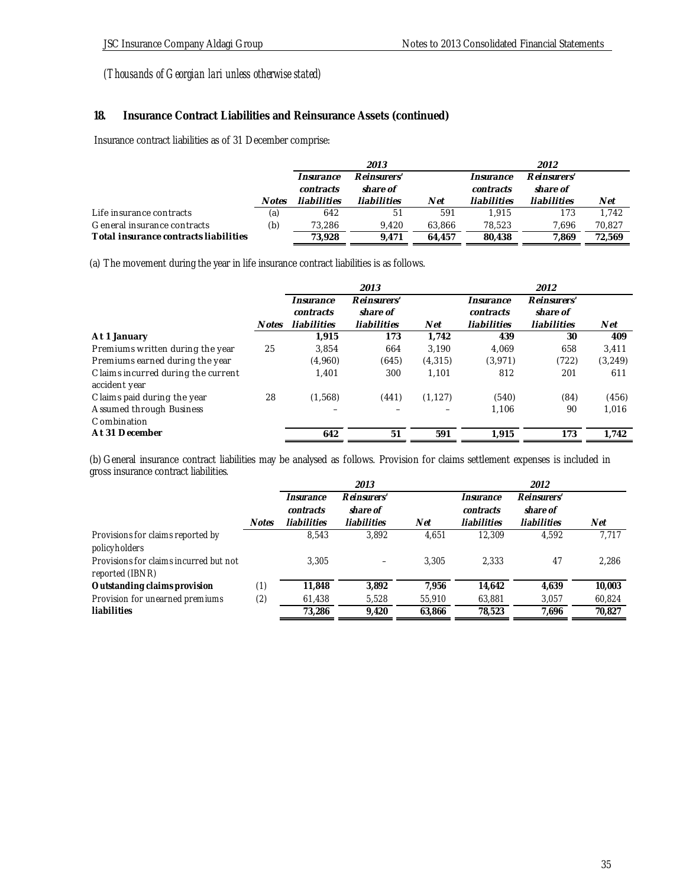*(Thousands of Georgian lari unless otherwise stated)*

## 18. Insurance Contract Liabilities and Reinsurance Assets (continued)

Insurance contract liabilities as of 31 December comprise:

| | | 2013 | | | 2012 | | |
|---|---|---|---|---|---|---|---|
| | Notes | Insurance contracts liabilities | Reinsurers' share of liabilities | Net | Insurance contracts liabilities | Reinsurers' share of liabilities | Net |
| Life insurance contracts | (a) | 642 | 51 | 591 | 1,915 | 173 | 1,742 |
| General insurance contracts | (b) | 73,286 | 9,420 | 63,866 | 78,523 | 7,696 | 70,827 |
| **Total insurance contracts liabilities** | | **73,928** | **9,471** | **64,457** | **80,438** | **7,869** | **72,569** |

(a) The movement during the year in life insurance contract liabilities is as follows.

| | | 2013 | | | 2012 | | |
|---|---|---|---|---|---|---|---|
| | Notes | Insurance contracts liabilities | Reinsurers' share of liabilities | Net | Insurance contracts liabilities | Reinsurers' share of liabilities | Net |
| **At 1 January** | | **1,915** | **173** | **1,742** | **439** | **30** | **409** |
| Premiums written during the year | 25 | 3,854 | 664 | 3,190 | 4,069 | 658 | 3,411 |
| Premiums earned during the year | | (4,960) | (645) | (4,315) | (3,971) | (722) | (3,249) |
| Claims incurred during the current accident year | | 1,401 | 300 | 1,101 | 812 | 201 | 611 |
| Claims paid during the year | 28 | (1,568) | (441) | (1,127) | (540) | (84) | (456) |
| Assumed through Business Combination | | – | – | – | 1,106 | 90 | 1,016 |
| **At 31 December** | | **642** | **51** | **591** | **1,915** | **173** | **1,742** |

(b) General insurance contract liabilities may be analysed as follows. Provision for claims settlement expenses is included in gross insurance contract liabilities.

| | | 2013 | | | 2012 | | |
|---|---|---|---|---|---|---|---|
| | Notes | Insurance contracts liabilities | Reinsurers' share of liabilities | Net | Insurance contracts liabilities | Reinsurers' share of liabilities | Net |
| Provisions for claims reported by policyholders | | 8,543 | 3,892 | 4,651 | 12,309 | 4,592 | 7,717 |
| Provisions for claims incurred but not reported (IBNR) | | 3,305 | – | 3,305 | 2,333 | 47 | 2,286 |
| **Outstanding claims provision** | (1) | **11,848** | **3,892** | **7,956** | **14,642** | **4,639** | **10,003** |
| Provision for unearned premiums | (2) | 61,438 | 5,528 | 55,910 | 63,881 | 3,057 | 60,824 |
| **liabilities** | | **73,286** | **9,420** | **63,866** | **78,523** | **7,696** | **70,827** |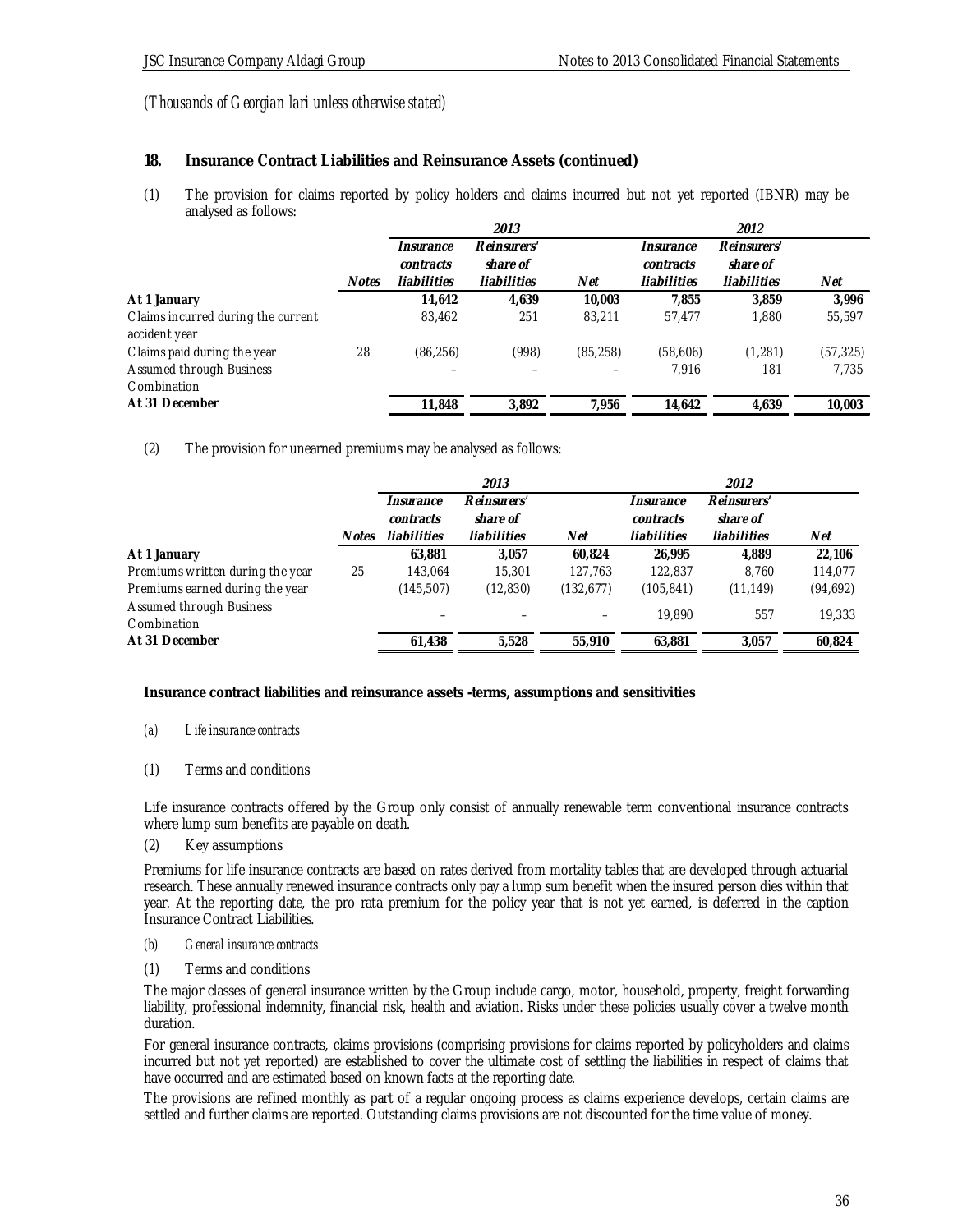*(Thousands of Georgian lari unless otherwise stated)*

## 18. Insurance Contract Liabilities and Reinsurance Assets (continued)

(1) The provision for claims reported by policy holders and claims incurred but not yet reported (IBNR) may be analysed as follows:

| | | 2013 | | | 2012 | | |
|---|---|---|---|---|---|---|---|
| | *Notes* | *Insurance contracts liabilities* | *Reinsurers' share of liabilities* | *Net* | *Insurance contracts liabilities* | *Reinsurers' share of liabilities* | *Net* |
| **At 1 January** | | **14,642** | **4,639** | **10,003** | **7,855** | **3,859** | **3,996** |
| Claims incurred during the current accident year | | 83,462 | 251 | 83,211 | 57,477 | 1,880 | 55,597 |
| Claims paid during the year | 28 | (86,256) | (998) | (85,258) | (58,606) | (1,281) | (57,325) |
| Assumed through Business Combination | | – | – | – | 7,916 | 181 | 7,735 |
| **At 31 December** | | **11,848** | **3,892** | **7,956** | **14,642** | **4,639** | **10,003** |

(2) The provision for unearned premiums may be analysed as follows:

| | | 2013 | | | 2012 | | |
|---|---|---|---|---|---|---|---|
| | *Notes* | *Insurance contracts liabilities* | *Reinsurers' share of liabilities* | *Net* | *Insurance contracts liabilities* | *Reinsurers' share of liabilities* | *Net* |
| **At 1 January** | | **63,881** | **3,057** | **60,824** | **26,995** | **4,889** | **22,106** |
| Premiums written during the year | 25 | 143,064 | 15,301 | 127,763 | 122,837 | 8,760 | 114,077 |
| Premiums earned during the year | | (145,507) | (12,830) | (132,677) | (105,841) | (11,149) | (94,692) |
| Assumed through Business Combination | | – | – | – | 19,890 | 557 | 19,333 |
| **At 31 December** | | **61,438** | **5,528** | **55,910** | **63,881** | **3,057** | **60,824** |

**Insurance contract liabilities and reinsurance assets -terms, assumptions and sensitivities**

*(a) Life insurance contracts*

(1) Terms and conditions

Life insurance contracts offered by the Group only consist of annually renewable term conventional insurance contracts where lump sum benefits are payable on death.

(2) Key assumptions

Premiums for life insurance contracts are based on rates derived from mortality tables that are developed through actuarial research. These annually renewed insurance contracts only pay a lump sum benefit when the insured person dies within that year. At the reporting date, the pro rata premium for the policy year that is not yet earned, is deferred in the caption Insurance Contract Liabilities.

*(b) General insurance contracts*

(1) Terms and conditions

The major classes of general insurance written by the Group include cargo, motor, household, property, freight forwarding liability, professional indemnity, financial risk, health and aviation. Risks under these policies usually cover a twelve month duration.

For general insurance contracts, claims provisions (comprising provisions for claims reported by policyholders and claims incurred but not yet reported) are established to cover the ultimate cost of settling the liabilities in respect of claims that have occurred and are estimated based on known facts at the reporting date.

The provisions are refined monthly as part of a regular ongoing process as claims experience develops, certain claims are settled and further claims are reported. Outstanding claims provisions are not discounted for the time value of money.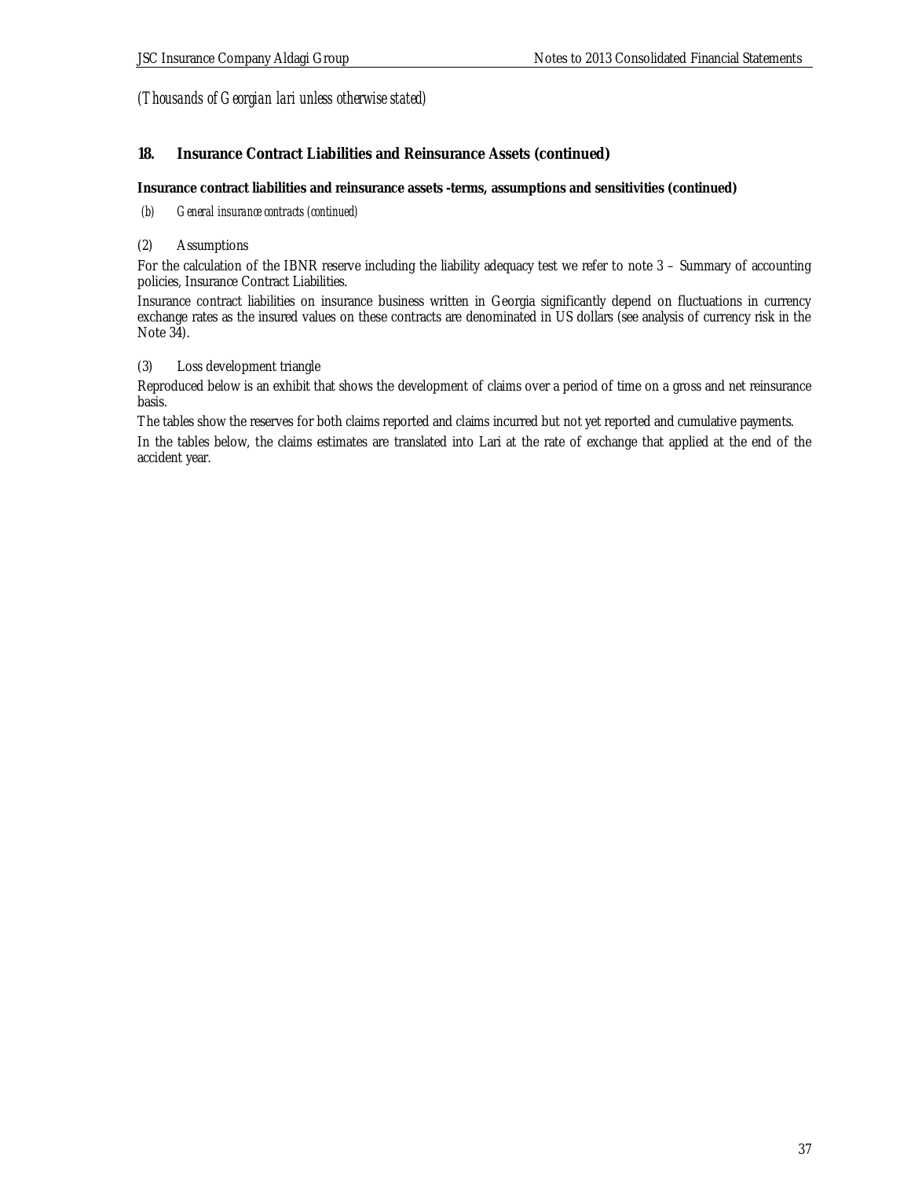*(Thousands of Georgian lari unless otherwise stated)*

## 18. Insurance Contract Liabilities and Reinsurance Assets (continued)

**Insurance contract liabilities and reinsurance assets -terms, assumptions and sensitivities (continued)**

*(b) General insurance contracts (continued)*

(2) Assumptions

For the calculation of the IBNR reserve including the liability adequacy test we refer to note 3 – Summary of accounting policies, Insurance Contract Liabilities.

Insurance contract liabilities on insurance business written in Georgia significantly depend on fluctuations in currency exchange rates as the insured values on these contracts are denominated in US dollars (see analysis of currency risk in the Note 34).

(3) Loss development triangle

Reproduced below is an exhibit that shows the development of claims over a period of time on a gross and net reinsurance basis.

The tables show the reserves for both claims reported and claims incurred but not yet reported and cumulative payments.

In the tables below, the claims estimates are translated into Lari at the rate of exchange that applied at the end of the accident year.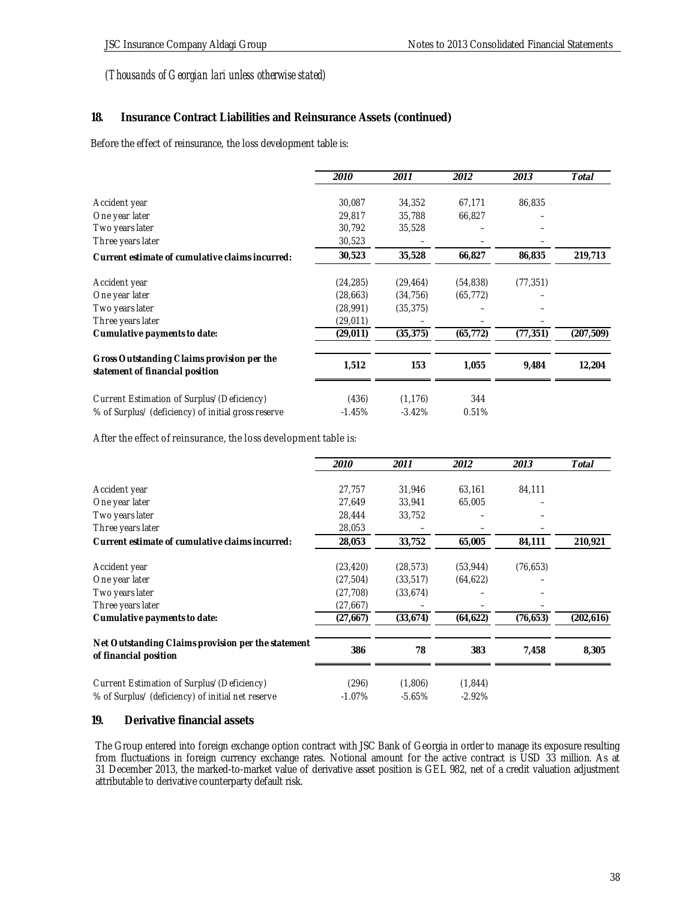*(Thousands of Georgian lari unless otherwise stated)*

## 18. Insurance Contract Liabilities and Reinsurance Assets (continued)

Before the effect of reinsurance, the loss development table is:

| | *2010* | *2011* | *2012* | *2013* | *Total* |
|---|---|---|---|---|---|
| Accident year | 30,087 | 34,352 | 67,171 | 86,835 | |
| One year later | 29,817 | 35,788 | 66,827 | – | |
| Two years later | 30,792 | 35,528 | – | – | |
| Three years later | 30,523 | – | – | – | |
| **Current estimate of cumulative claims incurred:** | **30,523** | **35,528** | **66,827** | **86,835** | **219,713** |
| Accident year | (24,285) | (29,464) | (54,838) | (77,351) | |
| One year later | (28,663) | (34,756) | (65,772) | – | |
| Two years later | (28,991) | (35,375) | – | – | |
| Three years later | (29,011) | – | – | – | |
| **Cumulative payments to date:** | **(29,011)** | **(35,375)** | **(65,772)** | **(77,351)** | **(207,509)** |
| **Gross Outstanding Claims provision per the statement of financial position** | **1,512** | **153** | **1,055** | **9,484** | **12,204** |
| Current Estimation of Surplus/(Deficiency) | (436) | (1,176) | 344 | | |
| % of Surplus/ (deficiency) of initial gross reserve | -1.45% | -3.42% | 0.51% | | |

After the effect of reinsurance, the loss development table is:

| | *2010* | *2011* | *2012* | *2013* | *Total* |
|---|---|---|---|---|---|
| Accident year | 27,757 | 31,946 | 63,161 | 84,111 | |
| One year later | 27,649 | 33,941 | 65,005 | – | |
| Two years later | 28,444 | 33,752 | – | – | |
| Three years later | 28,053 | – | – | – | |
| **Current estimate of cumulative claims incurred:** | **28,053** | **33,752** | **65,005** | **84,111** | **210,921** |
| Accident year | (23,420) | (28,573) | (53,944) | (76,653) | |
| One year later | (27,504) | (33,517) | (64,622) | – | |
| Two years later | (27,708) | (33,674) | – | – | |
| Three years later | (27,667) | – | – | – | |
| **Cumulative payments to date:** | **(27,667)** | **(33,674)** | **(64,622)** | **(76,653)** | **(202,616)** |
| **Net Outstanding Claims provision per the statement of financial position** | **386** | **78** | **383** | **7,458** | **8,305** |
| Current Estimation of Surplus/(Deficiency) | (296) | (1,806) | (1,844) | | |
| % of Surplus/ (deficiency) of initial net reserve | -1.07% | -5.65% | -2.92% | | |

## 19. Derivative financial assets

The Group entered into foreign exchange option contract with JSC Bank of Georgia in order to manage its exposure resulting from fluctuations in foreign currency exchange rates. Notional amount for the active contract is USD 33 million. As at 31 December 2013, the marked-to-market value of derivative asset position is GEL 982, net of a credit valuation adjustment attributable to derivative counterparty default risk.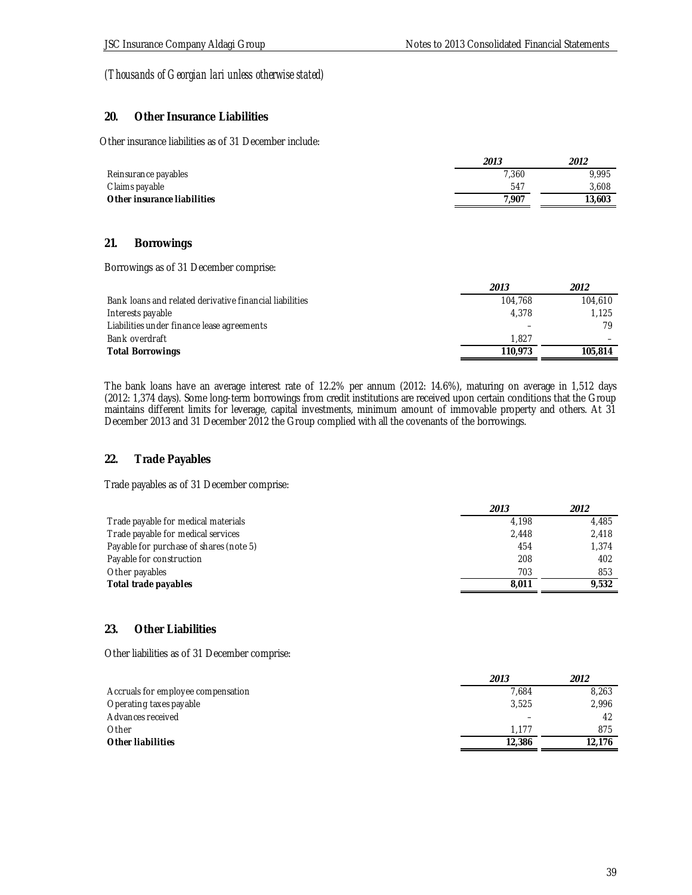*(Thousands of Georgian lari unless otherwise stated)*

## 20. Other Insurance Liabilities

Other insurance liabilities as of 31 December include:

| | *2013* | *2012* |
|---|---|---|
| Reinsurance payables | 7,360 | 9,995 |
| Claims payable | 547 | 3,608 |
| **Other insurance liabilities** | **7,907** | **13,603** |

## 21. Borrowings

Borrowings as of 31 December comprise:

| | *2013* | *2012* |
|---|---|---|
| Bank loans and related derivative financial liabilities | 104,768 | 104,610 |
| Interests payable | 4,378 | 1,125 |
| Liabilities under finance lease agreements | – | 79 |
| Bank overdraft | 1,827 | – |
| **Total Borrowings** | **110,973** | **105,814** |

The bank loans have an average interest rate of 12.2% per annum (2012: 14.6%), maturing on average in 1,512 days (2012: 1,374 days). Some long-term borrowings from credit institutions are received upon certain conditions that the Group maintains different limits for leverage, capital investments, minimum amount of immovable property and others. At 31 December 2013 and 31 December 2012 the Group complied with all the covenants of the borrowings.

## 22. Trade Payables

Trade payables as of 31 December comprise:

| | *2013* | *2012* |
|---|---|---|
| Trade payable for medical materials | 4,198 | 4,485 |
| Trade payable for medical services | 2,448 | 2,418 |
| Payable for purchase of shares (note 5) | 454 | 1,374 |
| Payable for construction | 208 | 402 |
| Other payables | 703 | 853 |
| **Total trade payables** | **8,011** | **9,532** |

## 23. Other Liabilities

Other liabilities as of 31 December comprise:

| | *2013* | *2012* |
|---|---|---|
| Accruals for employee compensation | 7,684 | 8,263 |
| Operating taxes payable | 3,525 | 2,996 |
| Advances received | – | 42 |
| Other | 1,177 | 875 |
| **Other liabilities** | **12,386** | **12,176** |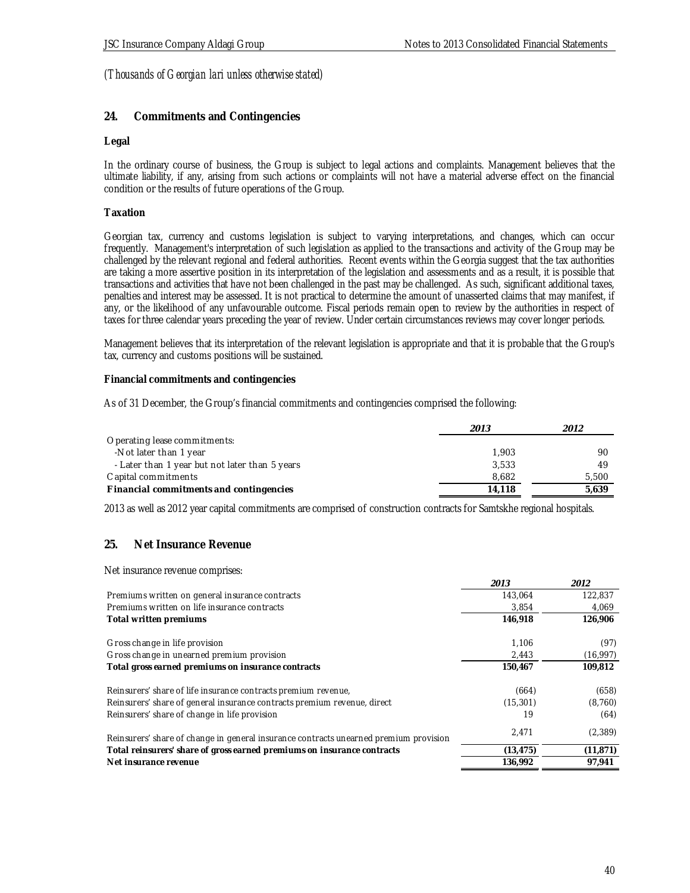*(Thousands of Georgian lari unless otherwise stated)*

## 24. Commitments and Contingencies

**Legal**

In the ordinary course of business, the Group is subject to legal actions and complaints. Management believes that the ultimate liability, if any, arising from such actions or complaints will not have a material adverse effect on the financial condition or the results of future operations of the Group.

**Taxation**

Georgian tax, currency and customs legislation is subject to varying interpretations, and changes, which can occur frequently. Management's interpretation of such legislation as applied to the transactions and activity of the Group may be challenged by the relevant regional and federal authorities. Recent events within the Georgia suggest that the tax authorities are taking a more assertive position in its interpretation of the legislation and assessments and as a result, it is possible that transactions and activities that have not been challenged in the past may be challenged. As such, significant additional taxes, penalties and interest may be assessed. It is not practical to determine the amount of unasserted claims that may manifest, if any, or the likelihood of any unfavourable outcome. Fiscal periods remain open to review by the authorities in respect of taxes for three calendar years preceding the year of review. Under certain circumstances reviews may cover longer periods.

Management believes that its interpretation of the relevant legislation is appropriate and that it is probable that the Group's tax, currency and customs positions will be sustained.

**Financial commitments and contingencies**

As of 31 December, the Group's financial commitments and contingencies comprised the following:

| | *2013* | *2012* |
|---|---|---|
| Operating lease commitments: | | |
| -Not later than 1 year | 1,903 | 90 |
| - Later than 1 year but not later than 5 years | 3,533 | 49 |
| Capital commitments | 8,682 | 5,500 |
| **Financial commitments and contingencies** | **14,118** | **5,639** |

2013 as well as 2012 year capital commitments are comprised of construction contracts for Samtskhe regional hospitals.

## 25. Net Insurance Revenue

Net insurance revenue comprises:

| | *2013* | *2012* |
|---|---|---|
| Premiums written on general insurance contracts | 143,064 | 122,837 |
| Premiums written on life insurance contracts | 3,854 | 4,069 |
| **Total written premiums** | **146,918** | **126,906** |
| | | |
| Gross change in life provision | 1,106 | (97) |
| Gross change in unearned premium provision | 2,443 | (16,997) |
| **Total gross earned premiums on insurance contracts** | **150,467** | **109,812** |
| | | |
| Reinsurers' share of life insurance contracts premium revenue, | (664) | (658) |
| Reinsurers' share of general insurance contracts premium revenue, direct | (15,301) | (8,760) |
| Reinsurers' share of change in life provision | 19 | (64) |
| Reinsurers' share of change in general insurance contracts unearned premium provision | 2,471 | (2,389) |
| **Total reinsurers' share of gross earned premiums on insurance contracts** | **(13,475)** | **(11,871)** |
| **Net insurance revenue** | **136,992** | **97,941** |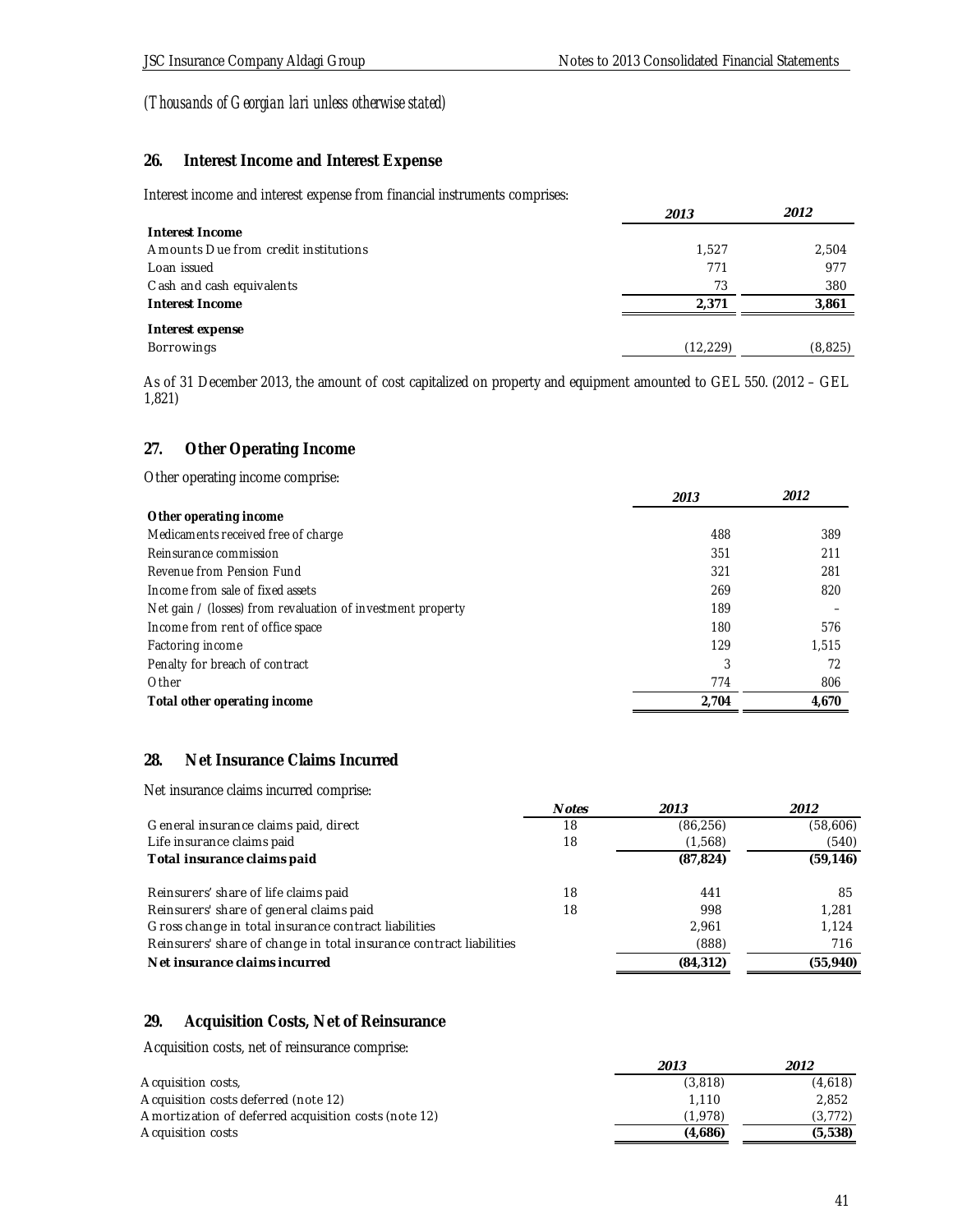*(Thousands of Georgian lari unless otherwise stated)*

## 26. Interest Income and Interest Expense

Interest income and interest expense from financial instruments comprises:

| | 2013 | 2012 |
|---|---|---|
| **Interest Income** | | |
| Amounts Due from credit institutions | 1,527 | 2,504 |
| Loan issued | 771 | 977 |
| Cash and cash equivalents | 73 | 380 |
| **Interest Income** | **2,371** | **3,861** |
| **Interest expense** | | |
| Borrowings | (12,229) | (8,825) |

As of 31 December 2013, the amount of cost capitalized on property and equipment amounted to GEL 550. (2012 – GEL 1,821)

## 27. Other Operating Income

Other operating income comprise:

| | 2013 | 2012 |
|---|---|---|
| **Other operating income** | | |
| Medicaments received free of charge | 488 | 389 |
| Reinsurance commission | 351 | 211 |
| Revenue from Pension Fund | 321 | 281 |
| Income from sale of fixed assets | 269 | 820 |
| Net gain / (losses) from revaluation of investment property | 189 | – |
| Income from rent of office space | 180 | 576 |
| Factoring income | 129 | 1,515 |
| Penalty for breach of contract | 3 | 72 |
| Other | 774 | 806 |
| **Total other operating income** | **2,704** | **4,670** |

## 28. Net Insurance Claims Incurred

Net insurance claims incurred comprise:

| | Notes | 2013 | 2012 |
|---|---|---|---|
| General insurance claims paid, direct | 18 | (86,256) | (58,606) |
| Life insurance claims paid | 18 | (1,568) | (540) |
| **Total insurance claims paid** | | **(87,824)** | **(59,146)** |
| Reinsurers' share of life claims paid | 18 | 441 | 85 |
| Reinsurers' share of general claims paid | 18 | 998 | 1,281 |
| Gross change in total insurance contract liabilities | | 2,961 | 1,124 |
| Reinsurers' share of change in total insurance contract liabilities | | (888) | 716 |
| **Net insurance claims incurred** | | **(84,312)** | **(55,940)** |

## 29. Acquisition Costs, Net of Reinsurance

Acquisition costs, net of reinsurance comprise:

| | 2013 | 2012 |
|---|---|---|
| Acquisition costs, | (3,818) | (4,618) |
| Acquisition costs deferred (note 12) | 1,110 | 2,852 |
| Amortization of deferred acquisition costs (note 12) | (1,978) | (3,772) |
| Acquisition costs | **(4,686)** | **(5,538)** |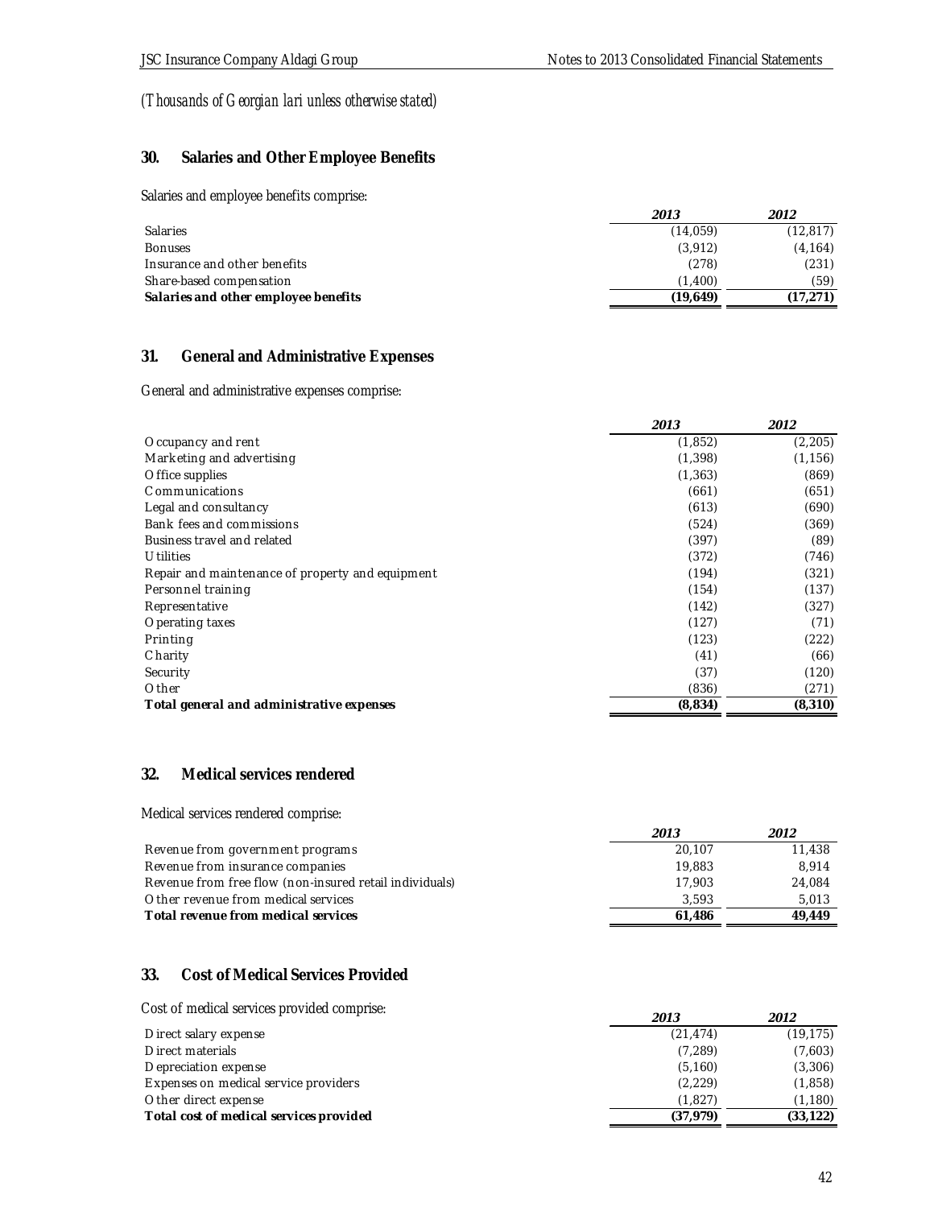*(Thousands of Georgian lari unless otherwise stated)*

## 30. Salaries and Other Employee Benefits

Salaries and employee benefits comprise:

| | 2013 | 2012 |
|---|---|---|
| Salaries | (14,059) | (12,817) |
| Bonuses | (3,912) | (4,164) |
| Insurance and other benefits | (278) | (231) |
| Share-based compensation | (1,400) | (59) |
| **Salaries and other employee benefits** | **(19,649)** | **(17,271)** |

## 31. General and Administrative Expenses

General and administrative expenses comprise:

| | 2013 | 2012 |
|---|---|---|
| Occupancy and rent | (1,852) | (2,205) |
| Marketing and advertising | (1,398) | (1,156) |
| Office supplies | (1,363) | (869) |
| Communications | (661) | (651) |
| Legal and consultancy | (613) | (690) |
| Bank fees and commissions | (524) | (369) |
| Business travel and related | (397) | (89) |
| Utilities | (372) | (746) |
| Repair and maintenance of property and equipment | (194) | (321) |
| Personnel training | (154) | (137) |
| Representative | (142) | (327) |
| Operating taxes | (127) | (71) |
| Printing | (123) | (222) |
| Charity | (41) | (66) |
| Security | (37) | (120) |
| Other | (836) | (271) |
| **Total general and administrative expenses** | **(8,834)** | **(8,310)** |

## 32. Medical services rendered

Medical services rendered comprise:

| | 2013 | 2012 |
|---|---|---|
| Revenue from government programs | 20,107 | 11,438 |
| Revenue from insurance companies | 19,883 | 8,914 |
| Revenue from free flow (non-insured retail individuals) | 17,903 | 24,084 |
| Other revenue from medical services | 3,593 | 5,013 |
| **Total revenue from medical services** | **61,486** | **49,449** |

## 33. Cost of Medical Services Provided

Cost of medical services provided comprise:

| | 2013 | 2012 |
|---|---|---|
| Direct salary expense | (21,474) | (19,175) |
| Direct materials | (7,289) | (7,603) |
| Depreciation expense | (5,160) | (3,306) |
| Expenses on medical service providers | (2,229) | (1,858) |
| Other direct expense | (1,827) | (1,180) |
| **Total cost of medical services provided** | **(37,979)** | **(33,122)** |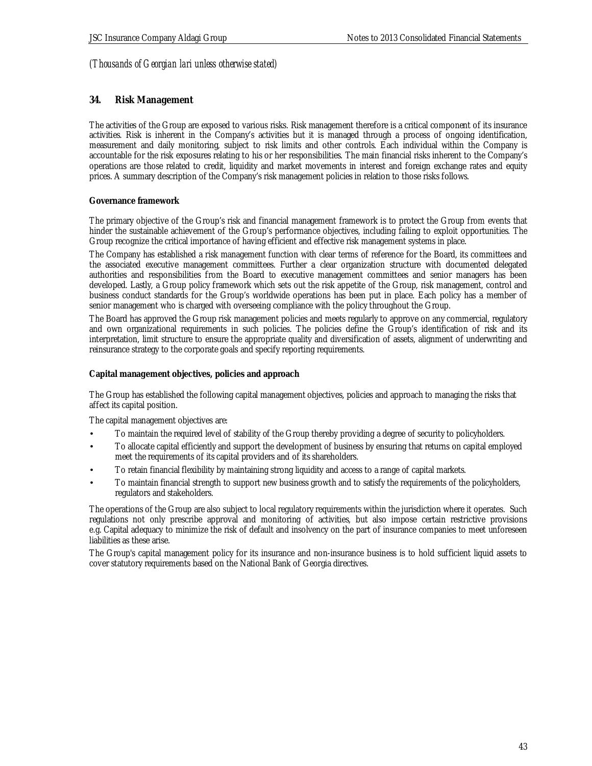*(Thousands of Georgian lari unless otherwise stated)*

## 34. Risk Management

The activities of the Group are exposed to various risks. Risk management therefore is a critical component of its insurance activities. Risk is inherent in the Company's activities but it is managed through a process of ongoing identification, measurement and daily monitoring, subject to risk limits and other controls. Each individual within the Company is accountable for the risk exposures relating to his or her responsibilities. The main financial risks inherent to the Company's operations are those related to credit, liquidity and market movements in interest and foreign exchange rates and equity prices. A summary description of the Company's risk management policies in relation to those risks follows.

**Governance framework**

The primary objective of the Group's risk and financial management framework is to protect the Group from events that hinder the sustainable achievement of the Group's performance objectives, including failing to exploit opportunities. The Group recognize the critical importance of having efficient and effective risk management systems in place.

The Company has established a risk management function with clear terms of reference for the Board, its committees and the associated executive management committees. Further a clear organization structure with documented delegated authorities and responsibilities from the Board to executive management committees and senior managers has been developed. Lastly, a Group policy framework which sets out the risk appetite of the Group, risk management, control and business conduct standards for the Group's worldwide operations has been put in place. Each policy has a member of senior management who is charged with overseeing compliance with the policy throughout the Group.

The Board has approved the Group risk management policies and meets regularly to approve on any commercial, regulatory and own organizational requirements in such policies. The policies define the Group's identification of risk and its interpretation, limit structure to ensure the appropriate quality and diversification of assets, alignment of underwriting and reinsurance strategy to the corporate goals and specify reporting requirements.

**Capital management objectives, policies and approach**

The Group has established the following capital management objectives, policies and approach to managing the risks that affect its capital position.

The capital management objectives are:

- To maintain the required level of stability of the Group thereby providing a degree of security to policyholders.
- To allocate capital efficiently and support the development of business by ensuring that returns on capital employed meet the requirements of its capital providers and of its shareholders.
- To retain financial flexibility by maintaining strong liquidity and access to a range of capital markets.
- To maintain financial strength to support new business growth and to satisfy the requirements of the policyholders, regulators and stakeholders.

The operations of the Group are also subject to local regulatory requirements within the jurisdiction where it operates. Such regulations not only prescribe approval and monitoring of activities, but also impose certain restrictive provisions e.g. Capital adequacy to minimize the risk of default and insolvency on the part of insurance companies to meet unforeseen liabilities as these arise.

The Group's capital management policy for its insurance and non-insurance business is to hold sufficient liquid assets to cover statutory requirements based on the National Bank of Georgia directives.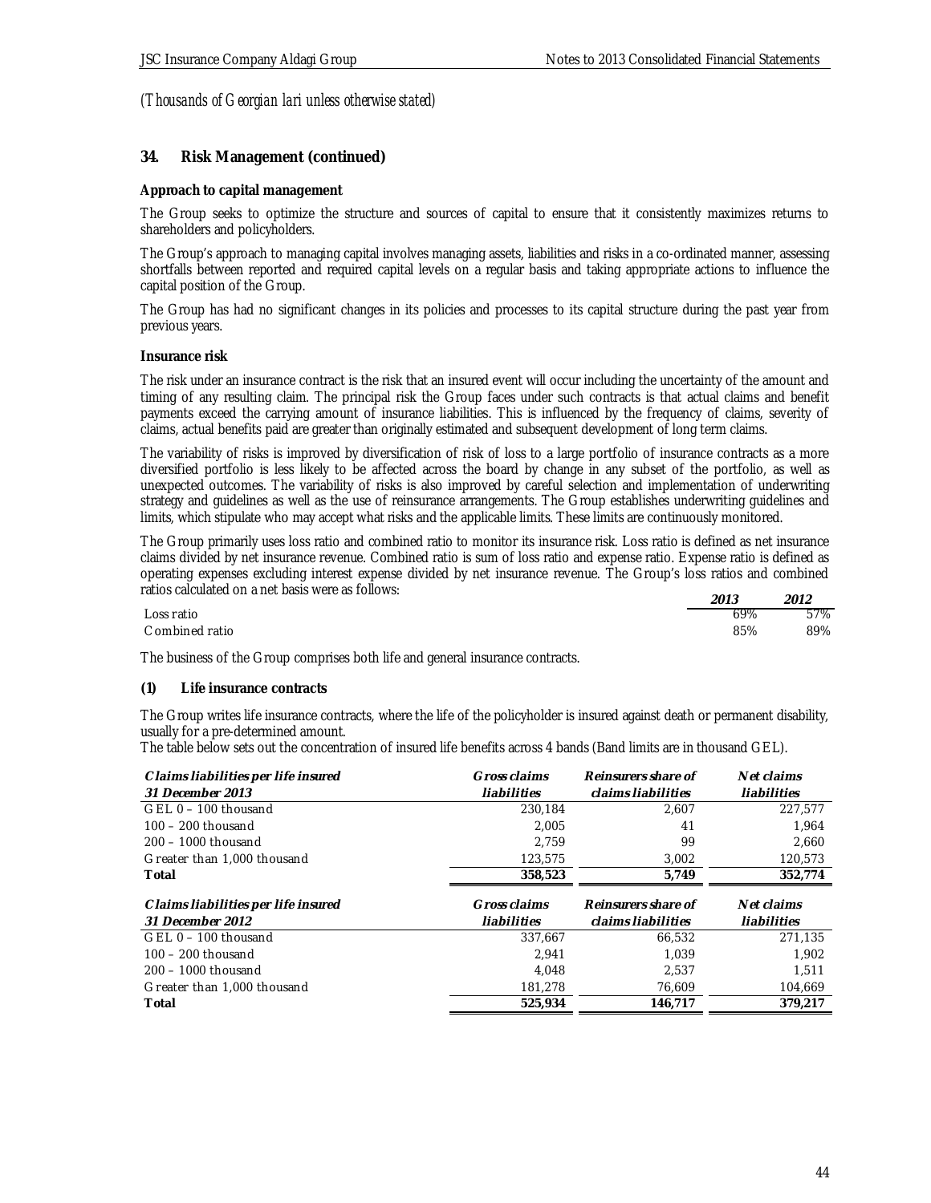*(Thousands of Georgian lari unless otherwise stated)*

## 34. Risk Management (continued)

**Approach to capital management**

The Group seeks to optimize the structure and sources of capital to ensure that it consistently maximizes returns to shareholders and policyholders.

The Group's approach to managing capital involves managing assets, liabilities and risks in a co-ordinated manner, assessing shortfalls between reported and required capital levels on a regular basis and taking appropriate actions to influence the capital position of the Group.

The Group has had no significant changes in its policies and processes to its capital structure during the past year from previous years.

**Insurance risk**

The risk under an insurance contract is the risk that an insured event will occur including the uncertainty of the amount and timing of any resulting claim. The principal risk the Group faces under such contracts is that actual claims and benefit payments exceed the carrying amount of insurance liabilities. This is influenced by the frequency of claims, severity of claims, actual benefits paid are greater than originally estimated and subsequent development of long term claims.

The variability of risks is improved by diversification of risk of loss to a large portfolio of insurance contracts as a more diversified portfolio is less likely to be affected across the board by change in any subset of the portfolio, as well as unexpected outcomes. The variability of risks is also improved by careful selection and implementation of underwriting strategy and guidelines as well as the use of reinsurance arrangements. The Group establishes underwriting guidelines and limits, which stipulate who may accept what risks and the applicable limits. These limits are continuously monitored.

The Group primarily uses loss ratio and combined ratio to monitor its insurance risk. Loss ratio is defined as net insurance claims divided by net insurance revenue. Combined ratio is sum of loss ratio and expense ratio. Expense ratio is defined as operating expenses excluding interest expense divided by net insurance revenue. The Group's loss ratios and combined ratios calculated on a net basis were as follows:

| | *2013* | *2012* |
|---|---|---|
| Loss ratio | 69% | 57% |
| Combined ratio | 85% | 89% |

The business of the Group comprises both life and general insurance contracts.

**(1) Life insurance contracts**

The Group writes life insurance contracts, where the life of the policyholder is insured against death or permanent disability, usually for a pre-determined amount.

The table below sets out the concentration of insured life benefits across 4 bands (Band limits are in thousand GEL).

| *Claims liabilities per life insured 31 December 2013* | *Gross claims liabilities* | *Reinsurers share of claims liabilities* | *Net claims liabilities* |
|---|---|---|---|
| GEL 0 – 100 thousand | 230,184 | 2,607 | 227,577 |
| 100 – 200 thousand | 2,005 | 41 | 1,964 |
| 200 – 1000 thousand | 2,759 | 99 | 2,660 |
| Greater than 1,000 thousand | 123,575 | 3,002 | 120,573 |
| **Total** | **358,523** | **5,749** | **352,774** |

| *Claims liabilities per life insured 31 December 2012* | *Gross claims liabilities* | *Reinsurers share of claims liabilities* | *Net claims liabilities* |
|---|---|---|---|
| GEL 0 – 100 thousand | 337,667 | 66,532 | 271,135 |
| 100 – 200 thousand | 2,941 | 1,039 | 1,902 |
| 200 – 1000 thousand | 4,048 | 2,537 | 1,511 |
| Greater than 1,000 thousand | 181,278 | 76,609 | 104,669 |
| **Total** | **525,934** | **146,717** | **379,217** |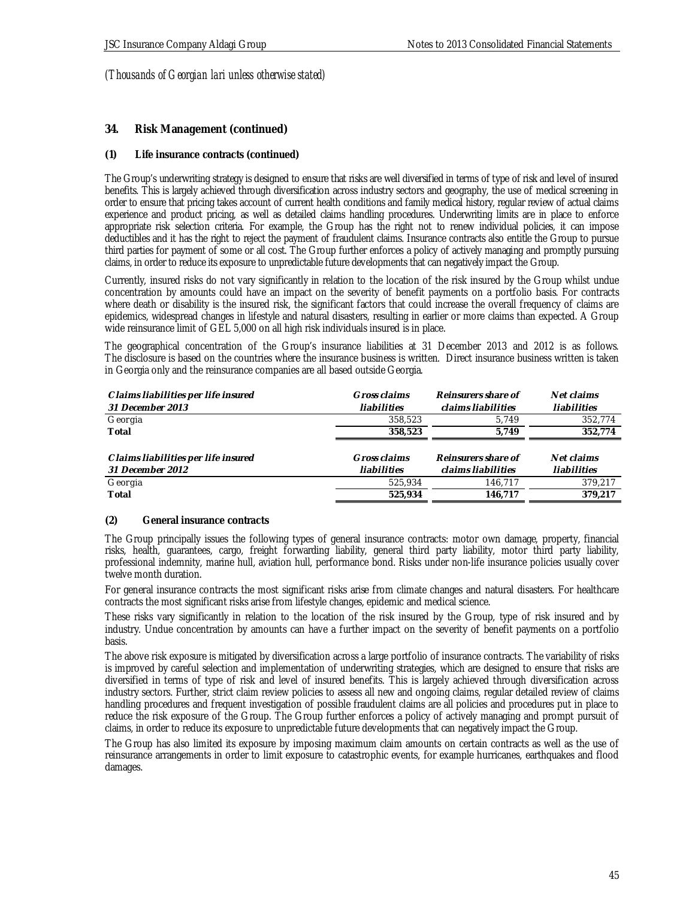*(Thousands of Georgian lari unless otherwise stated)*

## 34. Risk Management (continued)

### (1) Life insurance contracts (continued)

The Group's underwriting strategy is designed to ensure that risks are well diversified in terms of type of risk and level of insured benefits. This is largely achieved through diversification across industry sectors and geography, the use of medical screening in order to ensure that pricing takes account of current health conditions and family medical history, regular review of actual claims experience and product pricing, as well as detailed claims handling procedures. Underwriting limits are in place to enforce appropriate risk selection criteria. For example, the Group has the right not to renew individual policies, it can impose deductibles and it has the right to reject the payment of fraudulent claims. Insurance contracts also entitle the Group to pursue third parties for payment of some or all cost. The Group further enforces a policy of actively managing and promptly pursuing claims, in order to reduce its exposure to unpredictable future developments that can negatively impact the Group.

Currently, insured risks do not vary significantly in relation to the location of the risk insured by the Group whilst undue concentration by amounts could have an impact on the severity of benefit payments on a portfolio basis. For contracts where death or disability is the insured risk, the significant factors that could increase the overall frequency of claims are epidemics, widespread changes in lifestyle and natural disasters, resulting in earlier or more claims than expected. A Group wide reinsurance limit of GEL 5,000 on all high risk individuals insured is in place.

The geographical concentration of the Group's insurance liabilities at 31 December 2013 and 2012 is as follows. The disclosure is based on the countries where the insurance business is written. Direct insurance business written is taken in Georgia only and the reinsurance companies are all based outside Georgia.

| *Claims liabilities per life insured 31 December 2013* | *Gross claims liabilities* | *Reinsurers share of claims liabilities* | *Net claims liabilities* |
|---|---|---|---|
| Georgia | 358,523 | 5,749 | 352,774 |
| **Total** | **358,523** | **5,749** | **352,774** |

| *Claims liabilities per life insured 31 December 2012* | *Gross claims liabilities* | *Reinsurers share of claims liabilities* | *Net claims liabilities* |
|---|---|---|---|
| Georgia | 525,934 | 146,717 | 379,217 |
| **Total** | **525,934** | **146,717** | **379,217** |

### (2) General insurance contracts

The Group principally issues the following types of general insurance contracts: motor own damage, property, financial risks, health, guarantees, cargo, freight forwarding liability, general third party liability, motor third party liability, professional indemnity, marine hull, aviation hull, performance bond. Risks under non-life insurance policies usually cover twelve month duration.

For general insurance contracts the most significant risks arise from climate changes and natural disasters. For healthcare contracts the most significant risks arise from lifestyle changes, epidemic and medical science.

These risks vary significantly in relation to the location of the risk insured by the Group, type of risk insured and by industry. Undue concentration by amounts can have a further impact on the severity of benefit payments on a portfolio basis.

The above risk exposure is mitigated by diversification across a large portfolio of insurance contracts. The variability of risks is improved by careful selection and implementation of underwriting strategies, which are designed to ensure that risks are diversified in terms of type of risk and level of insured benefits. This is largely achieved through diversification across industry sectors. Further, strict claim review policies to assess all new and ongoing claims, regular detailed review of claims handling procedures and frequent investigation of possible fraudulent claims are all policies and procedures put in place to reduce the risk exposure of the Group. The Group further enforces a policy of actively managing and prompt pursuit of claims, in order to reduce its exposure to unpredictable future developments that can negatively impact the Group.

The Group has also limited its exposure by imposing maximum claim amounts on certain contracts as well as the use of reinsurance arrangements in order to limit exposure to catastrophic events, for example hurricanes, earthquakes and flood damages.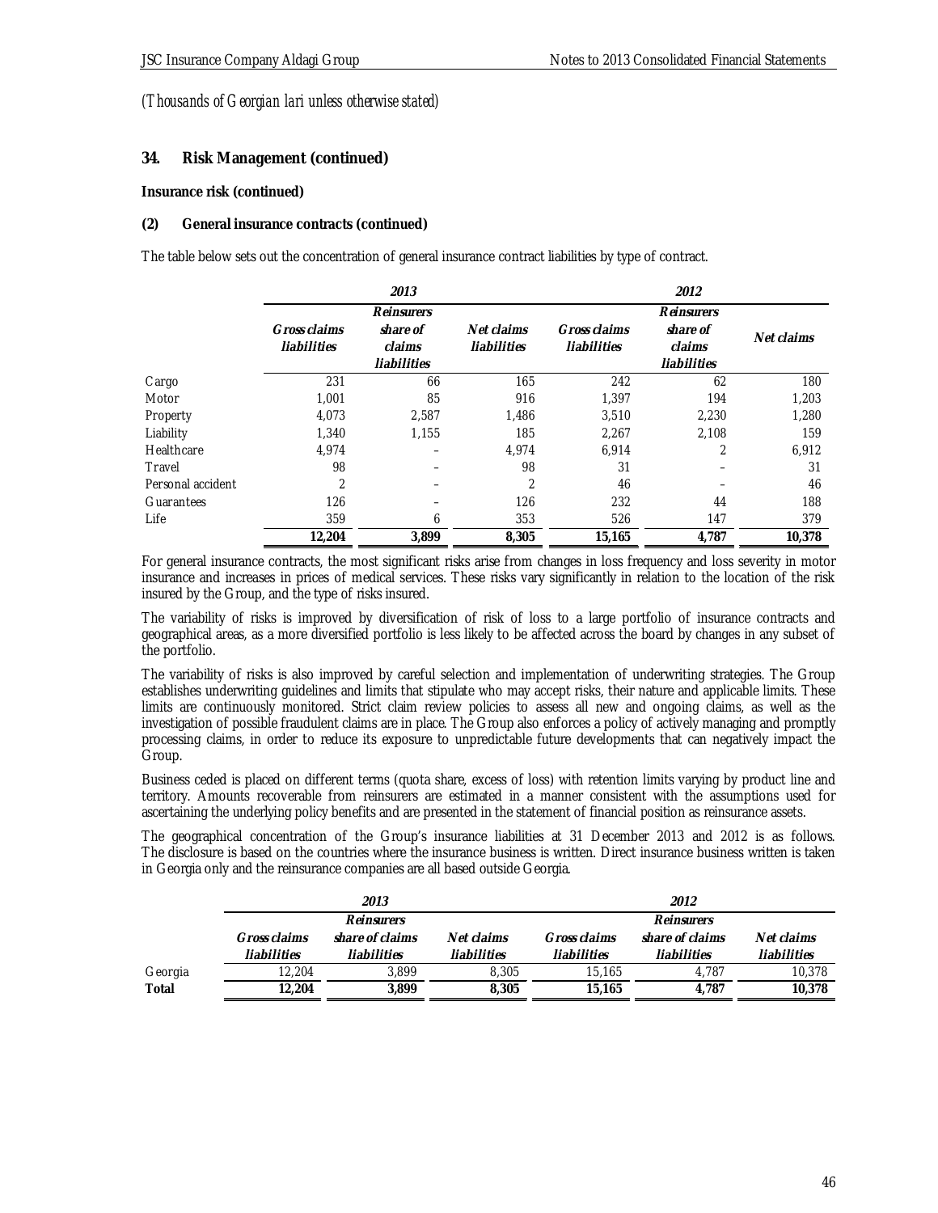*(Thousands of Georgian lari unless otherwise stated)*

## 34. Risk Management (continued)

**Insurance risk (continued)**

**(2) General insurance contracts (continued)**

The table below sets out the concentration of general insurance contract liabilities by type of contract.

| | 2013 | | | 2012 | | |
|---|---|---|---|---|---|---|
| | Gross claims liabilities | Reinsurers share of claims liabilities | Net claims liabilities | Gross claims liabilities | Reinsurers share of claims liabilities | Net claims |
| Cargo | 231 | 66 | 165 | 242 | 62 | 180 |
| Motor | 1,001 | 85 | 916 | 1,397 | 194 | 1,203 |
| Property | 4,073 | 2,587 | 1,486 | 3,510 | 2,230 | 1,280 |
| Liability | 1,340 | 1,155 | 185 | 2,267 | 2,108 | 159 |
| Healthcare | 4,974 | – | 4,974 | 6,914 | 2 | 6,912 |
| Travel | 98 | – | 98 | 31 | – | 31 |
| Personal accident | 2 | – | 2 | 46 | – | 46 |
| Guarantees | 126 | – | 126 | 232 | 44 | 188 |
| Life | 359 | 6 | 353 | 526 | 147 | 379 |
| | **12,204** | **3,899** | **8,305** | **15,165** | **4,787** | **10,378** |

For general insurance contracts, the most significant risks arise from changes in loss frequency and loss severity in motor insurance and increases in prices of medical services. These risks vary significantly in relation to the location of the risk insured by the Group, and the type of risks insured.

The variability of risks is improved by diversification of risk of loss to a large portfolio of insurance contracts and geographical areas, as a more diversified portfolio is less likely to be affected across the board by changes in any subset of the portfolio.

The variability of risks is also improved by careful selection and implementation of underwriting strategies. The Group establishes underwriting guidelines and limits that stipulate who may accept risks, their nature and applicable limits. These limits are continuously monitored. Strict claim review policies to assess all new and ongoing claims, as well as the investigation of possible fraudulent claims are in place. The Group also enforces a policy of actively managing and promptly processing claims, in order to reduce its exposure to unpredictable future developments that can negatively impact the Group.

Business ceded is placed on different terms (quota share, excess of loss) with retention limits varying by product line and territory. Amounts recoverable from reinsurers are estimated in a manner consistent with the assumptions used for ascertaining the underlying policy benefits and are presented in the statement of financial position as reinsurance assets.

The geographical concentration of the Group's insurance liabilities at 31 December 2013 and 2012 is as follows. The disclosure is based on the countries where the insurance business is written. Direct insurance business written is taken in Georgia only and the reinsurance companies are all based outside Georgia.

| | 2013 | | | 2012 | | |
|---|---|---|---|---|---|---|
| | Gross claims liabilities | Reinsurers share of claims liabilities | Net claims liabilities | Gross claims liabilities | Reinsurers share of claims liabilities | Net claims liabilities |
| Georgia | 12,204 | 3,899 | 8,305 | 15,165 | 4,787 | 10,378 |
| **Total** | **12,204** | **3,899** | **8,305** | **15,165** | **4,787** | **10,378** |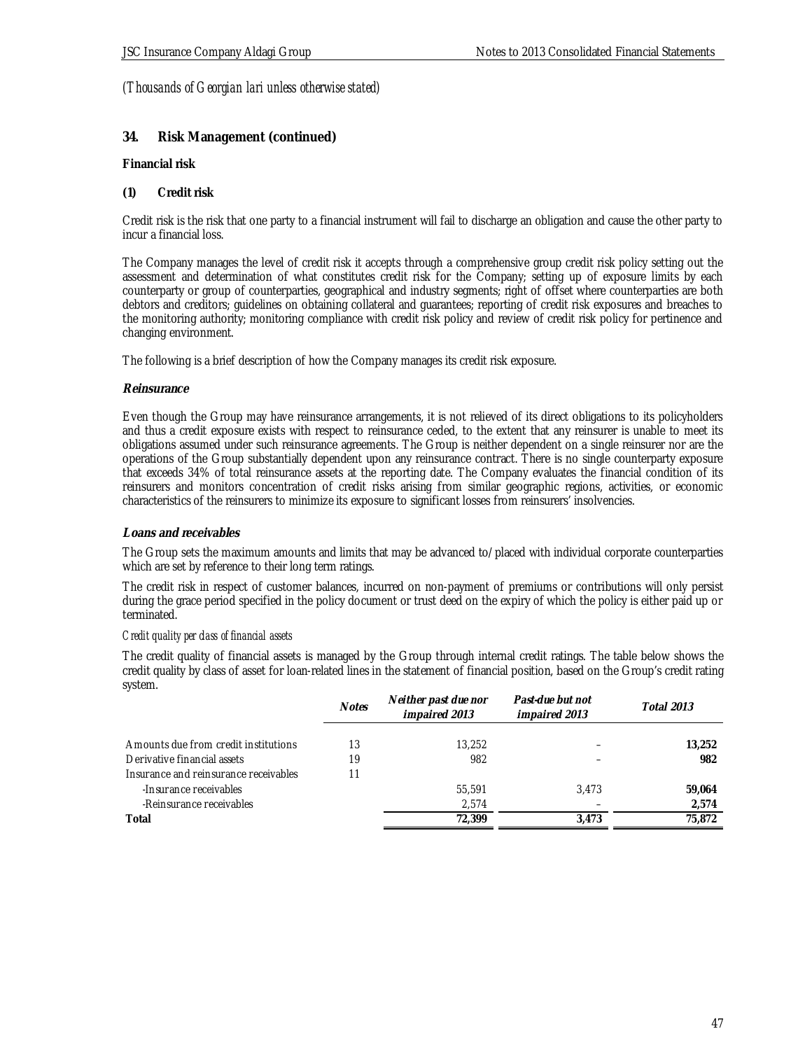*(Thousands of Georgian lari unless otherwise stated)*

## 34. Risk Management (continued)

### Financial risk

#### (1) Credit risk

Credit risk is the risk that one party to a financial instrument will fail to discharge an obligation and cause the other party to incur a financial loss.

The Company manages the level of credit risk it accepts through a comprehensive group credit risk policy setting out the assessment and determination of what constitutes credit risk for the Company; setting up of exposure limits by each counterparty or group of counterparties, geographical and industry segments; right of offset where counterparties are both debtors and creditors; guidelines on obtaining collateral and guarantees; reporting of credit risk exposures and breaches to the monitoring authority; monitoring compliance with credit risk policy and review of credit risk policy for pertinence and changing environment.

The following is a brief description of how the Company manages its credit risk exposure.

***Reinsurance***

Even though the Group may have reinsurance arrangements, it is not relieved of its direct obligations to its policyholders and thus a credit exposure exists with respect to reinsurance ceded, to the extent that any reinsurer is unable to meet its obligations assumed under such reinsurance agreements. The Group is neither dependent on a single reinsurer nor are the operations of the Group substantially dependent upon any reinsurance contract. There is no single counterparty exposure that exceeds 34% of total reinsurance assets at the reporting date. The Company evaluates the financial condition of its reinsurers and monitors concentration of credit risks arising from similar geographic regions, activities, or economic characteristics of the reinsurers to minimize its exposure to significant losses from reinsurers' insolvencies.

***Loans and receivables***

The Group sets the maximum amounts and limits that may be advanced to/placed with individual corporate counterparties which are set by reference to their long term ratings.

The credit risk in respect of customer balances, incurred on non-payment of premiums or contributions will only persist during the grace period specified in the policy document or trust deed on the expiry of which the policy is either paid up or terminated.

*Credit quality per class of financial assets*

The credit quality of financial assets is managed by the Group through internal credit ratings. The table below shows the credit quality by class of asset for loan-related lines in the statement of financial position, based on the Group's credit rating system.

| | *Notes* | *Neither past due nor impaired 2013* | *Past-due but not impaired 2013* | *Total 2013* |
|---|---|---|---|---|
| Amounts due from credit institutions | 13 | 13,252 | – | **13,252** |
| Derivative financial assets | 19 | 982 | – | **982** |
| Insurance and reinsurance receivables | 11 | | | |
| -Insurance receivables | | 55,591 | 3,473 | **59,064** |
| -Reinsurance receivables | | 2,574 | – | **2,574** |
| **Total** | | **72,399** | **3,473** | **75,872** |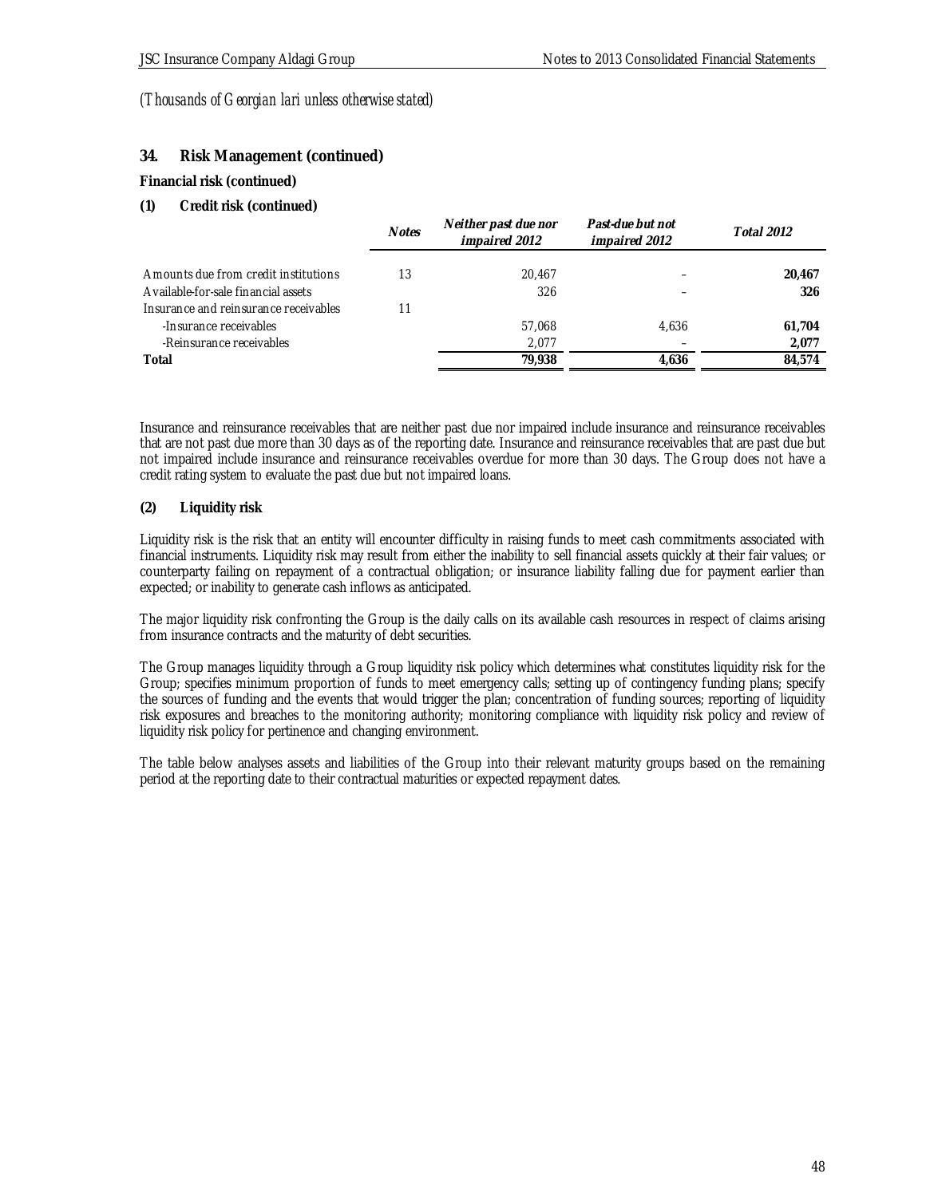*(Thousands of Georgian lari unless otherwise stated)*

## 34. Risk Management (continued)

**Financial risk (continued)**

**(1) Credit risk (continued)**

| | Notes | Neither past due nor impaired 2012 | Past-due but not impaired 2012 | Total 2012 |
|---|---|---|---|---|
| Amounts due from credit institutions | 13 | 20,467 | – | **20,467** |
| Available-for-sale financial assets | | 326 | – | **326** |
| Insurance and reinsurance receivables | 11 | | | |
| -Insurance receivables | | 57,068 | 4,636 | **61,704** |
| -Reinsurance receivables | | 2,077 | – | **2,077** |
| **Total** | | **79,938** | **4,636** | **84,574** |

Insurance and reinsurance receivables that are neither past due nor impaired include insurance and reinsurance receivables that are not past due more than 30 days as of the reporting date. Insurance and reinsurance receivables that are past due but not impaired include insurance and reinsurance receivables overdue for more than 30 days. The Group does not have a credit rating system to evaluate the past due but not impaired loans.

**(2) Liquidity risk**

Liquidity risk is the risk that an entity will encounter difficulty in raising funds to meet cash commitments associated with financial instruments. Liquidity risk may result from either the inability to sell financial assets quickly at their fair values; or counterparty failing on repayment of a contractual obligation; or insurance liability falling due for payment earlier than expected; or inability to generate cash inflows as anticipated.

The major liquidity risk confronting the Group is the daily calls on its available cash resources in respect of claims arising from insurance contracts and the maturity of debt securities.

The Group manages liquidity through a Group liquidity risk policy which determines what constitutes liquidity risk for the Group; specifies minimum proportion of funds to meet emergency calls; setting up of contingency funding plans; specify the sources of funding and the events that would trigger the plan; concentration of funding sources; reporting of liquidity risk exposures and breaches to the monitoring authority; monitoring compliance with liquidity risk policy and review of liquidity risk policy for pertinence and changing environment.

The table below analyses assets and liabilities of the Group into their relevant maturity groups based on the remaining period at the reporting date to their contractual maturities or expected repayment dates.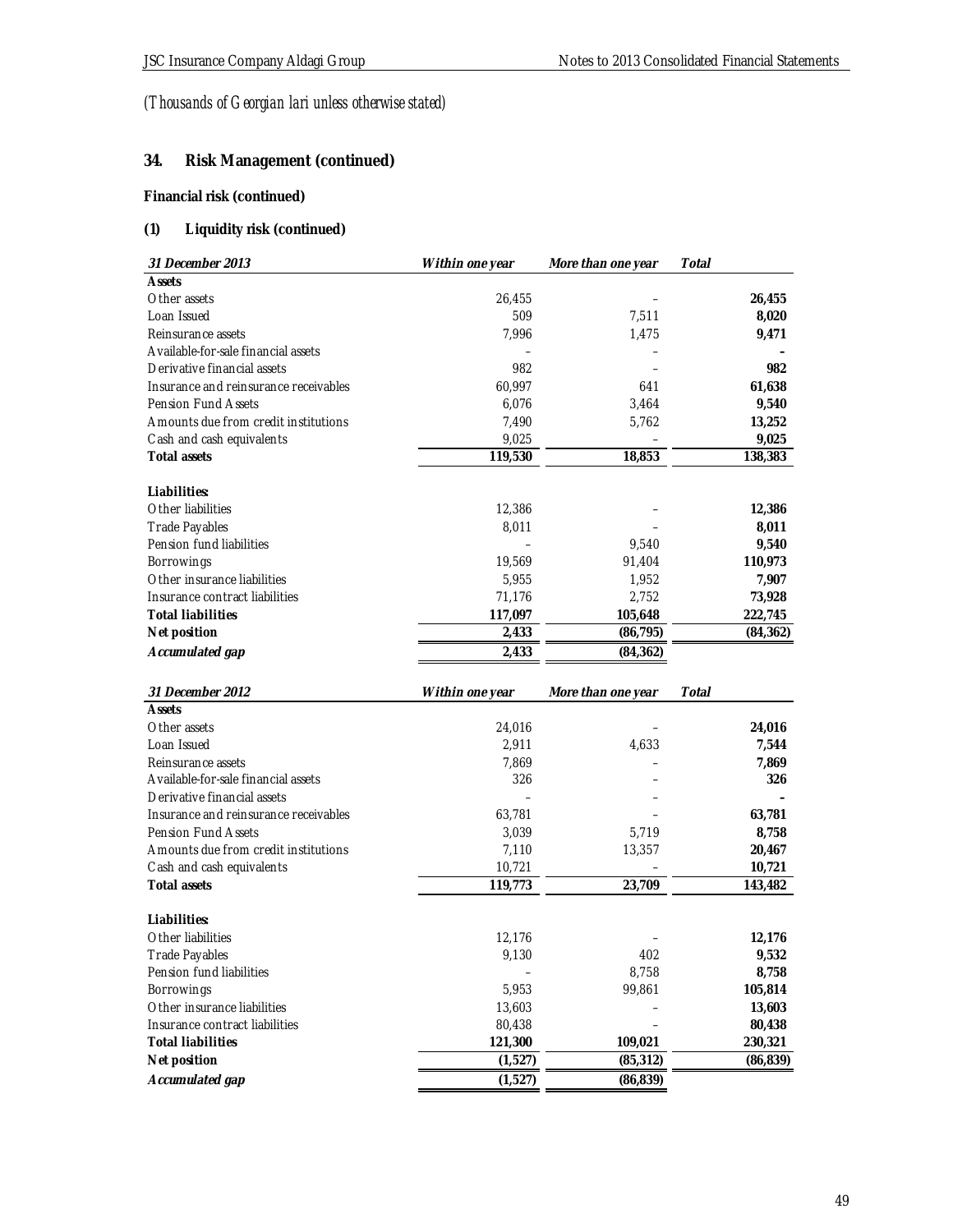*(Thousands of Georgian lari unless otherwise stated)*

## 34. Risk Management (continued)

### Financial risk (continued)

### (1) Liquidity risk (continued)

| *31 December 2013* | *Within one year* | *More than one year* | *Total* |
|---|---|---|---|
| **Assets** | | | |
| Other assets | 26,455 | – | **26,455** |
| Loan Issued | 509 | 7,511 | **8,020** |
| Reinsurance assets | 7,996 | 1,475 | **9,471** |
| Available-for-sale financial assets | – | – | **-** |
| Derivative financial assets | 982 | – | **982** |
| Insurance and reinsurance receivables | 60,997 | 641 | **61,638** |
| Pension Fund Assets | 6,076 | 3,464 | **9,540** |
| Amounts due from credit institutions | 7,490 | 5,762 | **13,252** |
| Cash and cash equivalents | 9,025 | – | **9,025** |
| **Total assets** | **119,530** | **18,853** | **138,383** |
| | | | |
| **Liabilities:** | | | |
| Other liabilities | 12,386 | – | **12,386** |
| Trade Payables | 8,011 | – | **8,011** |
| Pension fund liabilities | – | 9,540 | **9,540** |
| Borrowings | 19,569 | 91,404 | **110,973** |
| Other insurance liabilities | 5,955 | 1,952 | **7,907** |
| Insurance contract liabilities | 71,176 | 2,752 | **73,928** |
| **Total liabilities** | **117,097** | **105,648** | **222,745** |
| **Net position** | **2,433** | **(86,795)** | **(84,362)** |
| ***Accumulated gap*** | **2,433** | **(84,362)** | |

| *31 December 2012* | *Within one year* | *More than one year* | *Total* |
|---|---|---|---|
| **Assets** | | | |
| Other assets | 24,016 | – | **24,016** |
| Loan Issued | 2,911 | 4,633 | **7,544** |
| Reinsurance assets | 7,869 | – | **7,869** |
| Available-for-sale financial assets | 326 | – | **326** |
| Derivative financial assets | – | – | **-** |
| Insurance and reinsurance receivables | 63,781 | – | **63,781** |
| Pension Fund Assets | 3,039 | 5,719 | **8,758** |
| Amounts due from credit institutions | 7,110 | 13,357 | **20,467** |
| Cash and cash equivalents | 10,721 | – | **10,721** |
| **Total assets** | **119,773** | **23,709** | **143,482** |
| | | | |
| **Liabilities:** | | | |
| Other liabilities | 12,176 | – | **12,176** |
| Trade Payables | 9,130 | 402 | **9,532** |
| Pension fund liabilities | – | 8,758 | **8,758** |
| Borrowings | 5,953 | 99,861 | **105,814** |
| Other insurance liabilities | 13,603 | – | **13,603** |
| Insurance contract liabilities | 80,438 | – | **80,438** |
| **Total liabilities** | **121,300** | **109,021** | **230,321** |
| **Net position** | **(1,527)** | **(85,312)** | **(86,839)** |
| ***Accumulated gap*** | **(1,527)** | **(86,839)** | |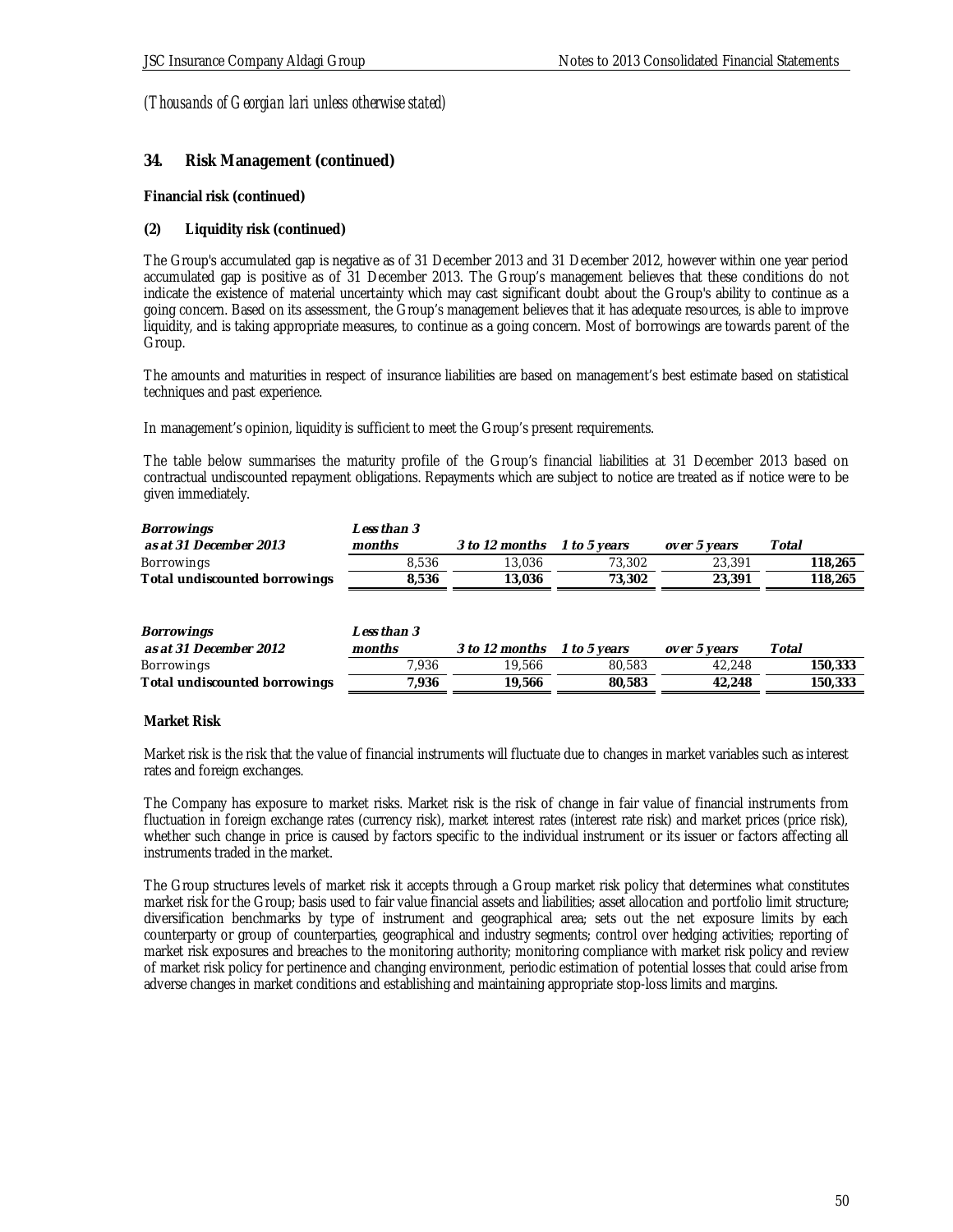*(Thousands of Georgian lari unless otherwise stated)*

## 34. Risk Management (continued)

**Financial risk (continued)**

**(2) Liquidity risk (continued)**

The Group's accumulated gap is negative as of 31 December 2013 and 31 December 2012, however within one year period accumulated gap is positive as of 31 December 2013. The Group's management believes that these conditions do not indicate the existence of material uncertainty which may cast significant doubt about the Group's ability to continue as a going concern. Based on its assessment, the Group's management believes that it has adequate resources, is able to improve liquidity, and is taking appropriate measures, to continue as a going concern. Most of borrowings are towards parent of the Group.

The amounts and maturities in respect of insurance liabilities are based on management's best estimate based on statistical techniques and past experience.

In management's opinion, liquidity is sufficient to meet the Group's present requirements.

The table below summarises the maturity profile of the Group's financial liabilities at 31 December 2013 based on contractual undiscounted repayment obligations. Repayments which are subject to notice are treated as if notice were to be given immediately.

| *Borrowings as at 31 December 2013* | *Less than 3 months* | *3 to 12 months* | *1 to 5 years* | *over 5 years* | *Total* |
|---|---|---|---|---|---|
| Borrowings | 8,536 | 13,036 | 73,302 | 23,391 | **118,265** |
| **Total undiscounted borrowings** | **8,536** | **13,036** | **73,302** | **23,391** | **118,265** |

| *Borrowings as at 31 December 2012* | *Less than 3 months* | *3 to 12 months* | *1 to 5 years* | *over 5 years* | *Total* |
|---|---|---|---|---|---|
| Borrowings | 7,936 | 19,566 | 80,583 | 42,248 | **150,333** |
| **Total undiscounted borrowings** | **7,936** | **19,566** | **80,583** | **42,248** | **150,333** |

**Market Risk**

Market risk is the risk that the value of financial instruments will fluctuate due to changes in market variables such as interest rates and foreign exchanges.

The Company has exposure to market risks. Market risk is the risk of change in fair value of financial instruments from fluctuation in foreign exchange rates (currency risk), market interest rates (interest rate risk) and market prices (price risk), whether such change in price is caused by factors specific to the individual instrument or its issuer or factors affecting all instruments traded in the market.

The Group structures levels of market risk it accepts through a Group market risk policy that determines what constitutes market risk for the Group; basis used to fair value financial assets and liabilities; asset allocation and portfolio limit structure; diversification benchmarks by type of instrument and geographical area; sets out the net exposure limits by each counterparty or group of counterparties, geographical and industry segments; control over hedging activities; reporting of market risk exposures and breaches to the monitoring authority; monitoring compliance with market risk policy and review of market risk policy for pertinence and changing environment, periodic estimation of potential losses that could arise from adverse changes in market conditions and establishing and maintaining appropriate stop-loss limits and margins.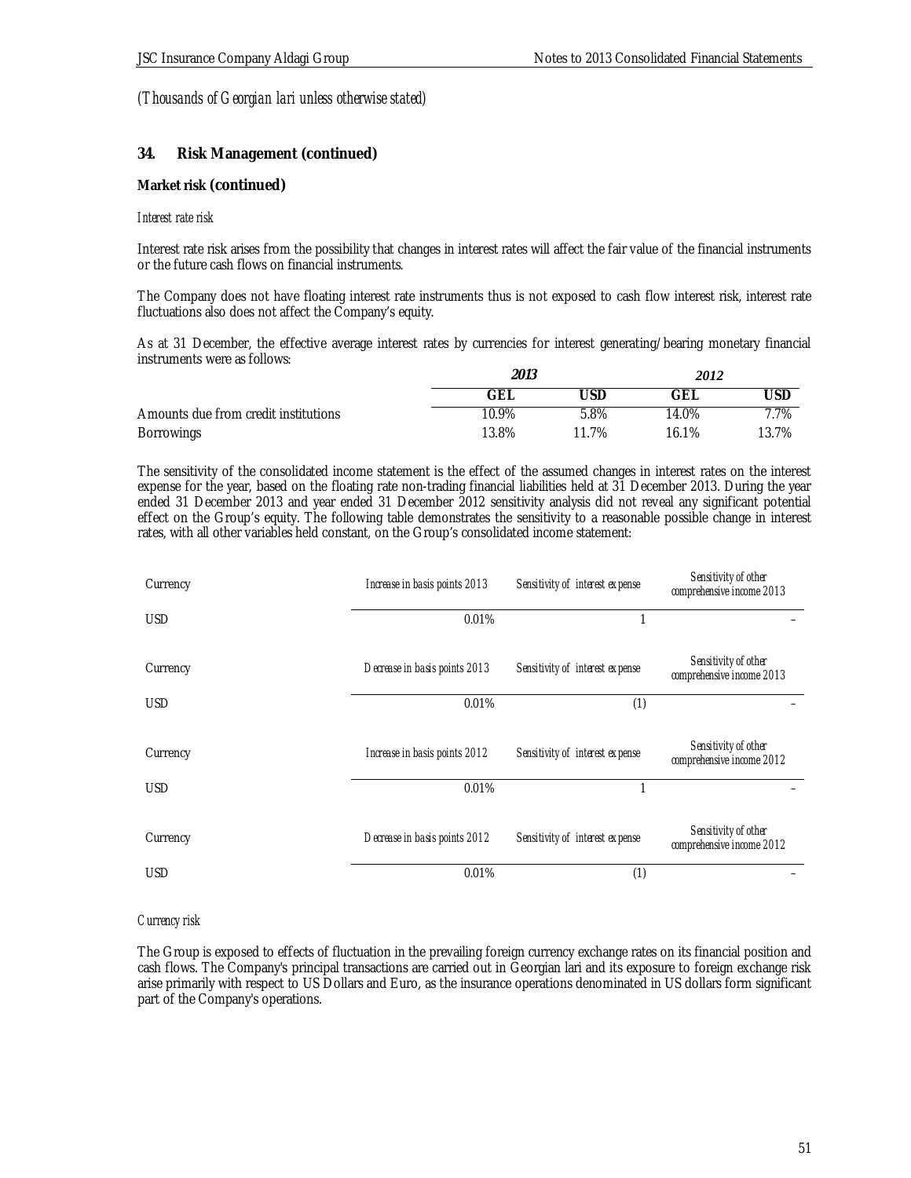*(Thousands of Georgian lari unless otherwise stated)*

## 34. Risk Management (continued)

### Market risk (continued)

*Interest rate risk*

Interest rate risk arises from the possibility that changes in interest rates will affect the fair value of the financial instruments or the future cash flows on financial instruments.

The Company does not have floating interest rate instruments thus is not exposed to cash flow interest risk, interest rate fluctuations also does not affect the Company's equity.

As at 31 December, the effective average interest rates by currencies for interest generating/bearing monetary financial instruments were as follows:

| | 2013 | | 2012 | |
|---|---|---|---|---|
| | GEL | USD | GEL | USD |
| Amounts due from credit institutions | 10.9% | 5.8% | 14.0% | 7.7% |
| Borrowings | 13.8% | 11.7% | 16.1% | 13.7% |

The sensitivity of the consolidated income statement is the effect of the assumed changes in interest rates on the interest expense for the year, based on the floating rate non-trading financial liabilities held at 31 December 2013. During the year ended 31 December 2013 and year ended 31 December 2012 sensitivity analysis did not reveal any significant potential effect on the Group's equity. The following table demonstrates the sensitivity to a reasonable possible change in interest rates, with all other variables held constant, on the Group's consolidated income statement:

| Currency | Increase in basis points 2013 | Sensitivity of interest expense | Sensitivity of other comprehensive income 2013 |
|---|---|---|---|
| USD | 0.01% | 1 | – |

| Currency | Decrease in basis points 2013 | Sensitivity of interest expense | Sensitivity of other comprehensive income 2013 |
|---|---|---|---|
| USD | 0.01% | (1) | – |

| Currency | Increase in basis points 2012 | Sensitivity of interest expense | Sensitivity of other comprehensive income 2012 |
|---|---|---|---|
| USD | 0.01% | 1 | – |

| Currency | Decrease in basis points 2012 | Sensitivity of interest expense | Sensitivity of other comprehensive income 2012 |
|---|---|---|---|
| USD | 0.01% | (1) | – |

*Currency risk*

The Group is exposed to effects of fluctuation in the prevailing foreign currency exchange rates on its financial position and cash flows. The Company's principal transactions are carried out in Georgian lari and its exposure to foreign exchange risk arise primarily with respect to US Dollars and Euro, as the insurance operations denominated in US dollars form significant part of the Company's operations.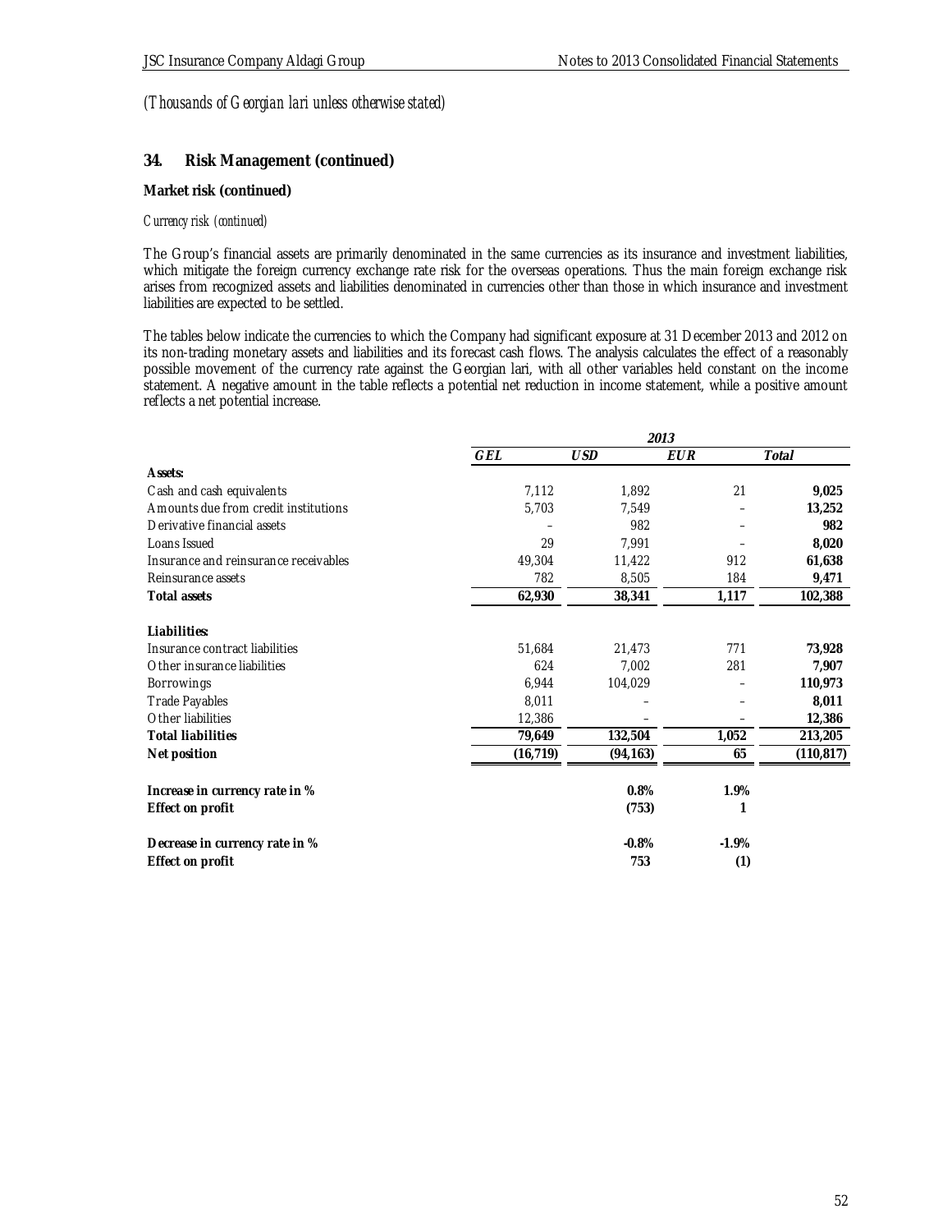*(Thousands of Georgian lari unless otherwise stated)*

## 34. Risk Management (continued)

**Market risk (continued)**

*Currency risk (continued)*

The Group's financial assets are primarily denominated in the same currencies as its insurance and investment liabilities, which mitigate the foreign currency exchange rate risk for the overseas operations. Thus the main foreign exchange risk arises from recognized assets and liabilities denominated in currencies other than those in which insurance and investment liabilities are expected to be settled.

The tables below indicate the currencies to which the Company had significant exposure at 31 December 2013 and 2012 on its non-trading monetary assets and liabilities and its forecast cash flows. The analysis calculates the effect of a reasonably possible movement of the currency rate against the Georgian lari, with all other variables held constant on the income statement. A negative amount in the table reflects a potential net reduction in income statement, while a positive amount reflects a net potential increase.

| | *2013* | | | |
|---|---|---|---|---|
| | ***GEL*** | ***USD*** | ***EUR*** | ***Total*** |
| **Assets:** | | | | |
| Cash and cash equivalents | 7,112 | 1,892 | 21 | **9,025** |
| Amounts due from credit institutions | 5,703 | 7,549 | – | **13,252** |
| Derivative financial assets | – | 982 | – | **982** |
| Loans Issued | 29 | 7,991 | – | **8,020** |
| Insurance and reinsurance receivables | 49,304 | 11,422 | 912 | **61,638** |
| Reinsurance assets | 782 | 8,505 | 184 | **9,471** |
| **Total assets** | **62,930** | **38,341** | **1,117** | **102,388** |
| **Liabilities:** | | | | |
| Insurance contract liabilities | 51,684 | 21,473 | 771 | **73,928** |
| Other insurance liabilities | 624 | 7,002 | 281 | **7,907** |
| Borrowings | 6,944 | 104,029 | – | **110,973** |
| Trade Payables | 8,011 | – | – | **8,011** |
| Other liabilities | 12,386 | – | – | **12,386** |
| **Total liabilities** | **79,649** | **132,504** | **1,052** | **213,205** |
| **Net position** | **(16,719)** | **(94,163)** | **65** | **(110,817)** |
| **Increase in currency rate in %** | | **0.8%** | **1.9%** | |
| **Effect on profit** | | **(753)** | **1** | |
| **Decrease in currency rate in %** | | **-0.8%** | **-1.9%** | |
| **Effect on profit** | | **753** | **(1)** | |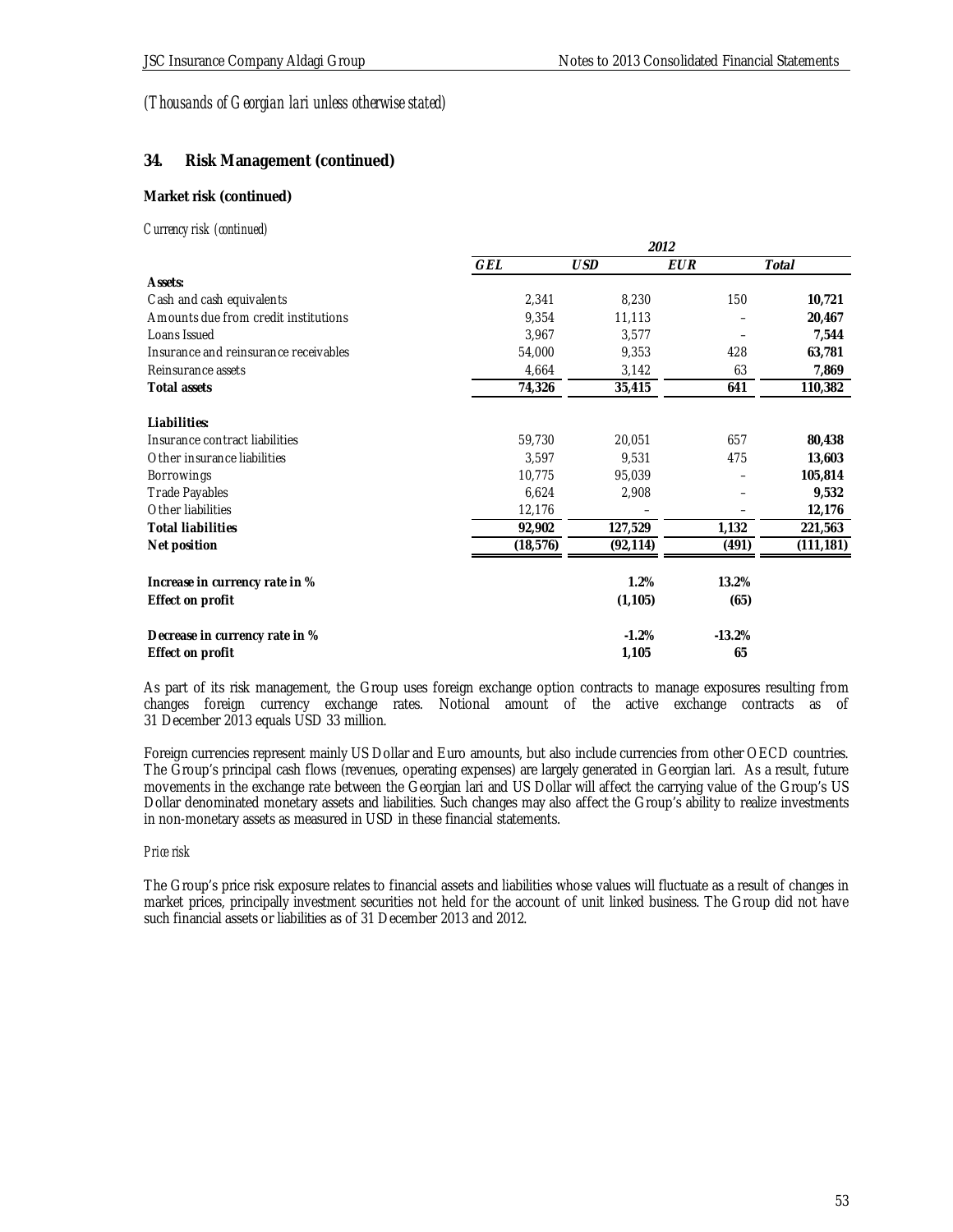*(Thousands of Georgian lari unless otherwise stated)*

## 34. Risk Management (continued)

### Market risk (continued)

*Currency risk (continued)*

| | 2012 | | | |
|---|---|---|---|---|
| | *GEL* | *USD* | *EUR* | *Total* |
| **Assets:** | | | | |
| Cash and cash equivalents | 2,341 | 8,230 | 150 | **10,721** |
| Amounts due from credit institutions | 9,354 | 11,113 | – | **20,467** |
| Loans Issued | 3,967 | 3,577 | – | **7,544** |
| Insurance and reinsurance receivables | 54,000 | 9,353 | 428 | **63,781** |
| Reinsurance assets | 4,664 | 3,142 | 63 | **7,869** |
| **Total assets** | **74,326** | **35,415** | **641** | **110,382** |
| **Liabilities:** | | | | |
| Insurance contract liabilities | 59,730 | 20,051 | 657 | **80,438** |
| Other insurance liabilities | 3,597 | 9,531 | 475 | **13,603** |
| Borrowings | 10,775 | 95,039 | – | **105,814** |
| Trade Payables | 6,624 | 2,908 | – | **9,532** |
| Other liabilities | 12,176 | – | – | **12,176** |
| **Total liabilities** | **92,902** | **127,529** | **1,132** | **221,563** |
| **Net position** | **(18,576)** | **(92,114)** | **(491)** | **(111,181)** |
| **Increase in currency rate in %** | | **1.2%** | **13.2%** | |
| **Effect on profit** | | **(1,105)** | **(65)** | |
| **Decrease in currency rate in %** | | **-1.2%** | **-13.2%** | |
| **Effect on profit** | | **1,105** | **65** | |

As part of its risk management, the Group uses foreign exchange option contracts to manage exposures resulting from changes foreign currency exchange rates. Notional amount of the active exchange contracts as of 31 December 2013 equals USD 33 million.

Foreign currencies represent mainly US Dollar and Euro amounts, but also include currencies from other OECD countries. The Group's principal cash flows (revenues, operating expenses) are largely generated in Georgian lari. As a result, future movements in the exchange rate between the Georgian lari and US Dollar will affect the carrying value of the Group's US Dollar denominated monetary assets and liabilities. Such changes may also affect the Group's ability to realize investments in non-monetary assets as measured in USD in these financial statements.

*Price risk*

The Group's price risk exposure relates to financial assets and liabilities whose values will fluctuate as a result of changes in market prices, principally investment securities not held for the account of unit linked business. The Group did not have such financial assets or liabilities as of 31 December 2013 and 2012.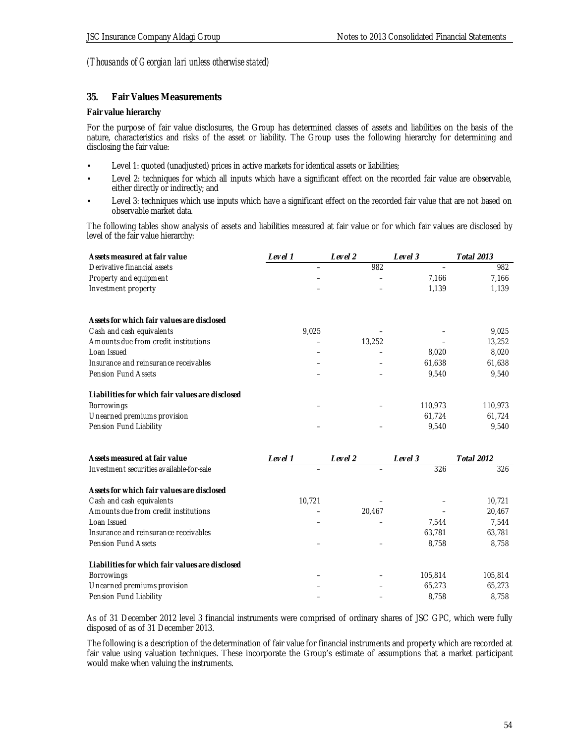*(Thousands of Georgian lari unless otherwise stated)*

## 35. Fair Values Measurements

**Fair value hierarchy**

For the purpose of fair value disclosures, the Group has determined classes of assets and liabilities on the basis of the nature, characteristics and risks of the asset or liability. The Group uses the following hierarchy for determining and disclosing the fair value:

- Level 1: quoted (unadjusted) prices in active markets for identical assets or liabilities;
- Level 2: techniques for which all inputs which have a significant effect on the recorded fair value are observable, either directly or indirectly; and
- Level 3: techniques which use inputs which have a significant effect on the recorded fair value that are not based on observable market data.

The following tables show analysis of assets and liabilities measured at fair value or for which fair values are disclosed by level of the fair value hierarchy:

| Assets measured at fair value | *Level 1* | *Level 2* | *Level 3* | *Total 2013* |
|---|---|---|---|---|
| Derivative financial assets | – | 982 | – | 982 |
| Property and equipment | – | – | 7,166 | 7,166 |
| Investment property | – | – | 1,139 | 1,139 |
| | | | | |
| **Assets for which fair values are disclosed** | | | | |
| Cash and cash equivalents | 9,025 | – | – | 9,025 |
| Amounts due from credit institutions | – | 13,252 | – | 13,252 |
| Loan Issued | – | – | 8,020 | 8,020 |
| Insurance and reinsurance receivables | – | – | 61,638 | 61,638 |
| Pension Fund Assets | – | – | 9,540 | 9,540 |
| | | | | |
| **Liabilities for which fair values are disclosed** | | | | |
| Borrowings | – | – | 110,973 | 110,973 |
| Unearned premiums provision | | | 61,724 | 61,724 |
| Pension Fund Liability | – | – | 9,540 | 9,540 |

| Assets measured at fair value | *Level 1* | *Level 2* | *Level 3* | *Total 2012* |
|---|---|---|---|---|
| Investment securities available-for-sale | – | – | 326 | 326 |
| | | | | |
| **Assets for which fair values are disclosed** | | | | |
| Cash and cash equivalents | 10,721 | – | – | 10,721 |
| Amounts due from credit institutions | – | 20,467 | – | 20,467 |
| Loan Issued | – | – | 7,544 | 7,544 |
| Insurance and reinsurance receivables | | | 63,781 | 63,781 |
| Pension Fund Assets | – | – | 8,758 | 8,758 |
| | | | | |
| **Liabilities for which fair values are disclosed** | | | | |
| Borrowings | – | – | 105,814 | 105,814 |
| Unearned premiums provision | – | – | 65,273 | 65,273 |
| Pension Fund Liability | – | – | 8,758 | 8,758 |

As of 31 December 2012 level 3 financial instruments were comprised of ordinary shares of JSC GPC, which were fully disposed of as of 31 December 2013.

The following is a description of the determination of fair value for financial instruments and property which are recorded at fair value using valuation techniques. These incorporate the Group's estimate of assumptions that a market participant would make when valuing the instruments.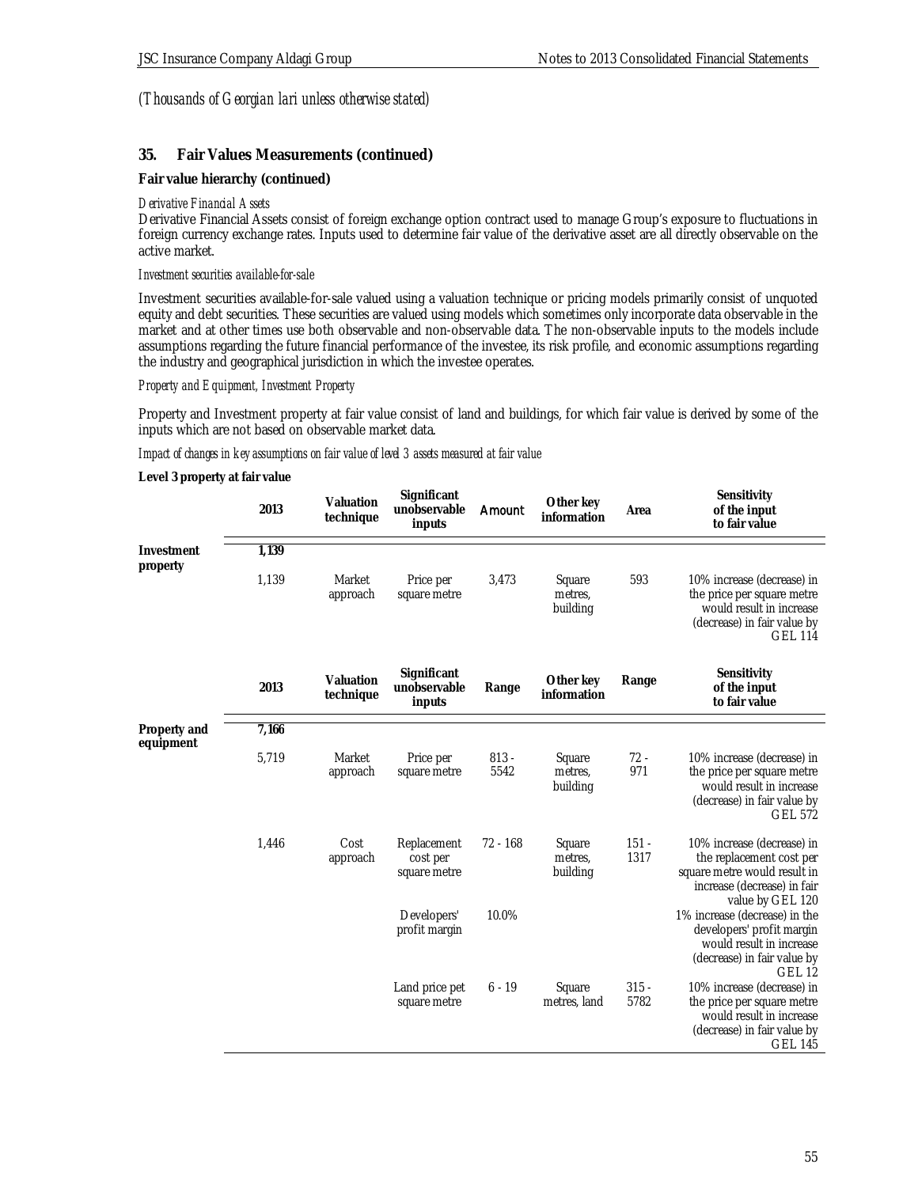*(Thousands of Georgian lari unless otherwise stated)*

## 35. Fair Values Measurements (continued)

**Fair value hierarchy (continued)**

*Derivative Financial Assets*

Derivative Financial Assets consist of foreign exchange option contract used to manage Group's exposure to fluctuations in foreign currency exchange rates. Inputs used to determine fair value of the derivative asset are all directly observable on the active market.

*Investment securities available-for-sale*

Investment securities available-for-sale valued using a valuation technique or pricing models primarily consist of unquoted equity and debt securities. These securities are valued using models which sometimes only incorporate data observable in the market and at other times use both observable and non-observable data. The non-observable inputs to the models include assumptions regarding the future financial performance of the investee, its risk profile, and economic assumptions regarding the industry and geographical jurisdiction in which the investee operates.

*Property and Equipment, Investment Property*

Property and Investment property at fair value consist of land and buildings, for which fair value is derived by some of the inputs which are not based on observable market data.

*Impact of changes in key assumptions on fair value of level 3 assets measured at fair value*

**Level 3 property at fair value**

| | 2013 | Valuation technique | Significant unobservable inputs | Amount | Other key information | Area | Sensitivity of the input to fair value |
|---|---|---|---|---|---|---|---|
| **Investment property** | **1,139** | | | | | | |
| | 1,139 | Market approach | Price per square metre | 3,473 | Square metres, building | 593 | 10% increase (decrease) in the price per square metre would result in increase (decrease) in fair value by GEL 114 |

| | 2013 | Valuation technique | Significant unobservable inputs | Range | Other key information | Range | Sensitivity of the input to fair value |
|---|---|---|---|---|---|---|---|
| **Property and equipment** | **7,166** | | | | | | |
| | 5,719 | Market approach | Price per square metre | 813 - 5542 | Square metres, building | 72 - 971 | 10% increase (decrease) in the price per square metre would result in increase (decrease) in fair value by GEL 572 |
| | 1,446 | Cost approach | Replacement cost per square metre | 72 - 168 | Square metres, building | 151 - 1317 | 10% increase (decrease) in the replacement cost per square metre would result in increase (decrease) in fair value by GEL 120 |
| | | | Developers' profit margin | 10.0% | | | 1% increase (decrease) in the developers' profit margin would result in increase (decrease) in fair value by GEL 12 |
| | | | Land price pet square metre | 6 - 19 | Square metres, land | 315 - 5782 | 10% increase (decrease) in the price per square metre would result in increase (decrease) in fair value by GEL 145 |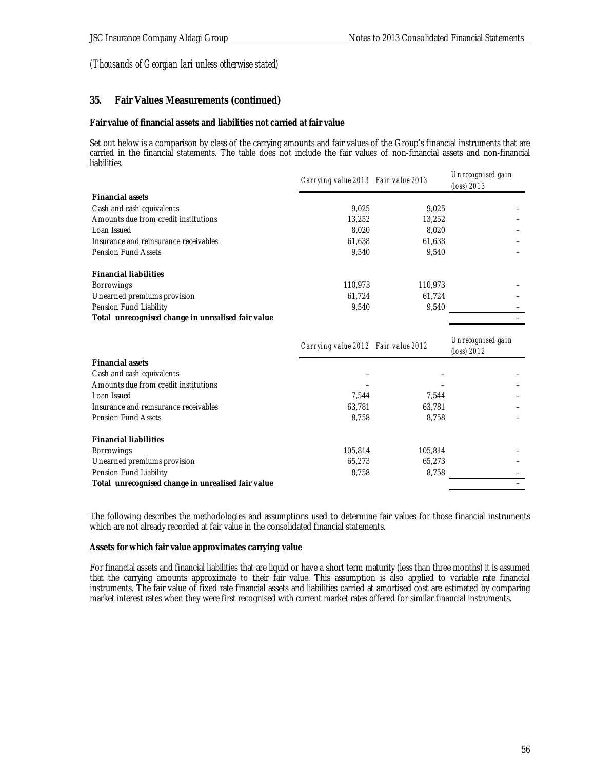*(Thousands of Georgian lari unless otherwise stated)*

## 35. Fair Values Measurements (continued)

**Fair value of financial assets and liabilities not carried at fair value**

Set out below is a comparison by class of the carrying amounts and fair values of the Group's financial instruments that are carried in the financial statements. The table does not include the fair values of non-financial assets and non-financial liabilities.

| | Carrying value 2013 | Fair value 2013 | Unrecognised gain (loss) 2013 |
|---|---|---|---|
| **Financial assets** | | | |
| Cash and cash equivalents | 9,025 | 9,025 | – |
| Amounts due from credit institutions | 13,252 | 13,252 | – |
| Loan Issued | 8,020 | 8,020 | – |
| Insurance and reinsurance receivables | 61,638 | 61,638 | – |
| Pension Fund Assets | 9,540 | 9,540 | – |
| **Financial liabilities** | | | |
| Borrowings | 110,973 | 110,973 | – |
| Unearned premiums provision | 61,724 | 61,724 | – |
| Pension Fund Liability | 9,540 | 9,540 | – |
| **Total unrecognised change in unrealised fair value** | | | – |

| | Carrying value 2012 | Fair value 2012 | Unrecognised gain (loss) 2012 |
|---|---|---|---|
| **Financial assets** | | | |
| Cash and cash equivalents | – | – | – |
| Amounts due from credit institutions | – | – | – |
| Loan Issued | 7,544 | 7,544 | – |
| Insurance and reinsurance receivables | 63,781 | 63,781 | – |
| Pension Fund Assets | 8,758 | 8,758 | – |
| **Financial liabilities** | | | |
| Borrowings | 105,814 | 105,814 | – |
| Unearned premiums provision | 65,273 | 65,273 | – |
| Pension Fund Liability | 8,758 | 8,758 | – |
| **Total unrecognised change in unrealised fair value** | | | – |

The following describes the methodologies and assumptions used to determine fair values for those financial instruments which are not already recorded at fair value in the consolidated financial statements.

**Assets for which fair value approximates carrying value**

For financial assets and financial liabilities that are liquid or have a short term maturity (less than three months) it is assumed that the carrying amounts approximate to their fair value. This assumption is also applied to variable rate financial instruments. The fair value of fixed rate financial assets and liabilities carried at amortised cost are estimated by comparing market interest rates when they were first recognised with current market rates offered for similar financial instruments.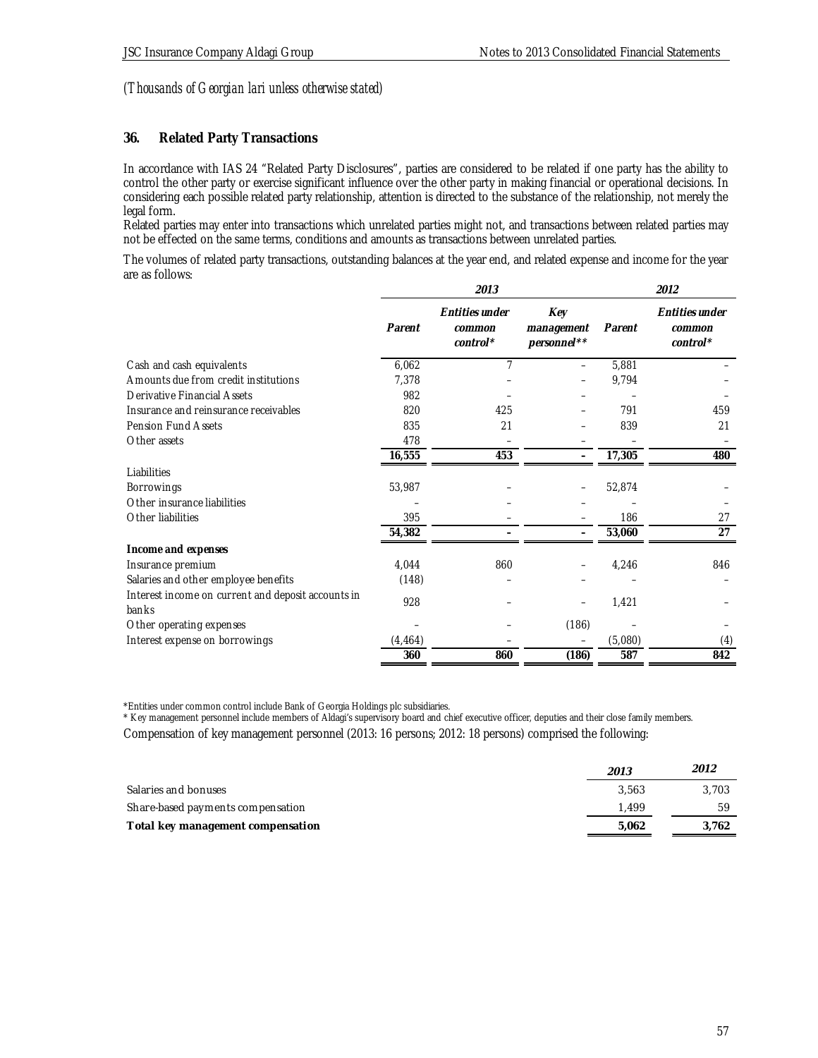*(Thousands of Georgian lari unless otherwise stated)*

## 36. Related Party Transactions

In accordance with IAS 24 "Related Party Disclosures", parties are considered to be related if one party has the ability to control the other party or exercise significant influence over the other party in making financial or operational decisions. In considering each possible related party relationship, attention is directed to the substance of the relationship, not merely the legal form.
Related parties may enter into transactions which unrelated parties might not, and transactions between related parties may not be effected on the same terms, conditions and amounts as transactions between unrelated parties.

The volumes of related party transactions, outstanding balances at the year end, and related expense and income for the year are as follows:

| | *2013* | | | *2012* | |
|---|---|---|---|---|---|
| | ***Parent*** | ***Entities under common control**** | ***Key management personnel***** | ***Parent*** | ***Entities under common control**** |
| Cash and cash equivalents | 6,062 | 7 | – | 5,881 | – |
| Amounts due from credit institutions | 7,378 | – | – | 9,794 | – |
| Derivative Financial Assets | 982 | – | – | – | – |
| Insurance and reinsurance receivables | 820 | 425 | – | 791 | 459 |
| Pension Fund Assets | 835 | 21 | – | 839 | 21 |
| Other assets | 478 | – | – | – | – |
| | **16,555** | **453** | **–** | **17,305** | **480** |
| Liabilities | | | | | |
| Borrowings | 53,987 | – | – | 52,874 | – |
| Other insurance liabilities | – | – | – | – | – |
| Other liabilities | 395 | – | – | 186 | 27 |
| | **54,382** | **–** | **–** | **53,060** | **27** |
| **Income and expenses** | | | | | |
| Insurance premium | 4,044 | 860 | – | 4,246 | 846 |
| Salaries and other employee benefits | (148) | – | – | – | – |
| Interest income on current and deposit accounts in banks | 928 | – | – | 1,421 | – |
| Other operating expenses | – | – | (186) | – | – |
| Interest expense on borrowings | (4,464) | – | – | (5,080) | (4) |
| | **360** | **860** | **(186)** | **587** | **842** |

*Entities under common control include Bank of Georgia Holdings plc subsidiaries.
* Key management personnel include members of Aldagi's supervisory board and chief executive officer, deputies and their close family members.

Compensation of key management personnel (2013: 16 persons; 2012: 18 persons) comprised the following:

| | *2013* | *2012* |
|---|---|---|
| Salaries and bonuses | 3,563 | 3,703 |
| Share-based payments compensation | 1,499 | 59 |
| **Total key management compensation** | **5,062** | **3,762** |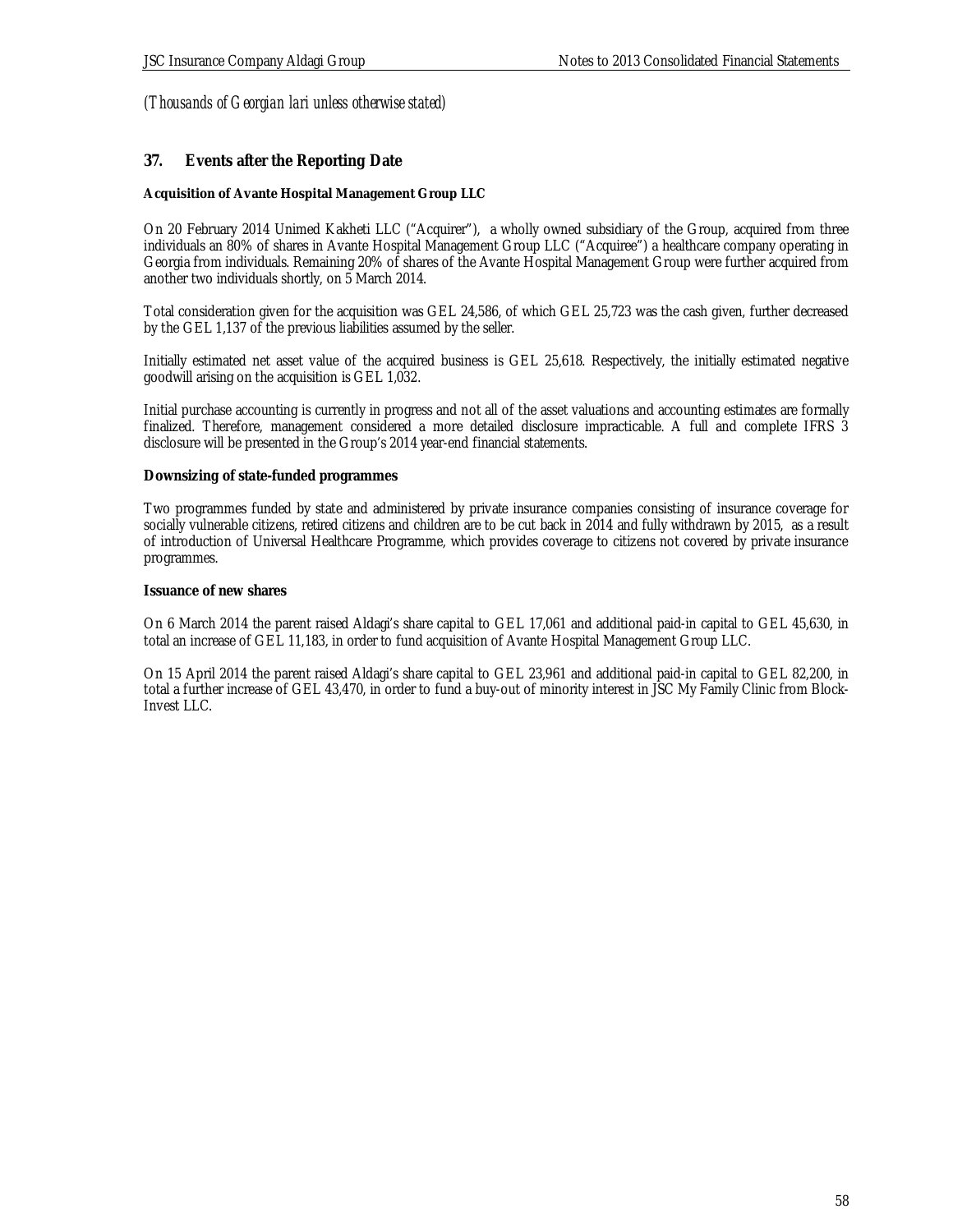*(Thousands of Georgian lari unless otherwise stated)*

## 37. Events after the Reporting Date

**Acquisition of Avante Hospital Management Group LLC**

On 20 February 2014 Unimed Kakheti LLC ("Acquirer"), a wholly owned subsidiary of the Group, acquired from three individuals an 80% of shares in Avante Hospital Management Group LLC ("Acquiree") a healthcare company operating in Georgia from individuals. Remaining 20% of shares of the Avante Hospital Management Group were further acquired from another two individuals shortly, on 5 March 2014.

Total consideration given for the acquisition was GEL 24,586, of which GEL 25,723 was the cash given, further decreased by the GEL 1,137 of the previous liabilities assumed by the seller.

Initially estimated net asset value of the acquired business is GEL 25,618. Respectively, the initially estimated negative goodwill arising on the acquisition is GEL 1,032.

Initial purchase accounting is currently in progress and not all of the asset valuations and accounting estimates are formally finalized. Therefore, management considered a more detailed disclosure impracticable. A full and complete IFRS 3 disclosure will be presented in the Group's 2014 year-end financial statements.

**Downsizing of state-funded programmes**

Two programmes funded by state and administered by private insurance companies consisting of insurance coverage for socially vulnerable citizens, retired citizens and children are to be cut back in 2014 and fully withdrawn by 2015, as a result of introduction of Universal Healthcare Programme, which provides coverage to citizens not covered by private insurance programmes.

**Issuance of new shares**

On 6 March 2014 the parent raised Aldagi's share capital to GEL 17,061 and additional paid-in capital to GEL 45,630, in total an increase of GEL 11,183, in order to fund acquisition of Avante Hospital Management Group LLC.

On 15 April 2014 the parent raised Aldagi's share capital to GEL 23,961 and additional paid-in capital to GEL 82,200, in total a further increase of GEL 43,470, in order to fund a buy-out of minority interest in JSC My Family Clinic from Block-Invest LLC.